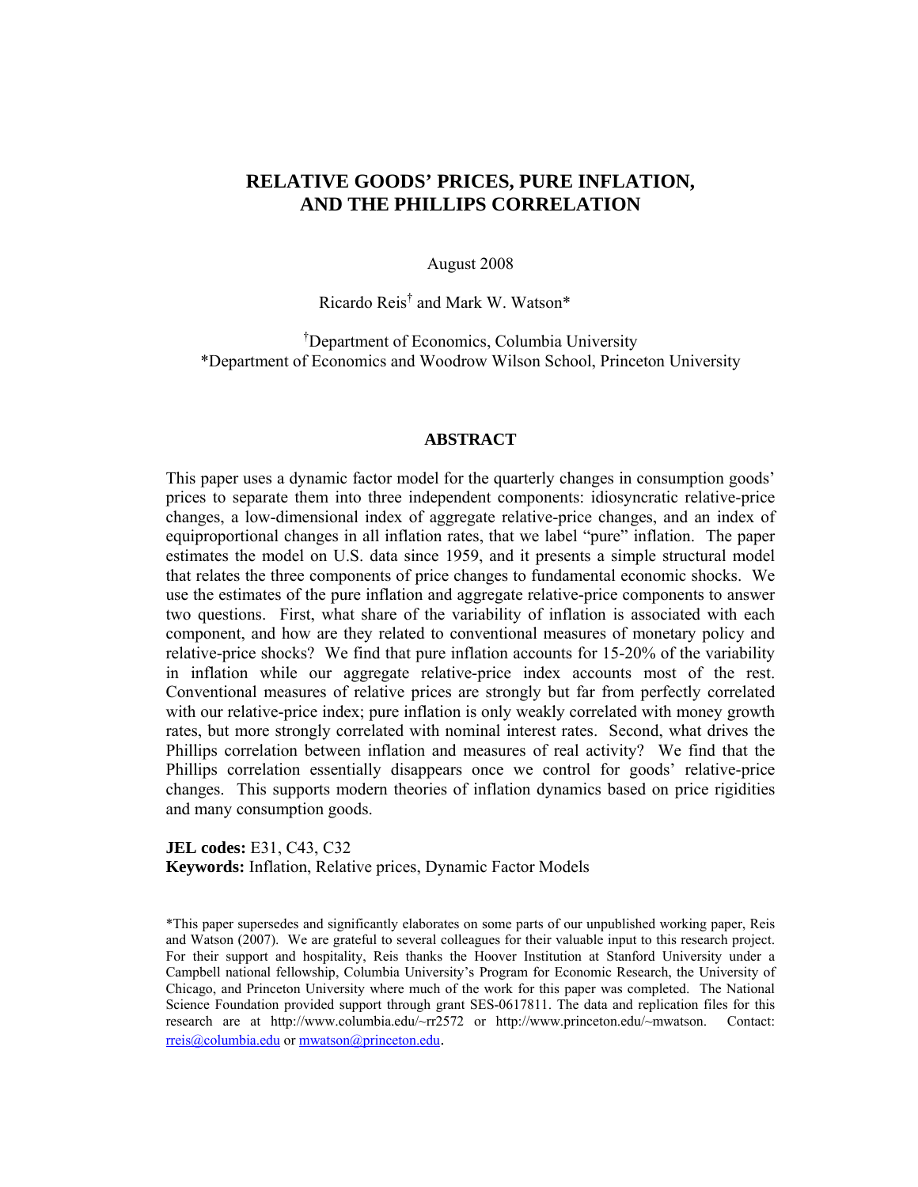# RELATIVE GOODS' PRICES, PURE INFLATION, AND THE PHILLIPS CORRELATION

August 2008

Ricardo Reis[†] and Mark W. Watson*

[†]Department of Economics, Columbia University
*Department of Economics and Woodrow Wilson School, Princeton University

## ABSTRACT

This paper uses a dynamic factor model for the quarterly changes in consumption goods' prices to separate them into three independent components: idiosyncratic relative-price changes, a low-dimensional index of aggregate relative-price changes, and an index of equiproportional changes in all inflation rates, that we label "pure" inflation. The paper estimates the model on U.S. data since 1959, and it presents a simple structural model that relates the three components of price changes to fundamental economic shocks. We use the estimates of the pure inflation and aggregate relative-price components to answer two questions. First, what share of the variability of inflation is associated with each component, and how are they related to conventional measures of monetary policy and relative-price shocks? We find that pure inflation accounts for 15-20% of the variability in inflation while our aggregate relative-price index accounts most of the rest. Conventional measures of relative prices are strongly but far from perfectly correlated with our relative-price index; pure inflation is only weakly correlated with money growth rates, but more strongly correlated with nominal interest rates. Second, what drives the Phillips correlation between inflation and measures of real activity? We find that the Phillips correlation essentially disappears once we control for goods' relative-price changes. This supports modern theories of inflation dynamics based on price rigidities and many consumption goods.

**JEL codes:** E31, C43, C32
**Keywords:** Inflation, Relative prices, Dynamic Factor Models

*This paper supersedes and significantly elaborates on some parts of our unpublished working paper, Reis and Watson (2007). We are grateful to several colleagues for their valuable input to this research project. For their support and hospitality, Reis thanks the Hoover Institution at Stanford University under a Campbell national fellowship, Columbia University's Program for Economic Research, the University of Chicago, and Princeton University where much of the work for this paper was completed. The National Science Foundation provided support through grant SES-0617811. The data and replication files for this research are at http://www.columbia.edu/~rr2572 or http://www.princeton.edu/~mwatson. Contact: rreis@columbia.edu or mwatson@princeton.edu.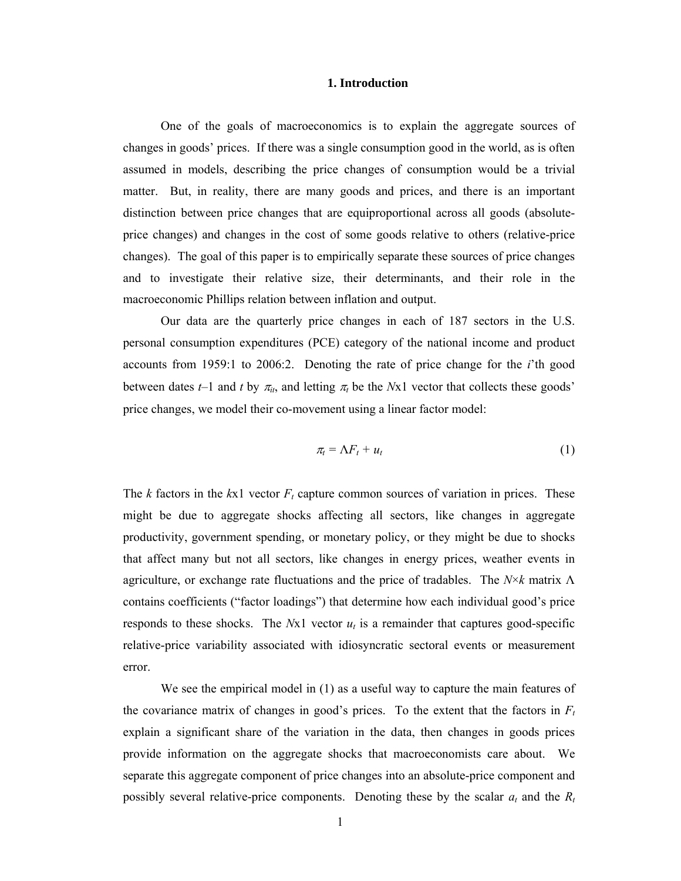## 1. Introduction

One of the goals of macroeconomics is to explain the aggregate sources of changes in goods' prices. If there was a single consumption good in the world, as is often assumed in models, describing the price changes of consumption would be a trivial matter. But, in reality, there are many goods and prices, and there is an important distinction between price changes that are equiproportional across all goods (absolute-price changes) and changes in the cost of some goods relative to others (relative-price changes). The goal of this paper is to empirically separate these sources of price changes and to investigate their relative size, their determinants, and their role in the macroeconomic Phillips relation between inflation and output.

Our data are the quarterly price changes in each of 187 sectors in the U.S. personal consumption expenditures (PCE) category of the national income and product accounts from 1959:1 to 2006:2. Denoting the rate of price change for the $i$'th good between dates $t$–1 and $t$ by $\pi_{it}$, and letting $\pi_t$ be the $N$x1 vector that collects these goods' price changes, we model their co-movement using a linear factor model:

$$\pi_t = \Lambda F_t + u_t \tag{1}$$

The $k$ factors in the $k$x1 vector $F_t$ capture common sources of variation in prices. These might be due to aggregate shocks affecting all sectors, like changes in aggregate productivity, government spending, or monetary policy, or they might be due to shocks that affect many but not all sectors, like changes in energy prices, weather events in agriculture, or exchange rate fluctuations and the price of tradables. The $N\times k$ matrix $\Lambda$ contains coefficients ("factor loadings") that determine how each individual good's price responds to these shocks. The $N$x1 vector $u_t$ is a remainder that captures good-specific relative-price variability associated with idiosyncratic sectoral events or measurement error.

We see the empirical model in (1) as a useful way to capture the main features of the covariance matrix of changes in good's prices. To the extent that the factors in $F_t$ explain a significant share of the variation in the data, then changes in goods prices provide information on the aggregate shocks that macroeconomists care about. We separate this aggregate component of price changes into an absolute-price component and possibly several relative-price components. Denoting these by the scalar $a_t$ and the $R_t$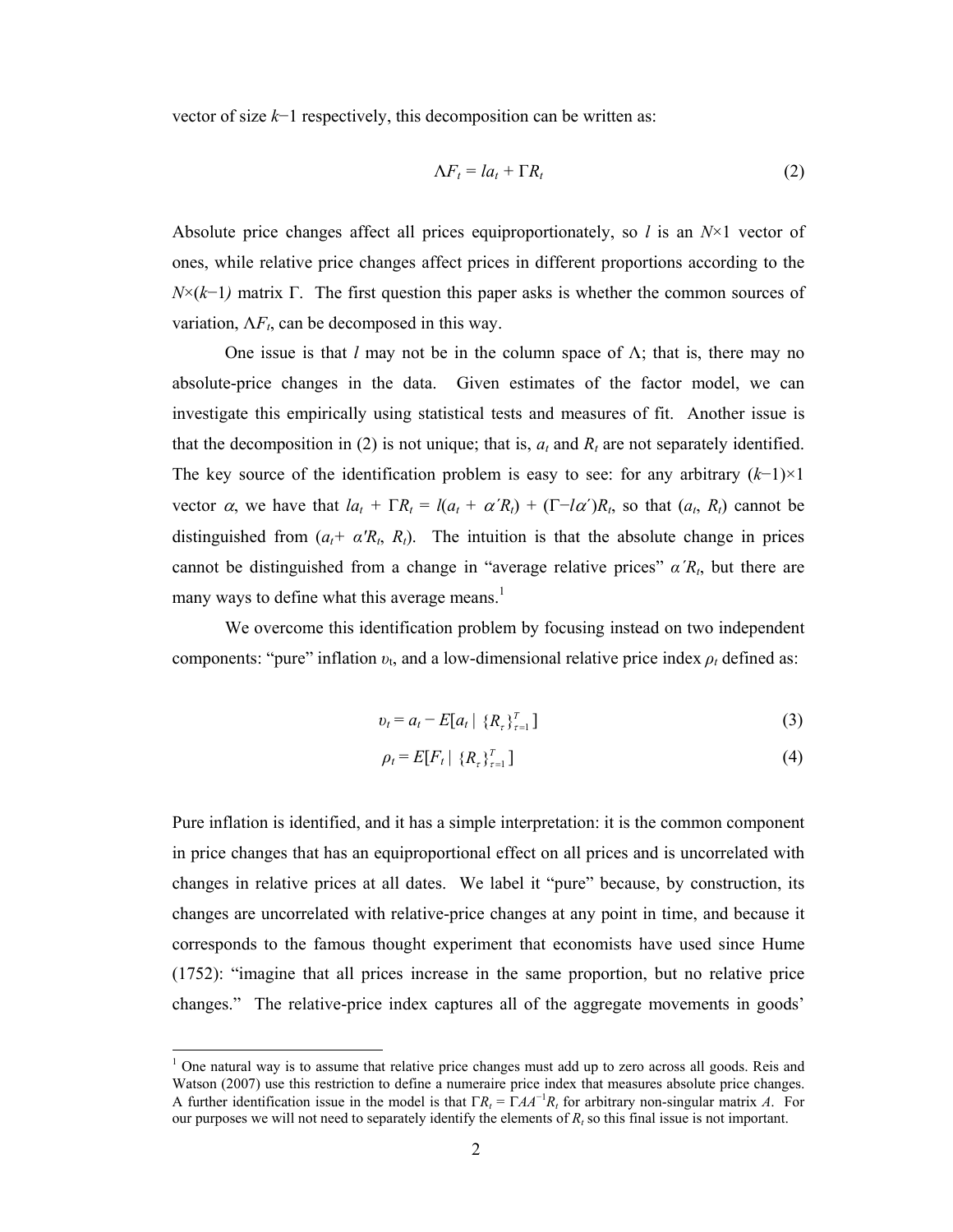vector of size $k-1$ respectively, this decomposition can be written as:

$$\Lambda F_t = l a_t + \Gamma R_t \tag{2}$$

Absolute price changes affect all prices equiproportionately, so $l$ is an $N\times 1$ vector of ones, while relative price changes affect prices in different proportions according to the $N\times(k-1)$ matrix $\Gamma$. The first question this paper asks is whether the common sources of variation, $\Lambda F_t$, can be decomposed in this way.

One issue is that $l$ may not be in the column space of $\Lambda$; that is, there may no absolute-price changes in the data. Given estimates of the factor model, we can investigate this empirically using statistical tests and measures of fit. Another issue is that the decomposition in (2) is not unique; that is, $a_t$ and $R_t$ are not separately identified. The key source of the identification problem is easy to see: for any arbitrary $(k-1)\times 1$ vector $\alpha$, we have that $l a_t + \Gamma R_t = l(a_t + \alpha' R_t) + (\Gamma - l\alpha')R_t$, so that $(a_t, R_t)$ cannot be distinguished from $(a_t + \alpha' R_t, R_t)$. The intuition is that the absolute change in prices cannot be distinguished from a change in "average relative prices" $\alpha' R_t$, but there are many ways to define what this average means.[1]

We overcome this identification problem by focusing instead on two independent components: "pure" inflation $\upsilon_t$, and a low-dimensional relative price index $\rho_t$ defined as:

$$\upsilon_t = a_t - E[a_t \mid \{R_\tau\}_{\tau=1}^{T}] \tag{3}$$

$$\rho_t = E[F_t \mid \{R_\tau\}_{\tau=1}^{T}] \tag{4}$$

Pure inflation is identified, and it has a simple interpretation: it is the common component in price changes that has an equiproportional effect on all prices and is uncorrelated with changes in relative prices at all dates. We label it "pure" because, by construction, its changes are uncorrelated with relative-price changes at any point in time, and because it corresponds to the famous thought experiment that economists have used since Hume (1752): "imagine that all prices increase in the same proportion, but no relative price changes." The relative-price index captures all of the aggregate movements in goods'

[1] One natural way is to assume that relative price changes must add up to zero across all goods. Reis and Watson (2007) use this restriction to define a numeraire price index that measures absolute price changes. A further identification issue in the model is that $\Gamma R_t = \Gamma A A^{-1} R_t$ for arbitrary non-singular matrix $A$. For our purposes we will not need to separately identify the elements of $R_t$ so this final issue is not important.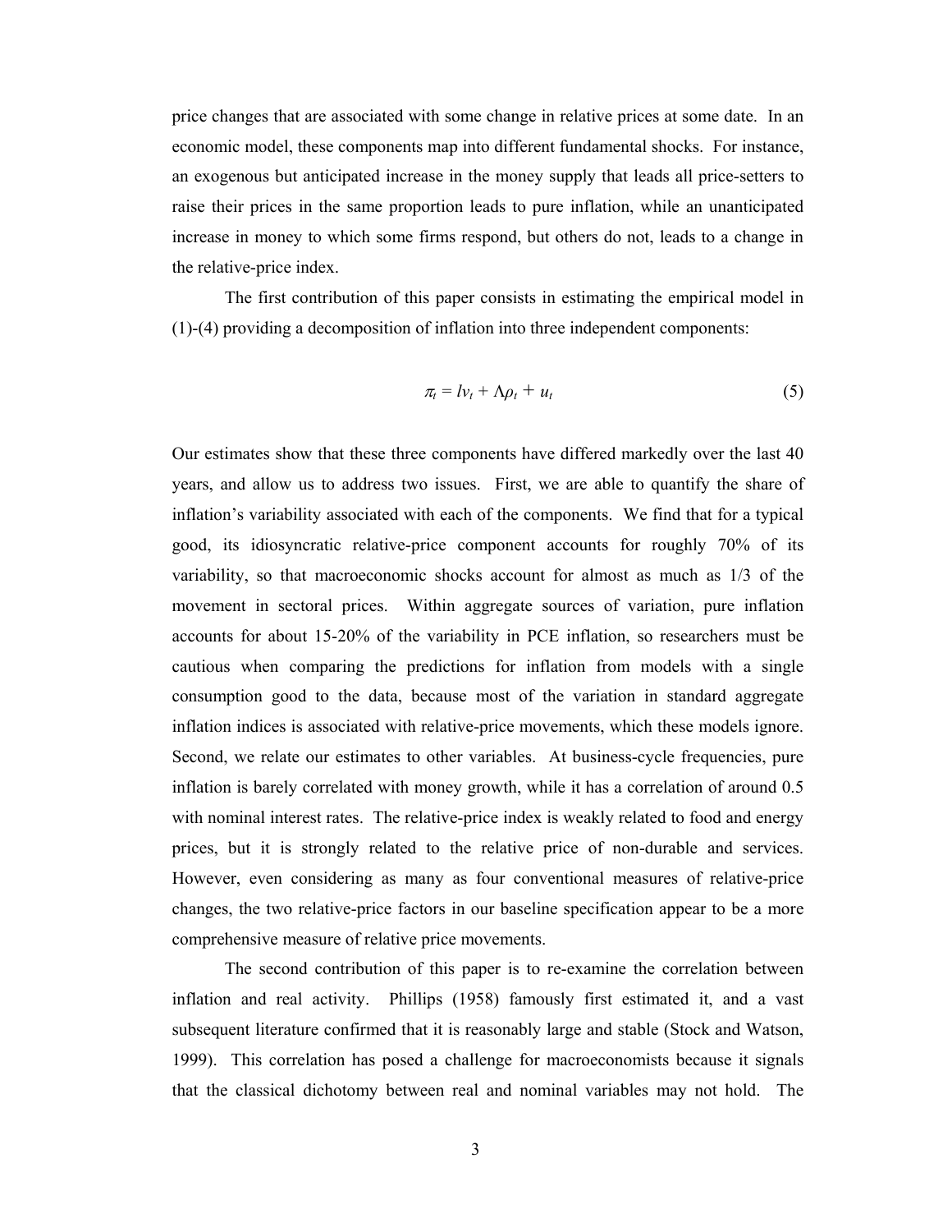price changes that are associated with some change in relative prices at some date. In an economic model, these components map into different fundamental shocks. For instance, an exogenous but anticipated increase in the money supply that leads all price-setters to raise their prices in the same proportion leads to pure inflation, while an unanticipated increase in money to which some firms respond, but others do not, leads to a change in the relative-price index.

The first contribution of this paper consists in estimating the empirical model in (1)-(4) providing a decomposition of inflation into three independent components:

$$\pi_t = l v_t + \Lambda \rho_t + u_t \tag{5}$$

Our estimates show that these three components have differed markedly over the last 40 years, and allow us to address two issues. First, we are able to quantify the share of inflation's variability associated with each of the components. We find that for a typical good, its idiosyncratic relative-price component accounts for roughly 70% of its variability, so that macroeconomic shocks account for almost as much as 1/3 of the movement in sectoral prices. Within aggregate sources of variation, pure inflation accounts for about 15-20% of the variability in PCE inflation, so researchers must be cautious when comparing the predictions for inflation from models with a single consumption good to the data, because most of the variation in standard aggregate inflation indices is associated with relative-price movements, which these models ignore. Second, we relate our estimates to other variables. At business-cycle frequencies, pure inflation is barely correlated with money growth, while it has a correlation of around 0.5 with nominal interest rates. The relative-price index is weakly related to food and energy prices, but it is strongly related to the relative price of non-durable and services. However, even considering as many as four conventional measures of relative-price changes, the two relative-price factors in our baseline specification appear to be a more comprehensive measure of relative price movements.

The second contribution of this paper is to re-examine the correlation between inflation and real activity. Phillips (1958) famously first estimated it, and a vast subsequent literature confirmed that it is reasonably large and stable (Stock and Watson, 1999). This correlation has posed a challenge for macroeconomists because it signals that the classical dichotomy between real and nominal variables may not hold. The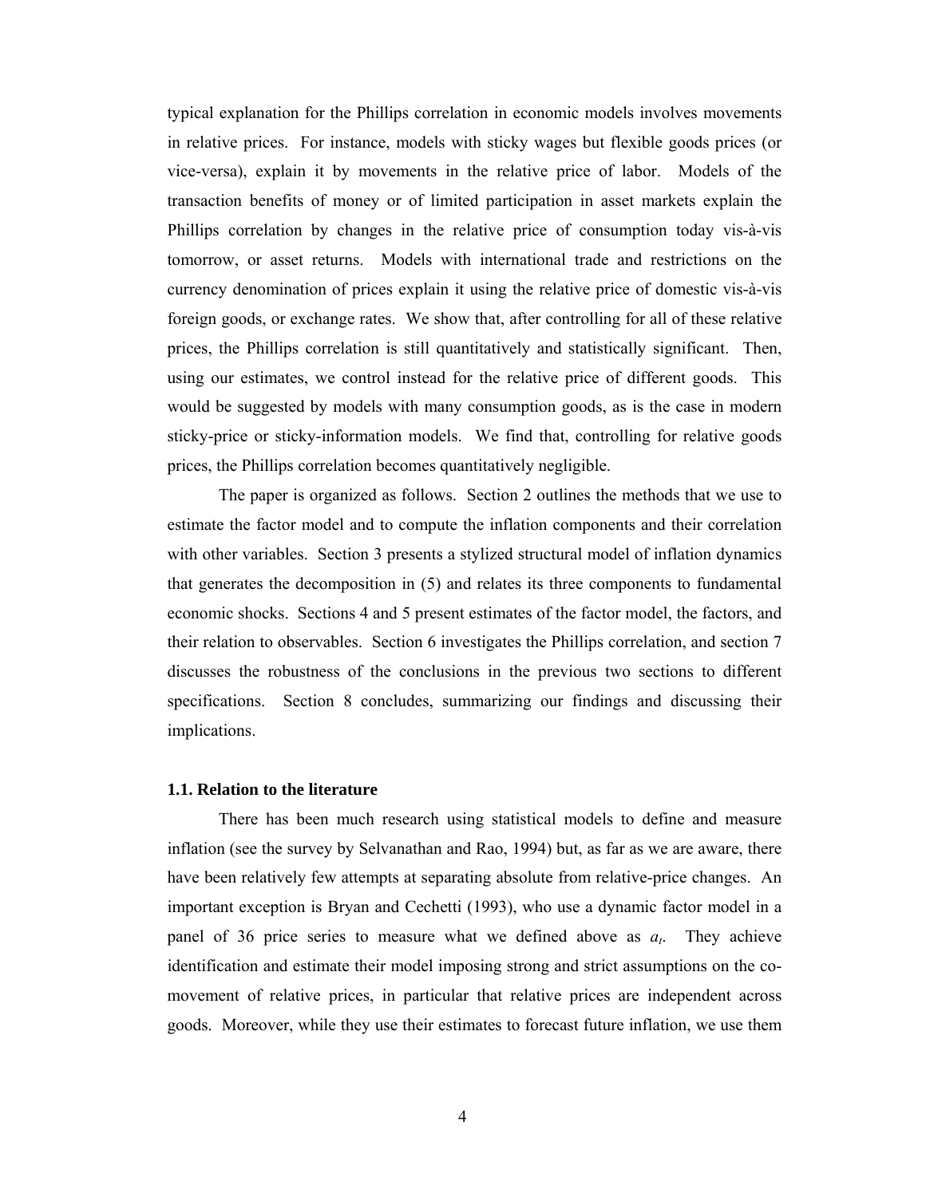typical explanation for the Phillips correlation in economic models involves movements in relative prices. For instance, models with sticky wages but flexible goods prices (or vice-versa), explain it by movements in the relative price of labor. Models of the transaction benefits of money or of limited participation in asset markets explain the Phillips correlation by changes in the relative price of consumption today vis-à-vis tomorrow, or asset returns. Models with international trade and restrictions on the currency denomination of prices explain it using the relative price of domestic vis-à-vis foreign goods, or exchange rates. We show that, after controlling for all of these relative prices, the Phillips correlation is still quantitatively and statistically significant. Then, using our estimates, we control instead for the relative price of different goods. This would be suggested by models with many consumption goods, as is the case in modern sticky-price or sticky-information models. We find that, controlling for relative goods prices, the Phillips correlation becomes quantitatively negligible.

The paper is organized as follows. Section 2 outlines the methods that we use to estimate the factor model and to compute the inflation components and their correlation with other variables. Section 3 presents a stylized structural model of inflation dynamics that generates the decomposition in (5) and relates its three components to fundamental economic shocks. Sections 4 and 5 present estimates of the factor model, the factors, and their relation to observables. Section 6 investigates the Phillips correlation, and section 7 discusses the robustness of the conclusions in the previous two sections to different specifications. Section 8 concludes, summarizing our findings and discussing their implications.

### 1.1. Relation to the literature

There has been much research using statistical models to define and measure inflation (see the survey by Selvanathan and Rao, 1994) but, as far as we are aware, there have been relatively few attempts at separating absolute from relative-price changes. An important exception is Bryan and Cechetti (1993), who use a dynamic factor model in a panel of 36 price series to measure what we defined above as $a_t$. They achieve identification and estimate their model imposing strong and strict assumptions on the co-movement of relative prices, in particular that relative prices are independent across goods. Moreover, while they use their estimates to forecast future inflation, we use them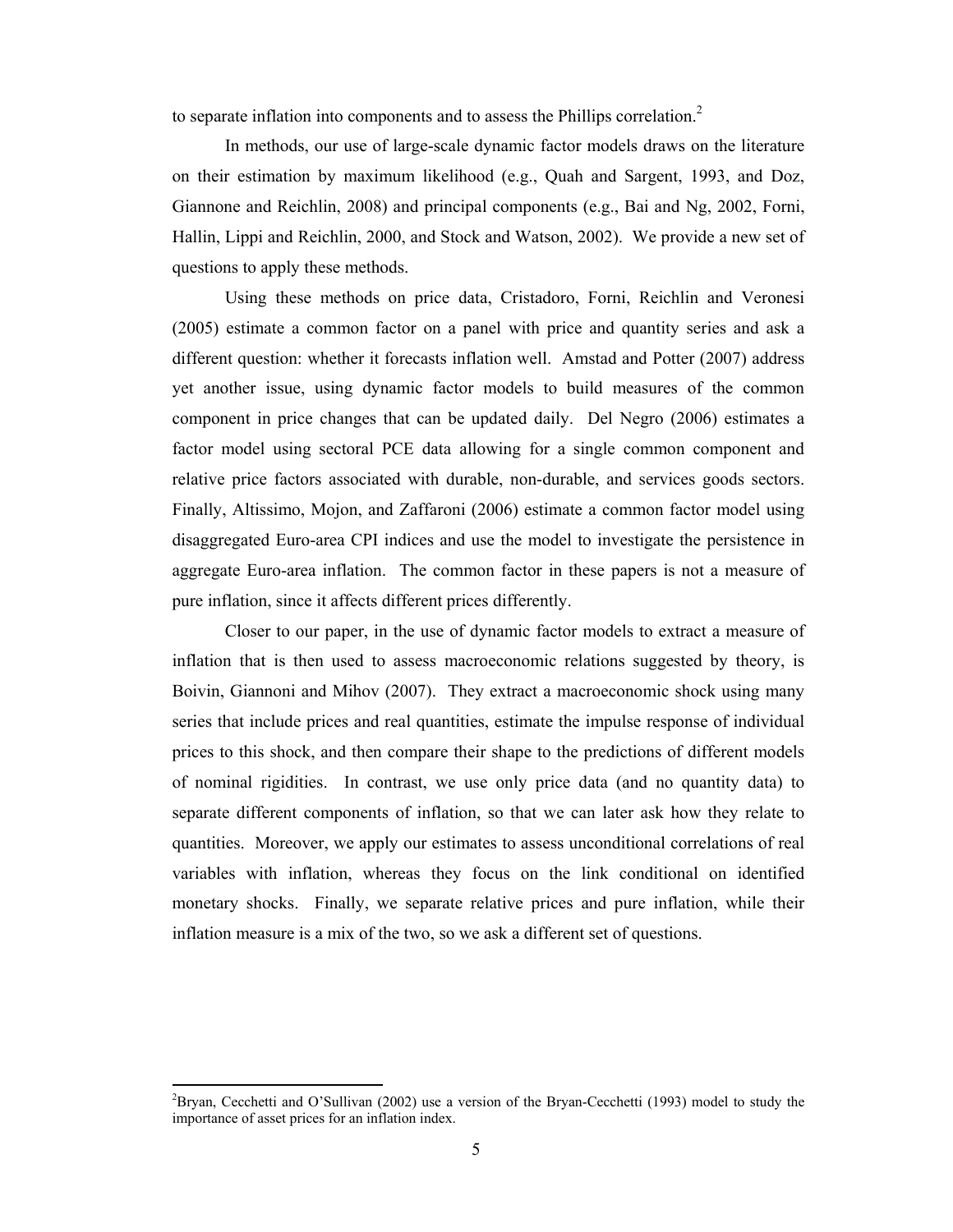to separate inflation into components and to assess the Phillips correlation.[2]

In methods, our use of large-scale dynamic factor models draws on the literature on their estimation by maximum likelihood (e.g., Quah and Sargent, 1993, and Doz, Giannone and Reichlin, 2008) and principal components (e.g., Bai and Ng, 2002, Forni, Hallin, Lippi and Reichlin, 2000, and Stock and Watson, 2002). We provide a new set of questions to apply these methods.

Using these methods on price data, Cristadoro, Forni, Reichlin and Veronesi (2005) estimate a common factor on a panel with price and quantity series and ask a different question: whether it forecasts inflation well. Amstad and Potter (2007) address yet another issue, using dynamic factor models to build measures of the common component in price changes that can be updated daily. Del Negro (2006) estimates a factor model using sectoral PCE data allowing for a single common component and relative price factors associated with durable, non-durable, and services goods sectors. Finally, Altissimo, Mojon, and Zaffaroni (2006) estimate a common factor model using disaggregated Euro-area CPI indices and use the model to investigate the persistence in aggregate Euro-area inflation. The common factor in these papers is not a measure of pure inflation, since it affects different prices differently.

Closer to our paper, in the use of dynamic factor models to extract a measure of inflation that is then used to assess macroeconomic relations suggested by theory, is Boivin, Giannoni and Mihov (2007). They extract a macroeconomic shock using many series that include prices and real quantities, estimate the impulse response of individual prices to this shock, and then compare their shape to the predictions of different models of nominal rigidities. In contrast, we use only price data (and no quantity data) to separate different components of inflation, so that we can later ask how they relate to quantities. Moreover, we apply our estimates to assess unconditional correlations of real variables with inflation, whereas they focus on the link conditional on identified monetary shocks. Finally, we separate relative prices and pure inflation, while their inflation measure is a mix of the two, so we ask a different set of questions.

[2] Bryan, Cecchetti and O'Sullivan (2002) use a version of the Bryan-Cecchetti (1993) model to study the importance of asset prices for an inflation index.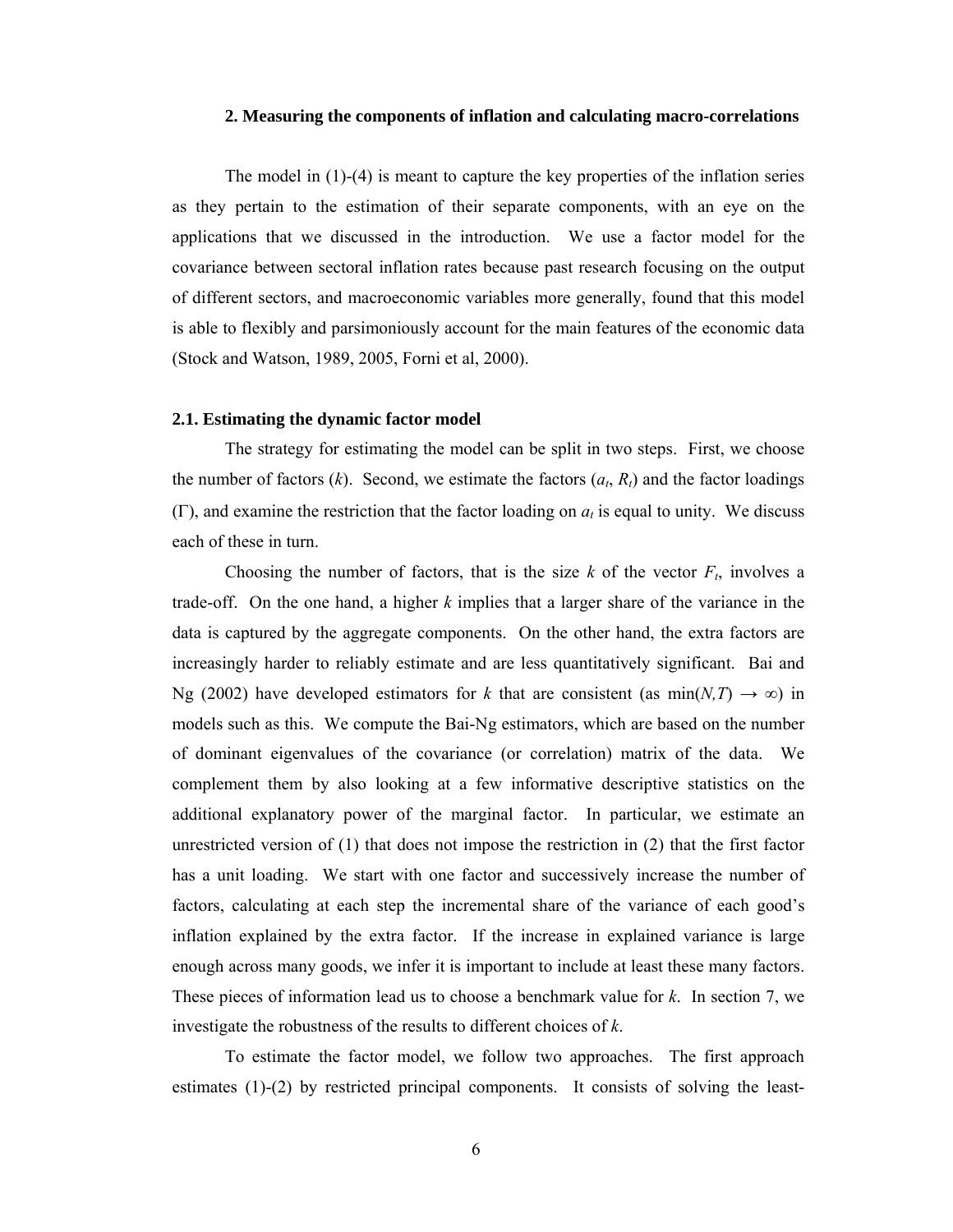## 2. Measuring the components of inflation and calculating macro-correlations

The model in (1)-(4) is meant to capture the key properties of the inflation series as they pertain to the estimation of their separate components, with an eye on the applications that we discussed in the introduction. We use a factor model for the covariance between sectoral inflation rates because past research focusing on the output of different sectors, and macroeconomic variables more generally, found that this model is able to flexibly and parsimoniously account for the main features of the economic data (Stock and Watson, 1989, 2005, Forni et al, 2000).

### 2.1. Estimating the dynamic factor model

The strategy for estimating the model can be split in two steps. First, we choose the number of factors ($k$). Second, we estimate the factors ($a_t$, $R_t$) and the factor loadings ($\Gamma$), and examine the restriction that the factor loading on $a_t$ is equal to unity. We discuss each of these in turn.

Choosing the number of factors, that is the size $k$ of the vector $F_t$, involves a trade-off. On the one hand, a higher $k$ implies that a larger share of the variance in the data is captured by the aggregate components. On the other hand, the extra factors are increasingly harder to reliably estimate and are less quantitatively significant. Bai and Ng (2002) have developed estimators for $k$ that are consistent (as $\min(N,T) \rightarrow \infty$) in models such as this. We compute the Bai-Ng estimators, which are based on the number of dominant eigenvalues of the covariance (or correlation) matrix of the data. We complement them by also looking at a few informative descriptive statistics on the additional explanatory power of the marginal factor. In particular, we estimate an unrestricted version of (1) that does not impose the restriction in (2) that the first factor has a unit loading. We start with one factor and successively increase the number of factors, calculating at each step the incremental share of the variance of each good's inflation explained by the extra factor. If the increase in explained variance is large enough across many goods, we infer it is important to include at least these many factors. These pieces of information lead us to choose a benchmark value for $k$. In section 7, we investigate the robustness of the results to different choices of $k$.

To estimate the factor model, we follow two approaches. The first approach estimates (1)-(2) by restricted principal components. It consists of solving the least-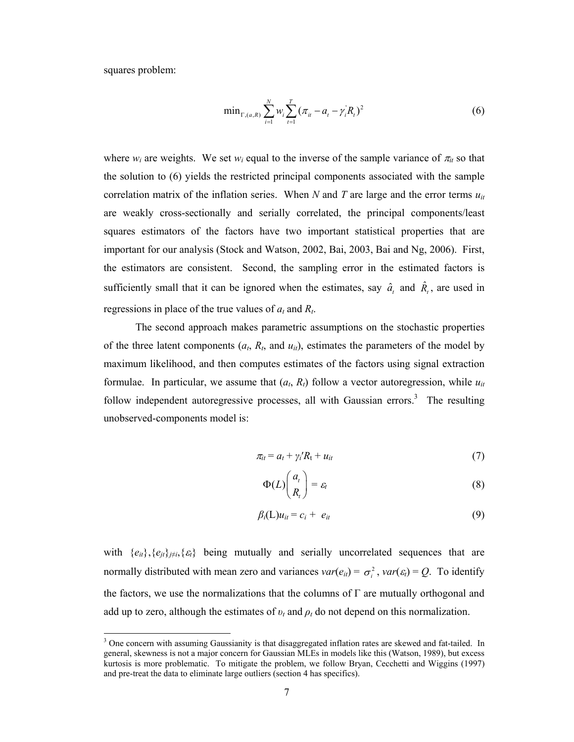squares problem:

$$\min_{\Gamma,(a,R)} \sum_{i=1}^{N} w_i \sum_{t=1}^{T} (\pi_{it} - a_t - \gamma_i^{'} R_t)^2 \tag{6}$$

where $w_i$ are weights. We set $w_i$ equal to the inverse of the sample variance of $\pi_{it}$ so that the solution to (6) yields the restricted principal components associated with the sample correlation matrix of the inflation series. When $N$ and $T$ are large and the error terms $u_{it}$ are weakly cross-sectionally and serially correlated, the principal components/least squares estimators of the factors have two important statistical properties that are important for our analysis (Stock and Watson, 2002, Bai, 2003, Bai and Ng, 2006). First, the estimators are consistent. Second, the sampling error in the estimated factors is sufficiently small that it can be ignored when the estimates, say $\hat{a}_t$ and $\hat{R}_t$, are used in regressions in place of the true values of $a_t$ and $R_t$.

The second approach makes parametric assumptions on the stochastic properties of the three latent components ($a_t$, $R_t$, and $u_{it}$), estimates the parameters of the model by maximum likelihood, and then computes estimates of the factors using signal extraction formulae. In particular, we assume that ($a_t$, $R_t$) follow a vector autoregression, while $u_{it}$ follow independent autoregressive processes, all with Gaussian errors.[3] The resulting unobserved-components model is:

$$\pi_{it} = a_t + \gamma_i' R_t + u_{it} \tag{7}$$

$$\Phi(L)\begin{pmatrix} a_t \\ R_t \end{pmatrix} = \varepsilon_t \tag{8}$$

$$\beta_i(L) u_{it} = c_i + e_{it} \tag{9}$$

with $\{e_{it}\},\{e_{jt}\}_{j\neq i},\{\varepsilon_t\}$ being mutually and serially uncorrelated sequences that are normally distributed with mean zero and variances $var(e_{it}) = \sigma_i^2$, $var(\varepsilon_t) = Q$. To identify the factors, we use the normalizations that the columns of $\Gamma$ are mutually orthogonal and add up to zero, although the estimates of $\upsilon_t$ and $\rho_t$ do not depend on this normalization.

[3] One concern with assuming Gaussianity is that disaggregated inflation rates are skewed and fat-tailed. In general, skewness is not a major concern for Gaussian MLEs in models like this (Watson, 1989), but excess kurtosis is more problematic. To mitigate the problem, we follow Bryan, Cecchetti and Wiggins (1997) and pre-treat the data to eliminate large outliers (section 4 has specifics).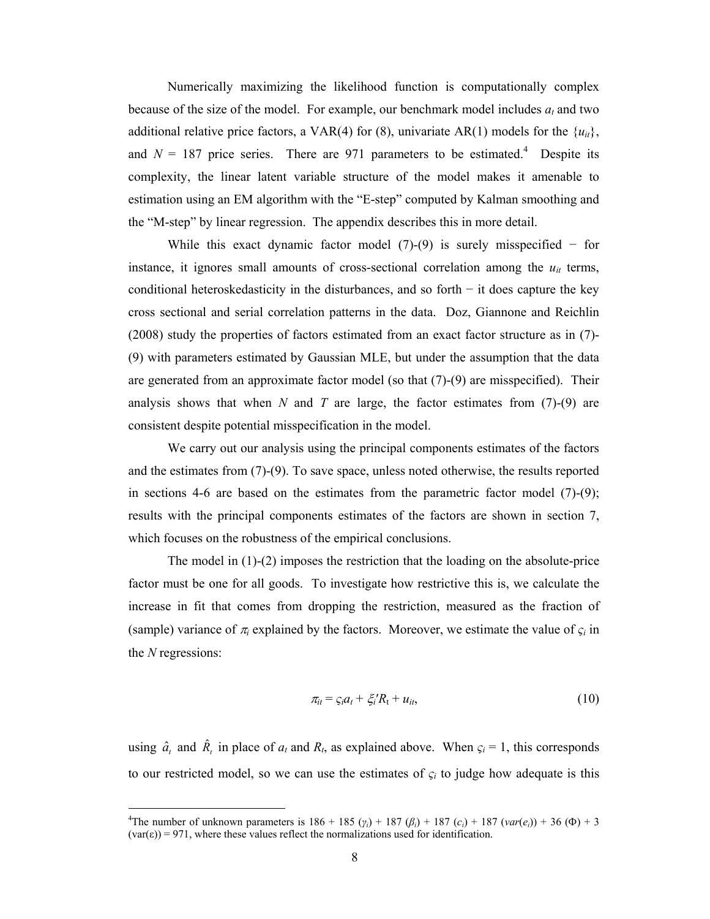Numerically maximizing the likelihood function is computationally complex because of the size of the model. For example, our benchmark model includes $a_t$ and two additional relative price factors, a VAR(4) for (8), univariate AR(1) models for the $\{u_{it}\}$, and $N$ = 187 price series. There are 971 parameters to be estimated.[4] Despite its complexity, the linear latent variable structure of the model makes it amenable to estimation using an EM algorithm with the "E-step" computed by Kalman smoothing and the "M-step" by linear regression. The appendix describes this in more detail.

While this exact dynamic factor model (7)-(9) is surely misspecified − for instance, it ignores small amounts of cross-sectional correlation among the $u_{it}$ terms, conditional heteroskedasticity in the disturbances, and so forth − it does capture the key cross sectional and serial correlation patterns in the data. Doz, Giannone and Reichlin (2008) study the properties of factors estimated from an exact factor structure as in (7)-(9) with parameters estimated by Gaussian MLE, but under the assumption that the data are generated from an approximate factor model (so that (7)-(9) are misspecified). Their analysis shows that when $N$ and $T$ are large, the factor estimates from (7)-(9) are consistent despite potential misspecification in the model.

We carry out our analysis using the principal components estimates of the factors and the estimates from (7)-(9). To save space, unless noted otherwise, the results reported in sections 4-6 are based on the estimates from the parametric factor model (7)-(9); results with the principal components estimates of the factors are shown in section 7, which focuses on the robustness of the empirical conclusions.

The model in (1)-(2) imposes the restriction that the loading on the absolute-price factor must be one for all goods. To investigate how restrictive this is, we calculate the increase in fit that comes from dropping the restriction, measured as the fraction of (sample) variance of $\pi_t$ explained by the factors. Moreover, we estimate the value of $\varsigma_i$ in the $N$ regressions:

$$\pi_{it} = \varsigma_i a_t + \xi_i' R_t + u_{it}, \tag{10}$$

using $\hat{a}_t$ and $\hat{R}_t$ in place of $a_t$ and $R_t$, as explained above. When $\varsigma_i = 1$, this corresponds to our restricted model, so we can use the estimates of $\varsigma_i$ to judge how adequate is this

[4] The number of unknown parameters is 186 + 185 ($\gamma_i$) + 187 ($\beta_i$) + 187 ($c_i$) + 187 ($var(e_i)$) + 36 ($\Phi$) + 3 ($var(\varepsilon)$) = 971, where these values reflect the normalizations used for identification.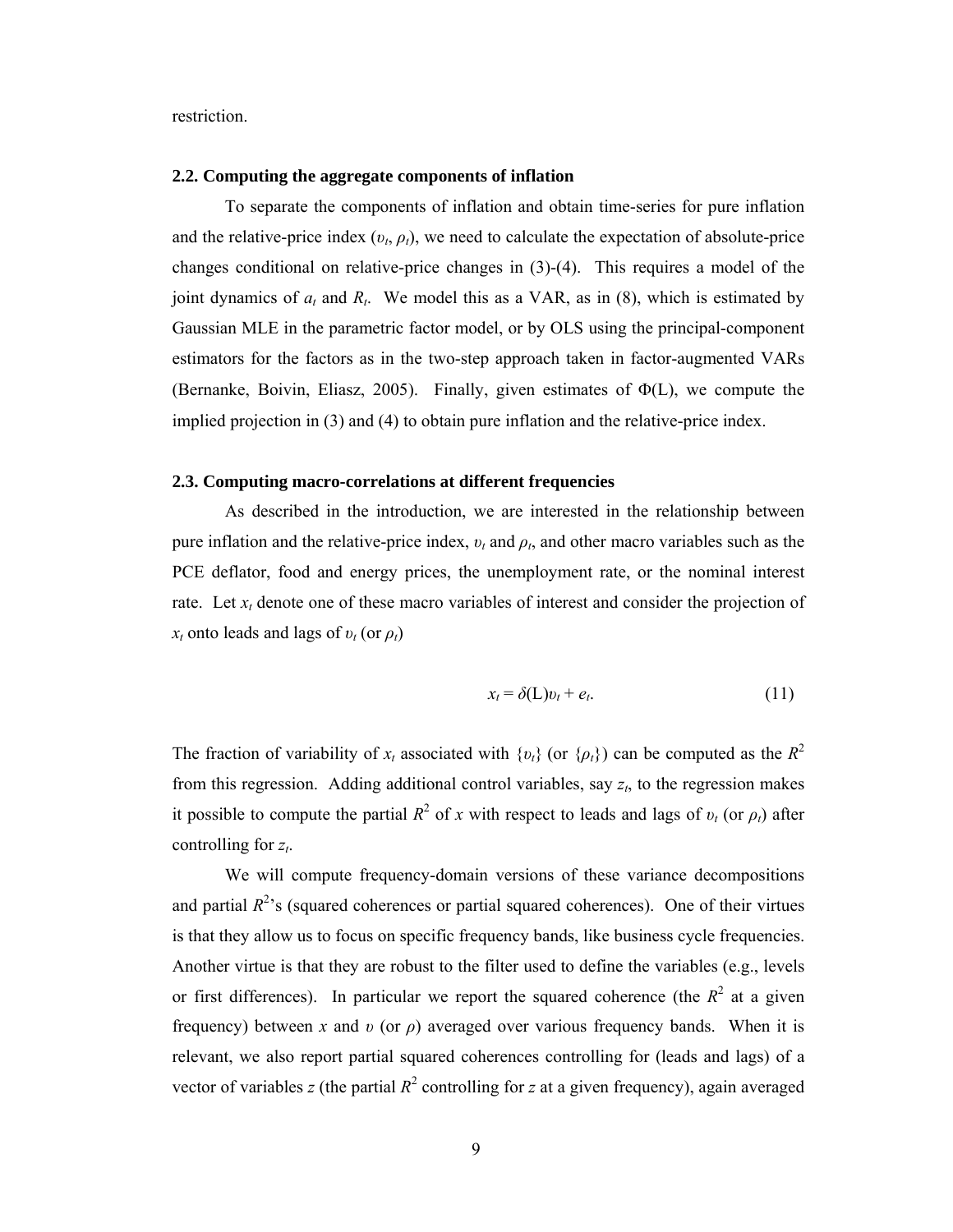restriction.

### 2.2. Computing the aggregate components of inflation

To separate the components of inflation and obtain time-series for pure inflation and the relative-price index ($\upsilon_t$, $\rho_t$), we need to calculate the expectation of absolute-price changes conditional on relative-price changes in (3)-(4). This requires a model of the joint dynamics of $a_t$ and $R_t$. We model this as a VAR, as in (8), which is estimated by Gaussian MLE in the parametric factor model, or by OLS using the principal-component estimators for the factors as in the two-step approach taken in factor-augmented VARs (Bernanke, Boivin, Eliasz, 2005). Finally, given estimates of $\Phi(L)$, we compute the implied projection in (3) and (4) to obtain pure inflation and the relative-price index.

### 2.3. Computing macro-correlations at different frequencies

As described in the introduction, we are interested in the relationship between pure inflation and the relative-price index, $\upsilon_t$ and $\rho_t$, and other macro variables such as the PCE deflator, food and energy prices, the unemployment rate, or the nominal interest rate. Let $x_t$ denote one of these macro variables of interest and consider the projection of $x_t$ onto leads and lags of $\upsilon_t$ (or $\rho_t$)

$$x_t = \delta(L)\upsilon_t + e_t. \tag{11}$$

The fraction of variability of $x_t$ associated with $\{\upsilon_t\}$ (or $\{\rho_t\}$) can be computed as the $R^2$ from this regression. Adding additional control variables, say $z_t$, to the regression makes it possible to compute the partial $R^2$ of $x$ with respect to leads and lags of $\upsilon_t$ (or $\rho_t$) after controlling for $z_t$.

We will compute frequency-domain versions of these variance decompositions and partial $R^2$'s (squared coherences or partial squared coherences). One of their virtues is that they allow us to focus on specific frequency bands, like business cycle frequencies. Another virtue is that they are robust to the filter used to define the variables (e.g., levels or first differences). In particular we report the squared coherence (the $R^2$ at a given frequency) between $x$ and $\upsilon$ (or $\rho$) averaged over various frequency bands. When it is relevant, we also report partial squared coherences controlling for (leads and lags) of a vector of variables $z$ (the partial $R^2$ controlling for $z$ at a given frequency), again averaged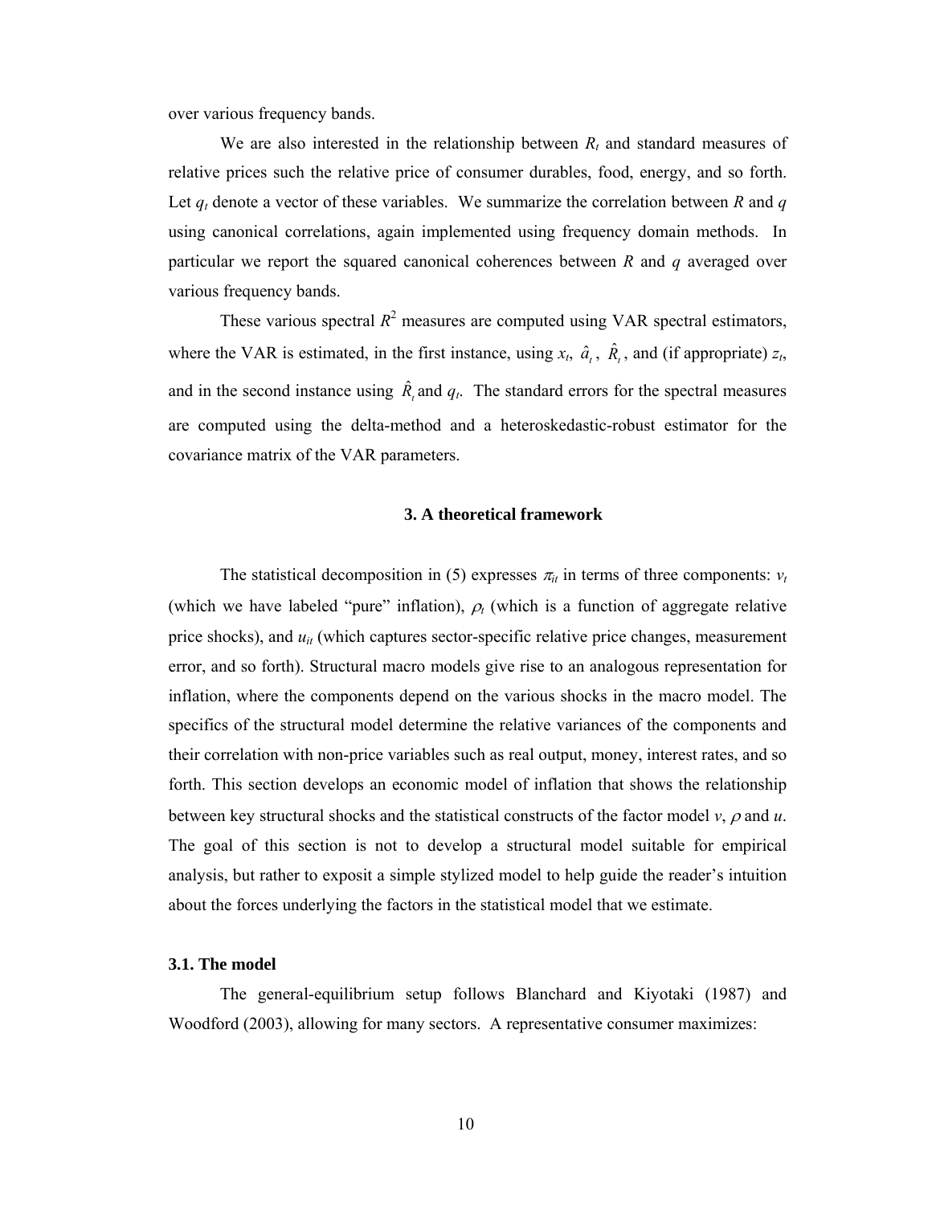over various frequency bands.

We are also interested in the relationship between $R_t$ and standard measures of relative prices such the relative price of consumer durables, food, energy, and so forth. Let $q_t$ denote a vector of these variables. We summarize the correlation between $R$ and $q$ using canonical correlations, again implemented using frequency domain methods. In particular we report the squared canonical coherences between $R$ and $q$ averaged over various frequency bands.

These various spectral $R^2$ measures are computed using VAR spectral estimators, where the VAR is estimated, in the first instance, using $x_t$, $\hat{a}_t$, $\hat{R}_t$, and (if appropriate) $z_t$, and in the second instance using $\hat{R}_t$ and $q_t$. The standard errors for the spectral measures are computed using the delta-method and a heteroskedastic-robust estimator for the covariance matrix of the VAR parameters.

## 3. A theoretical framework

The statistical decomposition in (5) expresses $\pi_{it}$ in terms of three components: $v_t$ (which we have labeled "pure" inflation), $\rho_t$ (which is a function of aggregate relative price shocks), and $u_{it}$ (which captures sector-specific relative price changes, measurement error, and so forth). Structural macro models give rise to an analogous representation for inflation, where the components depend on the various shocks in the macro model. The specifics of the structural model determine the relative variances of the components and their correlation with non-price variables such as real output, money, interest rates, and so forth. This section develops an economic model of inflation that shows the relationship between key structural shocks and the statistical constructs of the factor model $v$, $\rho$ and $u$. The goal of this section is not to develop a structural model suitable for empirical analysis, but rather to exposit a simple stylized model to help guide the reader's intuition about the forces underlying the factors in the statistical model that we estimate.

### 3.1. The model

The general-equilibrium setup follows Blanchard and Kiyotaki (1987) and Woodford (2003), allowing for many sectors. A representative consumer maximizes: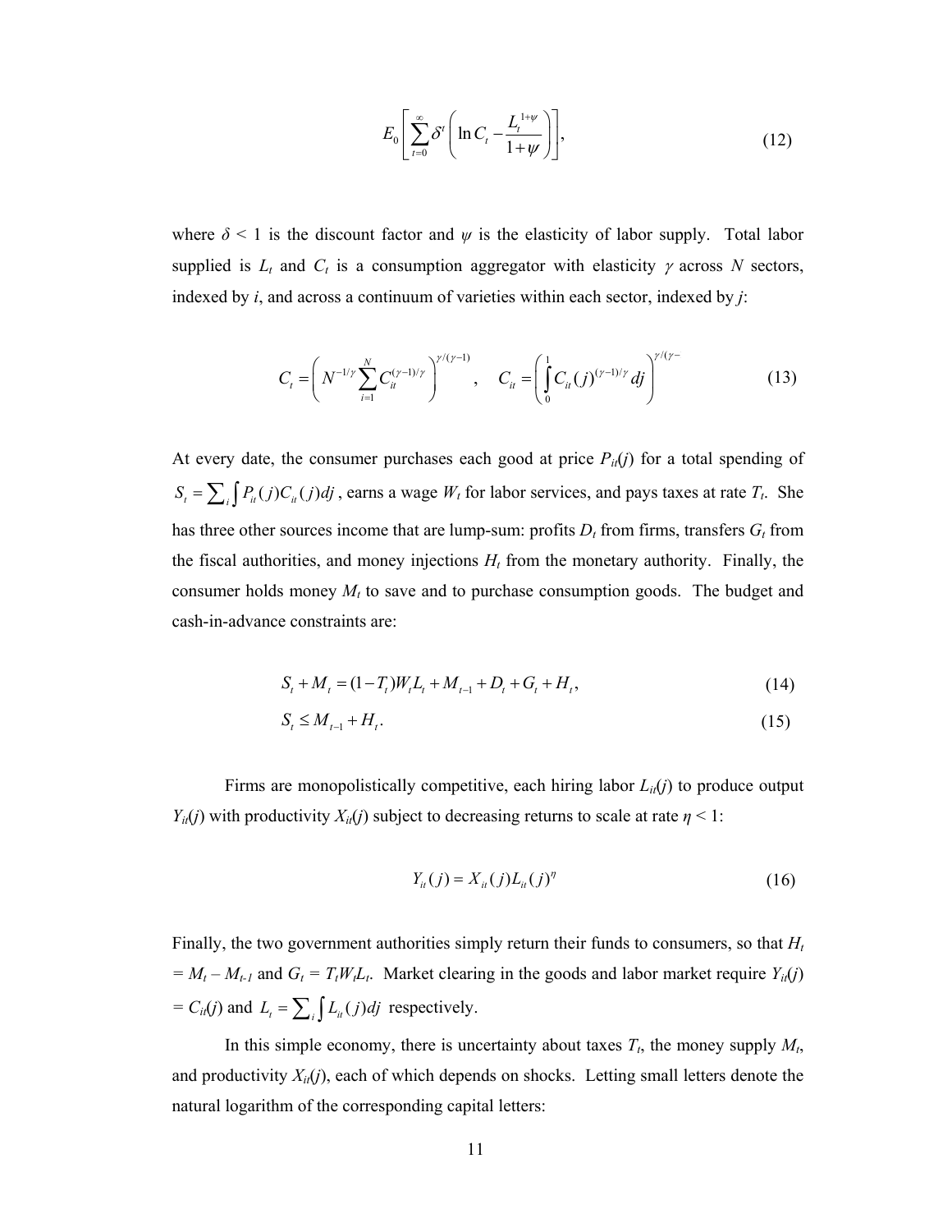$$E_0\left[\sum_{t=0}^{\infty}\delta^t\left(\ln C_t - \frac{L_t^{1+\psi}}{1+\psi}\right)\right], \tag{12}$$

where $\delta < 1$ is the discount factor and $\psi$ is the elasticity of labor supply. Total labor supplied is $L_t$ and $C_t$ is a consumption aggregator with elasticity $\gamma$ across $N$ sectors, indexed by $i$, and across a continuum of varieties within each sector, indexed by $j$:

$$C_t = \left(N^{-1/\gamma}\sum_{i=1}^{N} C_{it}^{(\gamma-1)/\gamma}\right)^{\gamma/(\gamma-1)}, \quad C_{it} = \left(\int_0^1 C_{it}(j)^{(\gamma-1)/\gamma}\,dj\right)^{\gamma/(\gamma-} \tag{13}$$

At every date, the consumer purchases each good at price $P_{it}(j)$ for a total spending of $S_t = \sum_i \int P_{it}(j)C_{it}(j)dj$, earns a wage $W_t$ for labor services, and pays taxes at rate $T_t$. She has three other sources income that are lump-sum: profits $D_t$ from firms, transfers $G_t$ from the fiscal authorities, and money injections $H_t$ from the monetary authority. Finally, the consumer holds money $M_t$ to save and to purchase consumption goods. The budget and cash-in-advance constraints are:

$$S_t + M_t = (1-T_t)W_tL_t + M_{t-1} + D_t + G_t + H_t, \tag{14}$$

$$S_t \leq M_{t-1} + H_t. \tag{15}$$

Firms are monopolistically competitive, each hiring labor $L_{it}(j)$ to produce output $Y_{it}(j)$ with productivity $X_{it}(j)$ subject to decreasing returns to scale at rate $\eta < 1$:

$$Y_{it}(j) = X_{it}(j)L_{it}(j)^{\eta} \tag{16}$$

Finally, the two government authorities simply return their funds to consumers, so that $H_t = M_t - M_{t-1}$ and $G_t = T_tW_tL_t$. Market clearing in the goods and labor market require $Y_{it}(j) = C_{it}(j)$ and $L_t = \sum_i \int L_{it}(j)dj$ respectively.

In this simple economy, there is uncertainty about taxes $T_t$, the money supply $M_t$, and productivity $X_{it}(j)$, each of which depends on shocks. Letting small letters denote the natural logarithm of the corresponding capital letters: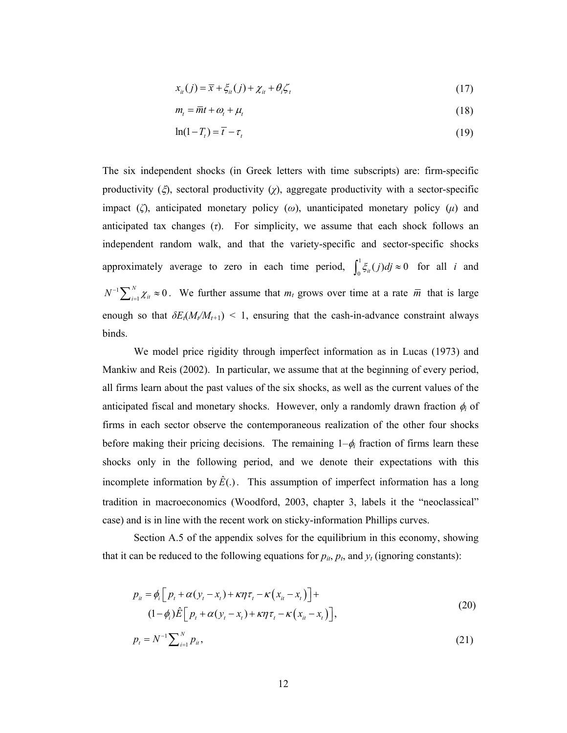$$x_{it}(j) = \bar{x} + \xi_{it}(j) + \chi_{it} + \theta_i \zeta_t \tag{17}$$

$$m_t = \bar{m}t + \omega_t + \mu_t \tag{18}$$

$$\ln(1 - T_t) = \bar{t} - \tau_t \tag{19}$$

The six independent shocks (in Greek letters with time subscripts) are: firm-specific productivity ($\xi$), sectoral productivity ($\chi$), aggregate productivity with a sector-specific impact ($\zeta$), anticipated monetary policy ($\omega$), unanticipated monetary policy ($\mu$) and anticipated tax changes ($\tau$). For simplicity, we assume that each shock follows an independent random walk, and that the variety-specific and sector-specific shocks approximately average to zero in each time period, $\int_0^1 \xi_{it}(j)dj \approx 0$ for all $i$ and $N^{-1}\sum_{i=1}^{N} \chi_{it} \approx 0$. We further assume that $m_t$ grows over time at a rate $\bar{m}$ that is large enough so that $\delta E_t(M_t/M_{t+1}) < 1$, ensuring that the cash-in-advance constraint always binds.

We model price rigidity through imperfect information as in Lucas (1973) and Mankiw and Reis (2002). In particular, we assume that at the beginning of every period, all firms learn about the past values of the six shocks, as well as the current values of the anticipated fiscal and monetary shocks. However, only a randomly drawn fraction $\phi_i$ of firms in each sector observe the contemporaneous realization of the other four shocks before making their pricing decisions. The remaining $1-\phi_i$ fraction of firms learn these shocks only in the following period, and we denote their expectations with this incomplete information by $\hat{E}(.)$. This assumption of imperfect information has a long tradition in macroeconomics (Woodford, 2003, chapter 3, labels it the "neoclassical" case) and is in line with the recent work on sticky-information Phillips curves.

Section A.5 of the appendix solves for the equilibrium in this economy, showing that it can be reduced to the following equations for $p_{it}$, $p_t$, and $y_t$ (ignoring constants):

$$\begin{aligned} p_{it} = {} & \phi_i \left[ p_t + \alpha(y_t - x_t) + \kappa\eta\tau_t - \kappa\left(x_{it} - x_t\right)\right] + \\ & (1-\phi_i)\hat{E}\left[ p_t + \alpha(y_t - x_t) + \kappa\eta\tau_t - \kappa\left(x_{it} - x_t\right)\right], \end{aligned} \tag{20}$$

$$p_t = N^{-1}\sum_{i=1}^{N} p_{it}, \tag{21}$$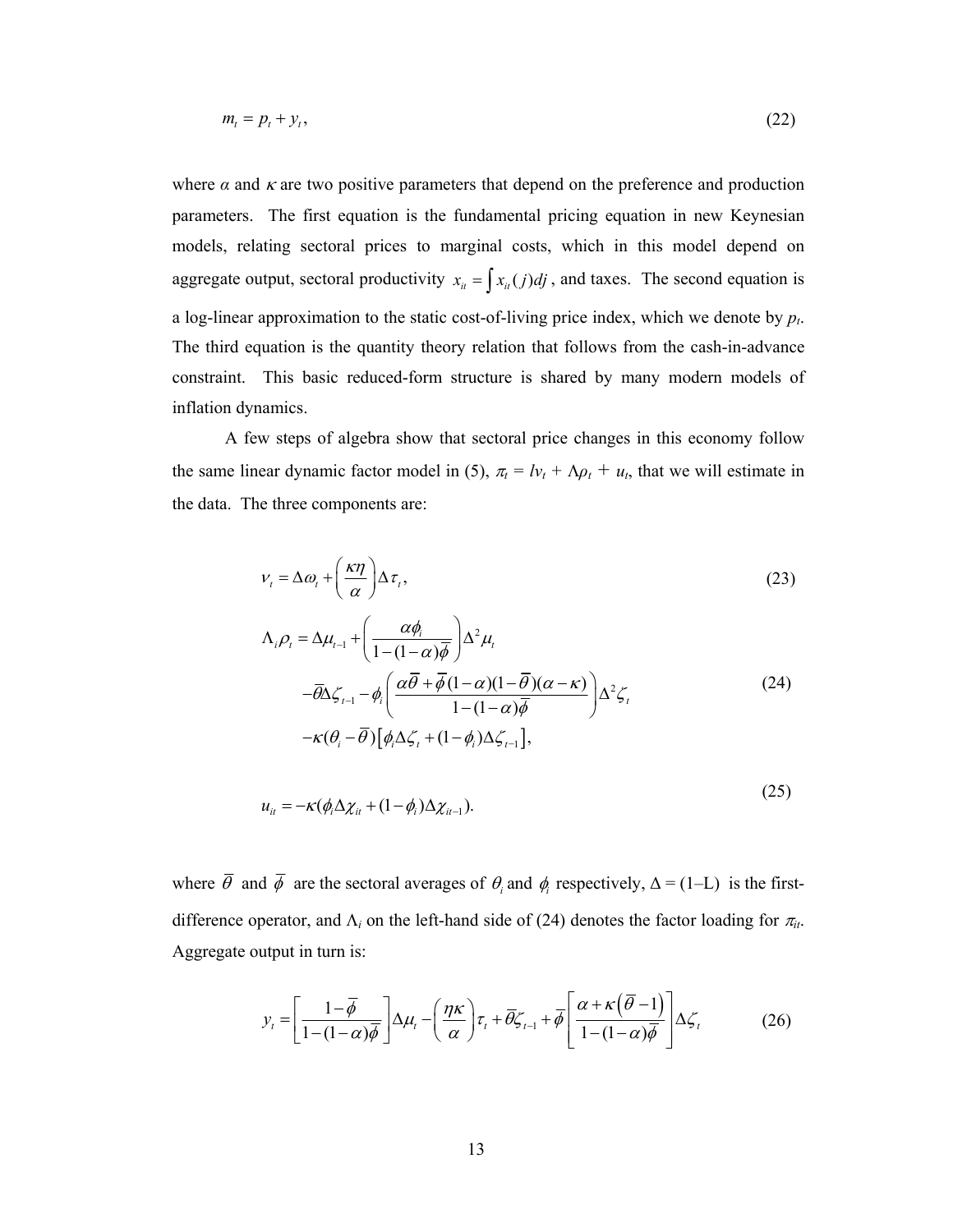$$m_t = p_t + y_t, \tag{22}$$

where $\alpha$ and $\kappa$ are two positive parameters that depend on the preference and production parameters. The first equation is the fundamental pricing equation in new Keynesian models, relating sectoral prices to marginal costs, which in this model depend on aggregate output, sectoral productivity $x_{it} = \int x_{it}(j)dj$, and taxes. The second equation is a log-linear approximation to the static cost-of-living price index, which we denote by $p_t$. The third equation is the quantity theory relation that follows from the cash-in-advance constraint. This basic reduced-form structure is shared by many modern models of inflation dynamics.

A few steps of algebra show that sectoral price changes in this economy follow the same linear dynamic factor model in (5), $\pi_t = l v_t + \Lambda\rho_t + u_t$, that we will estimate in the data. The three components are:

$$\nu_t = \Delta\omega_t + \left(\frac{\kappa\eta}{\alpha}\right)\Delta\tau_t, \tag{23}$$

$$\begin{aligned}
\Lambda_i\rho_t &= \Delta\mu_{t-1} + \left(\frac{\alpha\phi_i}{1-(1-\alpha)\bar{\phi}}\right)\Delta^2\mu_t \\
&\quad -\bar{\theta}\Delta\zeta_{t-1} - \phi_i\left(\frac{\alpha\bar{\theta} + \bar{\phi}(1-\alpha)(1-\bar{\theta})(\alpha-\kappa)}{1-(1-\alpha)\bar{\phi}}\right)\Delta^2\zeta_t \\
&\quad -\kappa(\theta_i - \bar{\theta})\left[\phi_i\Delta\zeta_t + (1-\phi_i)\Delta\zeta_{t-1}\right],
\end{aligned} \tag{24}$$

$$u_{it} = -\kappa(\phi_i\Delta\chi_{it} + (1-\phi_i)\Delta\chi_{it-1}). \tag{25}$$

where $\bar{\theta}$ and $\bar{\phi}$ are the sectoral averages of $\theta_i$ and $\phi_i$ respectively, $\Delta = (1\text{–}L)$ is the first-difference operator, and $\Lambda_i$ on the left-hand side of (24) denotes the factor loading for $\pi_{it}$. Aggregate output in turn is:

$$y_t = \left[\frac{1-\bar{\phi}}{1-(1-\alpha)\bar{\phi}}\right]\Delta\mu_t - \left(\frac{\eta\kappa}{\alpha}\right)\tau_t + \bar{\theta}\zeta_{t-1} + \bar{\phi}\left[\frac{\alpha+\kappa(\bar{\theta}-1)}{1-(1-\alpha)\bar{\phi}}\right]\Delta\zeta_t \tag{26}$$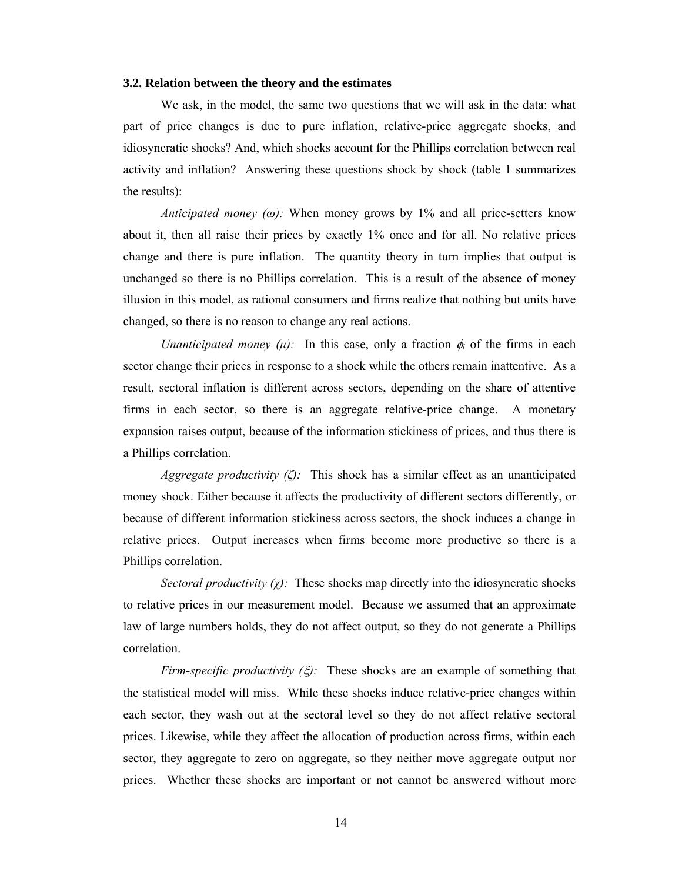### 3.2. Relation between the theory and the estimates

We ask, in the model, the same two questions that we will ask in the data: what part of price changes is due to pure inflation, relative-price aggregate shocks, and idiosyncratic shocks? And, which shocks account for the Phillips correlation between real activity and inflation? Answering these questions shock by shock (table 1 summarizes the results):

*Anticipated money ($\omega$):* When money grows by 1% and all price-setters know about it, then all raise their prices by exactly 1% once and for all. No relative prices change and there is pure inflation. The quantity theory in turn implies that output is unchanged so there is no Phillips correlation. This is a result of the absence of money illusion in this model, as rational consumers and firms realize that nothing but units have changed, so there is no reason to change any real actions.

*Unanticipated money ($\mu$):* In this case, only a fraction $\phi_i$ of the firms in each sector change their prices in response to a shock while the others remain inattentive. As a result, sectoral inflation is different across sectors, depending on the share of attentive firms in each sector, so there is an aggregate relative-price change. A monetary expansion raises output, because of the information stickiness of prices, and thus there is a Phillips correlation.

*Aggregate productivity ($\zeta$):* This shock has a similar effect as an unanticipated money shock. Either because it affects the productivity of different sectors differently, or because of different information stickiness across sectors, the shock induces a change in relative prices. Output increases when firms become more productive so there is a Phillips correlation.

*Sectoral productivity ($\chi$):* These shocks map directly into the idiosyncratic shocks to relative prices in our measurement model. Because we assumed that an approximate law of large numbers holds, they do not affect output, so they do not generate a Phillips correlation.

*Firm-specific productivity ($\xi$):* These shocks are an example of something that the statistical model will miss. While these shocks induce relative-price changes within each sector, they wash out at the sectoral level so they do not affect relative sectoral prices. Likewise, while they affect the allocation of production across firms, within each sector, they aggregate to zero on aggregate, so they neither move aggregate output nor prices. Whether these shocks are important or not cannot be answered without more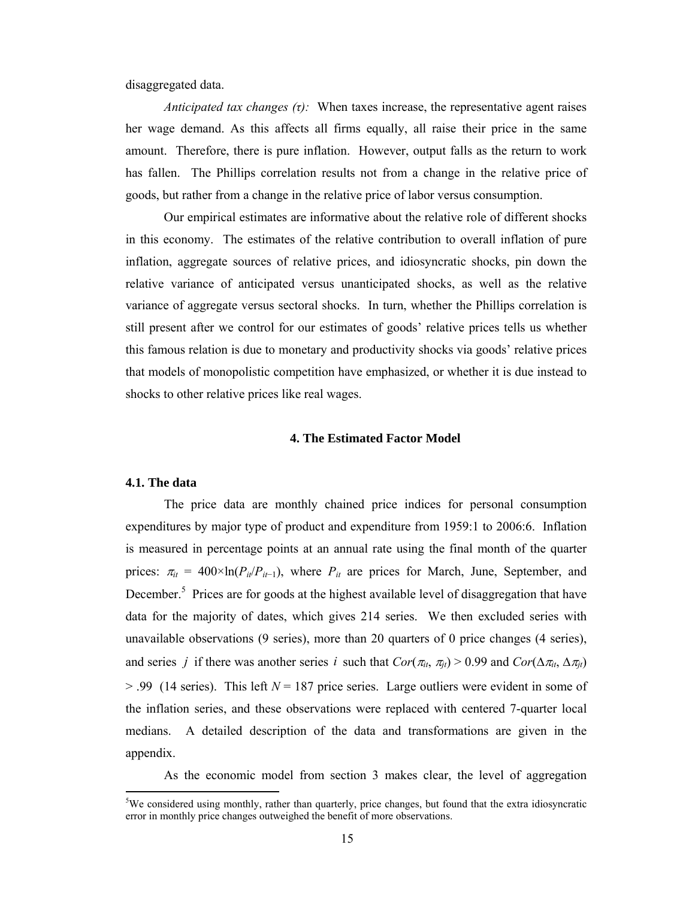disaggregated data.

*Anticipated tax changes (τ):* When taxes increase, the representative agent raises her wage demand. As this affects all firms equally, all raise their price in the same amount. Therefore, there is pure inflation. However, output falls as the return to work has fallen. The Phillips correlation results not from a change in the relative price of goods, but rather from a change in the relative price of labor versus consumption.

Our empirical estimates are informative about the relative role of different shocks in this economy. The estimates of the relative contribution to overall inflation of pure inflation, aggregate sources of relative prices, and idiosyncratic shocks, pin down the relative variance of anticipated versus unanticipated shocks, as well as the relative variance of aggregate versus sectoral shocks. In turn, whether the Phillips correlation is still present after we control for our estimates of goods' relative prices tells us whether this famous relation is due to monetary and productivity shocks via goods' relative prices that models of monopolistic competition have emphasized, or whether it is due instead to shocks to other relative prices like real wages.

## 4. The Estimated Factor Model

### 4.1. The data

The price data are monthly chained price indices for personal consumption expenditures by major type of product and expenditure from 1959:1 to 2006:6. Inflation is measured in percentage points at an annual rate using the final month of the quarter prices: $\pi_{it} = 400\times\ln(P_{it}/P_{it-1})$, where $P_{it}$ are prices for March, June, September, and December.[5] Prices are for goods at the highest available level of disaggregation that have data for the majority of dates, which gives 214 series. We then excluded series with unavailable observations (9 series), more than 20 quarters of 0 price changes (4 series), and series $j$ if there was another series $i$ such that $Cor(\pi_{it}, \pi_{jt}) > 0.99$ and $Cor(\Delta\pi_{it}, \Delta\pi_{jt}) > .99$ (14 series). This left $N = 187$ price series. Large outliers were evident in some of the inflation series, and these observations were replaced with centered 7-quarter local medians. A detailed description of the data and transformations are given in the appendix.

As the economic model from section 3 makes clear, the level of aggregation

[5]We considered using monthly, rather than quarterly, price changes, but found that the extra idiosyncratic error in monthly price changes outweighed the benefit of more observations.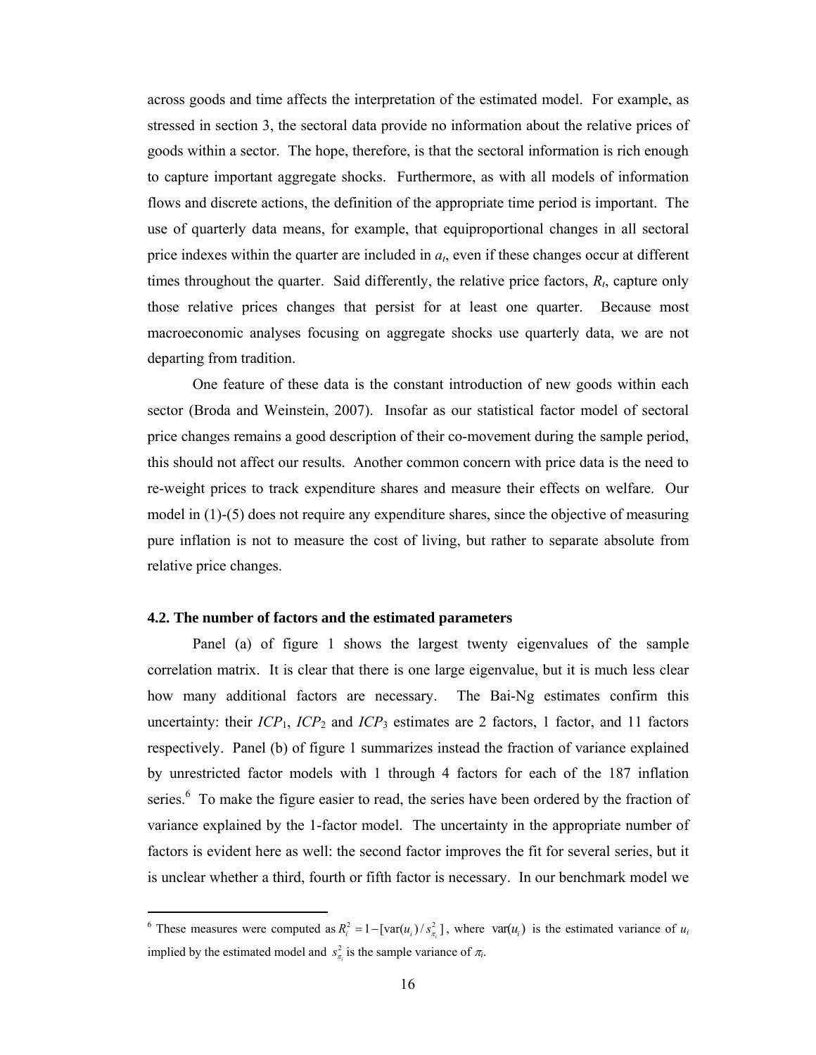across goods and time affects the interpretation of the estimated model. For example, as stressed in section 3, the sectoral data provide no information about the relative prices of goods within a sector. The hope, therefore, is that the sectoral information is rich enough to capture important aggregate shocks. Furthermore, as with all models of information flows and discrete actions, the definition of the appropriate time period is important. The use of quarterly data means, for example, that equiproportional changes in all sectoral price indexes within the quarter are included in $a_t$, even if these changes occur at different times throughout the quarter. Said differently, the relative price factors, $R_t$, capture only those relative prices changes that persist for at least one quarter. Because most macroeconomic analyses focusing on aggregate shocks use quarterly data, we are not departing from tradition.

One feature of these data is the constant introduction of new goods within each sector (Broda and Weinstein, 2007). Insofar as our statistical factor model of sectoral price changes remains a good description of their co-movement during the sample period, this should not affect our results. Another common concern with price data is the need to re-weight prices to track expenditure shares and measure their effects on welfare. Our model in (1)-(5) does not require any expenditure shares, since the objective of measuring pure inflation is not to measure the cost of living, but rather to separate absolute from relative price changes.

### 4.2. The number of factors and the estimated parameters

Panel (a) of figure 1 shows the largest twenty eigenvalues of the sample correlation matrix. It is clear that there is one large eigenvalue, but it is much less clear how many additional factors are necessary. The Bai-Ng estimates confirm this uncertainty: their $ICP_1$, $ICP_2$ and $ICP_3$ estimates are 2 factors, 1 factor, and 11 factors respectively. Panel (b) of figure 1 summarizes instead the fraction of variance explained by unrestricted factor models with 1 through 4 factors for each of the 187 inflation series.[6] To make the figure easier to read, the series have been ordered by the fraction of variance explained by the 1-factor model. The uncertainty in the appropriate number of factors is evident here as well: the second factor improves the fit for several series, but it is unclear whether a third, fourth or fifth factor is necessary. In our benchmark model we

[6] These measures were computed as $R_i^2 = 1 - [\text{var}(u_i)/s_{\pi_i}^2]$, where $\text{var}(u_i)$ is the estimated variance of $u_i$ implied by the estimated model and $s_{\pi_i}^2$ is the sample variance of $\pi_i$.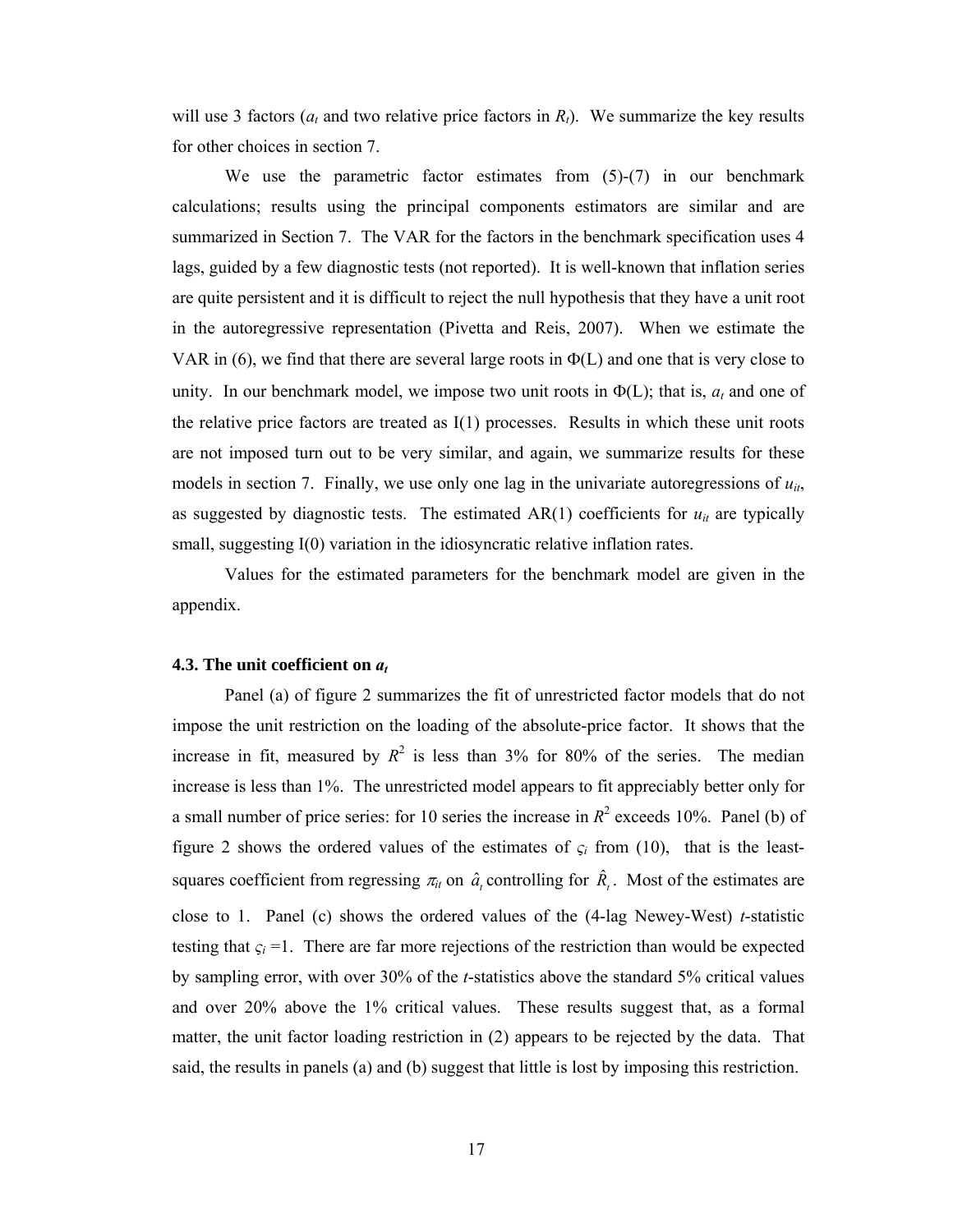will use 3 factors ($a_t$ and two relative price factors in $R_t$). We summarize the key results for other choices in section 7.

We use the parametric factor estimates from (5)-(7) in our benchmark calculations; results using the principal components estimators are similar and are summarized in Section 7. The VAR for the factors in the benchmark specification uses 4 lags, guided by a few diagnostic tests (not reported). It is well-known that inflation series are quite persistent and it is difficult to reject the null hypothesis that they have a unit root in the autoregressive representation (Pivetta and Reis, 2007). When we estimate the VAR in (6), we find that there are several large roots in $\Phi(L)$ and one that is very close to unity. In our benchmark model, we impose two unit roots in $\Phi(L)$; that is, $a_t$ and one of the relative price factors are treated as I(1) processes. Results in which these unit roots are not imposed turn out to be very similar, and again, we summarize results for these models in section 7. Finally, we use only one lag in the univariate autoregressions of $u_{it}$, as suggested by diagnostic tests. The estimated AR(1) coefficients for $u_{it}$ are typically small, suggesting I(0) variation in the idiosyncratic relative inflation rates.

Values for the estimated parameters for the benchmark model are given in the appendix.

### 4.3. The unit coefficient on $a_t$

Panel (a) of figure 2 summarizes the fit of unrestricted factor models that do not impose the unit restriction on the loading of the absolute-price factor. It shows that the increase in fit, measured by $R^2$ is less than 3% for 80% of the series. The median increase is less than 1%. The unrestricted model appears to fit appreciably better only for a small number of price series: for 10 series the increase in $R^2$ exceeds 10%. Panel (b) of figure 2 shows the ordered values of the estimates of $\varsigma_i$ from (10), that is the least-squares coefficient from regressing $\pi_{it}$ on $\hat{a}_t$ controlling for $\hat{R}_t$. Most of the estimates are close to 1. Panel (c) shows the ordered values of the (4-lag Newey-West) *t*-statistic testing that $\varsigma_i = 1$. There are far more rejections of the restriction than would be expected by sampling error, with over 30% of the *t*-statistics above the standard 5% critical values and over 20% above the 1% critical values. These results suggest that, as a formal matter, the unit factor loading restriction in (2) appears to be rejected by the data. That said, the results in panels (a) and (b) suggest that little is lost by imposing this restriction.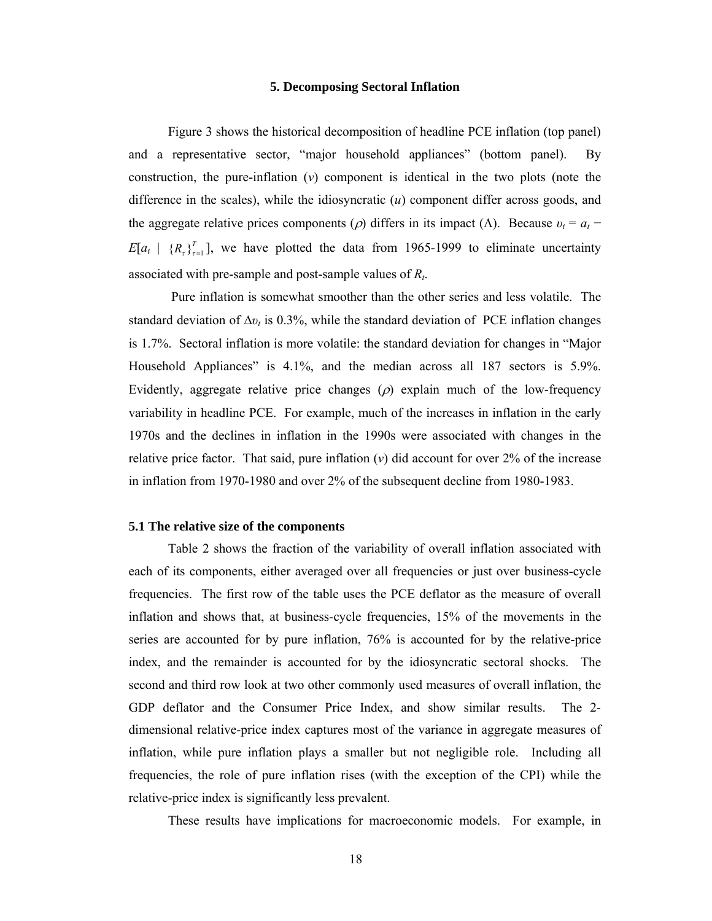## 5. Decomposing Sectoral Inflation

Figure 3 shows the historical decomposition of headline PCE inflation (top panel) and a representative sector, "major household appliances" (bottom panel). By construction, the pure-inflation ($v$) component is identical in the two plots (note the difference in the scales), while the idiosyncratic ($u$) component differ across goods, and the aggregate relative prices components ($\rho$) differs in its impact ($\Lambda$). Because $\upsilon_t = a_t - E[a_t \mid \{R_\tau\}_{\tau=1}^{T}]$, we have plotted the data from 1965-1999 to eliminate uncertainty associated with pre-sample and post-sample values of $R_t$.

Pure inflation is somewhat smoother than the other series and less volatile. The standard deviation of $\Delta\upsilon_t$ is 0.3%, while the standard deviation of PCE inflation changes is 1.7%. Sectoral inflation is more volatile: the standard deviation for changes in "Major Household Appliances" is 4.1%, and the median across all 187 sectors is 5.9%. Evidently, aggregate relative price changes ($\rho$) explain much of the low-frequency variability in headline PCE. For example, much of the increases in inflation in the early 1970s and the declines in inflation in the 1990s were associated with changes in the relative price factor. That said, pure inflation ($v$) did account for over 2% of the increase in inflation from 1970-1980 and over 2% of the subsequent decline from 1980-1983.

### 5.1 The relative size of the components

Table 2 shows the fraction of the variability of overall inflation associated with each of its components, either averaged over all frequencies or just over business-cycle frequencies. The first row of the table uses the PCE deflator as the measure of overall inflation and shows that, at business-cycle frequencies, 15% of the movements in the series are accounted for by pure inflation, 76% is accounted for by the relative-price index, and the remainder is accounted for by the idiosyncratic sectoral shocks. The second and third row look at two other commonly used measures of overall inflation, the GDP deflator and the Consumer Price Index, and show similar results. The 2-dimensional relative-price index captures most of the variance in aggregate measures of inflation, while pure inflation plays a smaller but not negligible role. Including all frequencies, the role of pure inflation rises (with the exception of the CPI) while the relative-price index is significantly less prevalent.

These results have implications for macroeconomic models. For example, in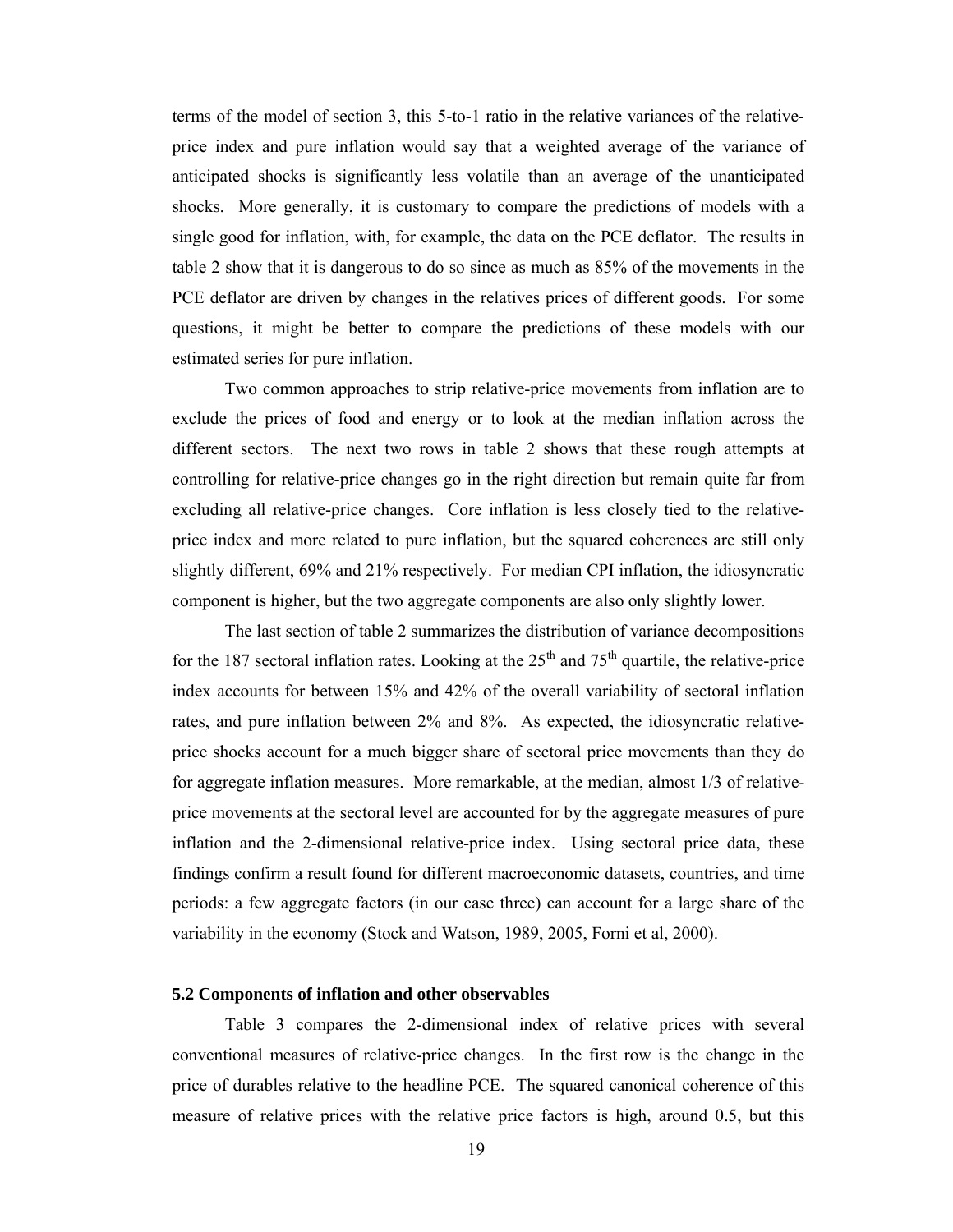terms of the model of section 3, this 5-to-1 ratio in the relative variances of the relative-price index and pure inflation would say that a weighted average of the variance of anticipated shocks is significantly less volatile than an average of the unanticipated shocks. More generally, it is customary to compare the predictions of models with a single good for inflation, with, for example, the data on the PCE deflator. The results in table 2 show that it is dangerous to do so since as much as 85% of the movements in the PCE deflator are driven by changes in the relatives prices of different goods. For some questions, it might be better to compare the predictions of these models with our estimated series for pure inflation.

Two common approaches to strip relative-price movements from inflation are to exclude the prices of food and energy or to look at the median inflation across the different sectors. The next two rows in table 2 shows that these rough attempts at controlling for relative-price changes go in the right direction but remain quite far from excluding all relative-price changes. Core inflation is less closely tied to the relative-price index and more related to pure inflation, but the squared coherences are still only slightly different, 69% and 21% respectively. For median CPI inflation, the idiosyncratic component is higher, but the two aggregate components are also only slightly lower.

The last section of table 2 summarizes the distribution of variance decompositions for the 187 sectoral inflation rates. Looking at the 25th and 75th quartile, the relative-price index accounts for between 15% and 42% of the overall variability of sectoral inflation rates, and pure inflation between 2% and 8%. As expected, the idiosyncratic relative-price shocks account for a much bigger share of sectoral price movements than they do for aggregate inflation measures. More remarkable, at the median, almost 1/3 of relative-price movements at the sectoral level are accounted for by the aggregate measures of pure inflation and the 2-dimensional relative-price index. Using sectoral price data, these findings confirm a result found for different macroeconomic datasets, countries, and time periods: a few aggregate factors (in our case three) can account for a large share of the variability in the economy (Stock and Watson, 1989, 2005, Forni et al, 2000).

### 5.2 Components of inflation and other observables

Table 3 compares the 2-dimensional index of relative prices with several conventional measures of relative-price changes. In the first row is the change in the price of durables relative to the headline PCE. The squared canonical coherence of this measure of relative prices with the relative price factors is high, around 0.5, but this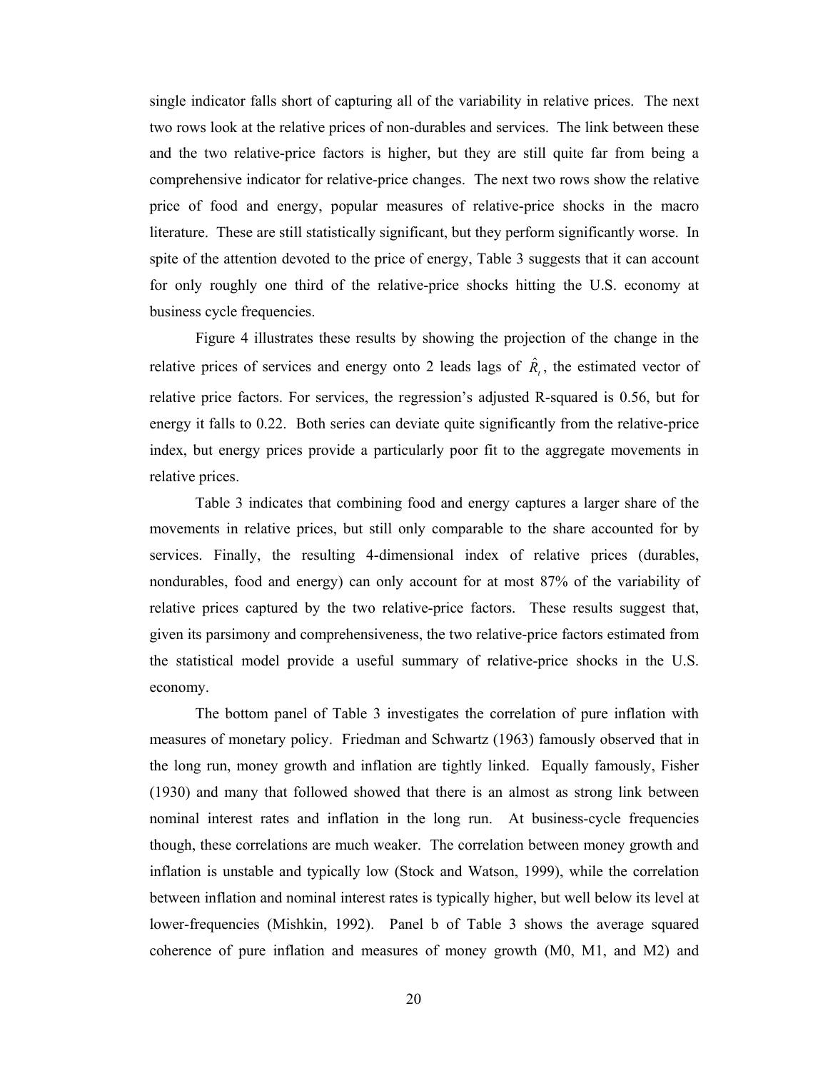single indicator falls short of capturing all of the variability in relative prices. The next two rows look at the relative prices of non-durables and services. The link between these and the two relative-price factors is higher, but they are still quite far from being a comprehensive indicator for relative-price changes. The next two rows show the relative price of food and energy, popular measures of relative-price shocks in the macro literature. These are still statistically significant, but they perform significantly worse. In spite of the attention devoted to the price of energy, Table 3 suggests that it can account for only roughly one third of the relative-price shocks hitting the U.S. economy at business cycle frequencies.

Figure 4 illustrates these results by showing the projection of the change in the relative prices of services and energy onto 2 leads lags of $\hat{R}_t$, the estimated vector of relative price factors. For services, the regression's adjusted R-squared is 0.56, but for energy it falls to 0.22. Both series can deviate quite significantly from the relative-price index, but energy prices provide a particularly poor fit to the aggregate movements in relative prices.

Table 3 indicates that combining food and energy captures a larger share of the movements in relative prices, but still only comparable to the share accounted for by services. Finally, the resulting 4-dimensional index of relative prices (durables, nondurables, food and energy) can only account for at most 87% of the variability of relative prices captured by the two relative-price factors. These results suggest that, given its parsimony and comprehensiveness, the two relative-price factors estimated from the statistical model provide a useful summary of relative-price shocks in the U.S. economy.

The bottom panel of Table 3 investigates the correlation of pure inflation with measures of monetary policy. Friedman and Schwartz (1963) famously observed that in the long run, money growth and inflation are tightly linked. Equally famously, Fisher (1930) and many that followed showed that there is an almost as strong link between nominal interest rates and inflation in the long run. At business-cycle frequencies though, these correlations are much weaker. The correlation between money growth and inflation is unstable and typically low (Stock and Watson, 1999), while the correlation between inflation and nominal interest rates is typically higher, but well below its level at lower-frequencies (Mishkin, 1992). Panel b of Table 3 shows the average squared coherence of pure inflation and measures of money growth (M0, M1, and M2) and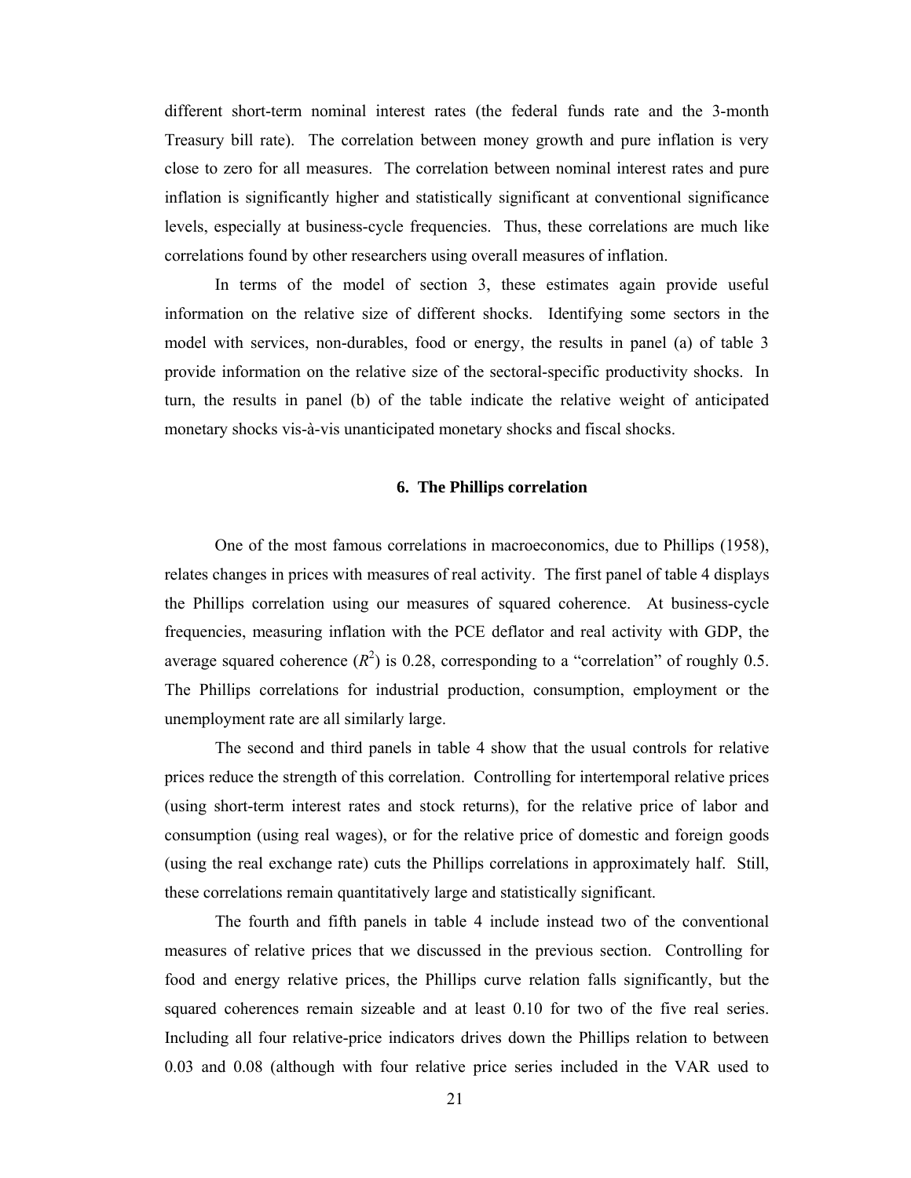different short-term nominal interest rates (the federal funds rate and the 3-month Treasury bill rate). The correlation between money growth and pure inflation is very close to zero for all measures. The correlation between nominal interest rates and pure inflation is significantly higher and statistically significant at conventional significance levels, especially at business-cycle frequencies. Thus, these correlations are much like correlations found by other researchers using overall measures of inflation.

In terms of the model of section 3, these estimates again provide useful information on the relative size of different shocks. Identifying some sectors in the model with services, non-durables, food or energy, the results in panel (a) of table 3 provide information on the relative size of the sectoral-specific productivity shocks. In turn, the results in panel (b) of the table indicate the relative weight of anticipated monetary shocks vis-à-vis unanticipated monetary shocks and fiscal shocks.

## 6. The Phillips correlation

One of the most famous correlations in macroeconomics, due to Phillips (1958), relates changes in prices with measures of real activity. The first panel of table 4 displays the Phillips correlation using our measures of squared coherence. At business-cycle frequencies, measuring inflation with the PCE deflator and real activity with GDP, the average squared coherence ($R^2$) is 0.28, corresponding to a "correlation" of roughly 0.5. The Phillips correlations for industrial production, consumption, employment or the unemployment rate are all similarly large.

The second and third panels in table 4 show that the usual controls for relative prices reduce the strength of this correlation. Controlling for intertemporal relative prices (using short-term interest rates and stock returns), for the relative price of labor and consumption (using real wages), or for the relative price of domestic and foreign goods (using the real exchange rate) cuts the Phillips correlations in approximately half. Still, these correlations remain quantitatively large and statistically significant.

The fourth and fifth panels in table 4 include instead two of the conventional measures of relative prices that we discussed in the previous section. Controlling for food and energy relative prices, the Phillips curve relation falls significantly, but the squared coherences remain sizeable and at least 0.10 for two of the five real series. Including all four relative-price indicators drives down the Phillips relation to between 0.03 and 0.08 (although with four relative price series included in the VAR used to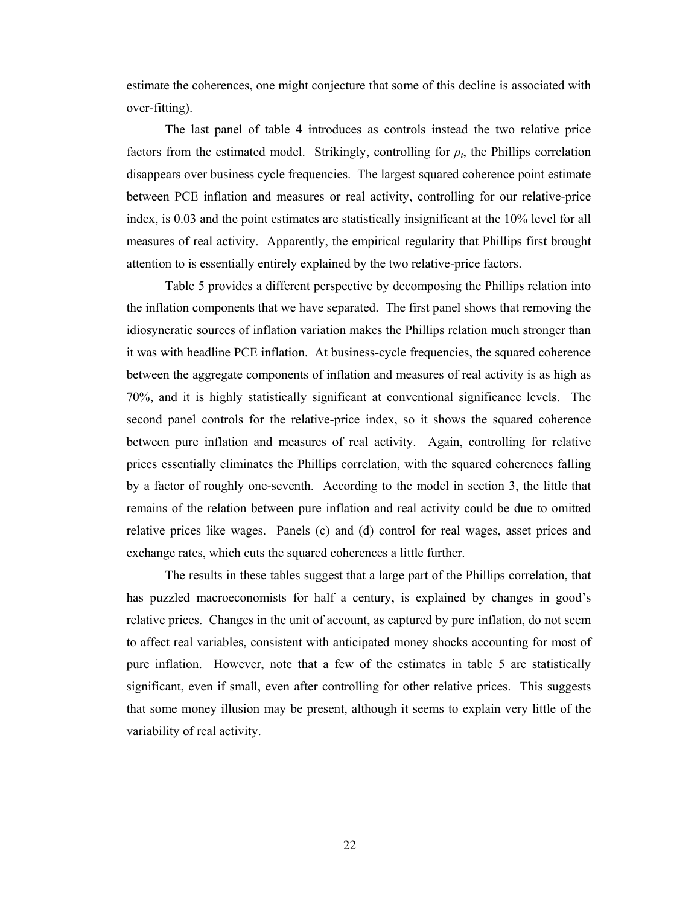estimate the coherences, one might conjecture that some of this decline is associated with over-fitting).

The last panel of table 4 introduces as controls instead the two relative price factors from the estimated model. Strikingly, controlling for $\rho_t$, the Phillips correlation disappears over business cycle frequencies. The largest squared coherence point estimate between PCE inflation and measures or real activity, controlling for our relative-price index, is 0.03 and the point estimates are statistically insignificant at the 10% level for all measures of real activity. Apparently, the empirical regularity that Phillips first brought attention to is essentially entirely explained by the two relative-price factors.

Table 5 provides a different perspective by decomposing the Phillips relation into the inflation components that we have separated. The first panel shows that removing the idiosyncratic sources of inflation variation makes the Phillips relation much stronger than it was with headline PCE inflation. At business-cycle frequencies, the squared coherence between the aggregate components of inflation and measures of real activity is as high as 70%, and it is highly statistically significant at conventional significance levels. The second panel controls for the relative-price index, so it shows the squared coherence between pure inflation and measures of real activity. Again, controlling for relative prices essentially eliminates the Phillips correlation, with the squared coherences falling by a factor of roughly one-seventh. According to the model in section 3, the little that remains of the relation between pure inflation and real activity could be due to omitted relative prices like wages. Panels (c) and (d) control for real wages, asset prices and exchange rates, which cuts the squared coherences a little further.

The results in these tables suggest that a large part of the Phillips correlation, that has puzzled macroeconomists for half a century, is explained by changes in good's relative prices. Changes in the unit of account, as captured by pure inflation, do not seem to affect real variables, consistent with anticipated money shocks accounting for most of pure inflation. However, note that a few of the estimates in table 5 are statistically significant, even if small, even after controlling for other relative prices. This suggests that some money illusion may be present, although it seems to explain very little of the variability of real activity.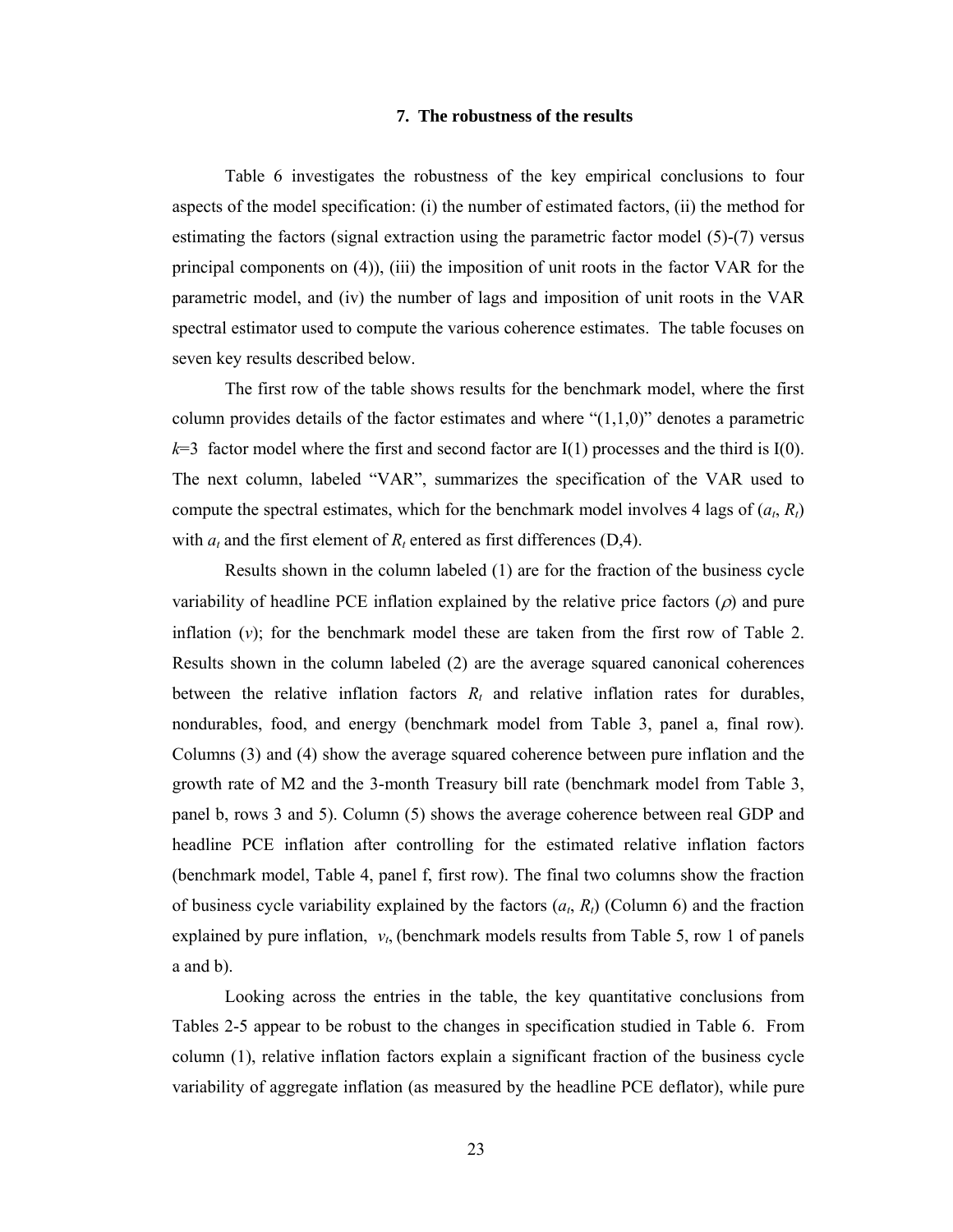## 7. The robustness of the results

Table 6 investigates the robustness of the key empirical conclusions to four aspects of the model specification: (i) the number of estimated factors, (ii) the method for estimating the factors (signal extraction using the parametric factor model (5)-(7) versus principal components on (4)), (iii) the imposition of unit roots in the factor VAR for the parametric model, and (iv) the number of lags and imposition of unit roots in the VAR spectral estimator used to compute the various coherence estimates. The table focuses on seven key results described below.

The first row of the table shows results for the benchmark model, where the first column provides details of the factor estimates and where "(1,1,0)" denotes a parametric $k$=3 factor model where the first and second factor are I(1) processes and the third is I(0). The next column, labeled "VAR", summarizes the specification of the VAR used to compute the spectral estimates, which for the benchmark model involves 4 lags of ($a_t$, $R_t$) with $a_t$ and the first element of $R_t$ entered as first differences (D,4).

Results shown in the column labeled (1) are for the fraction of the business cycle variability of headline PCE inflation explained by the relative price factors ($\rho$) and pure inflation ($v$); for the benchmark model these are taken from the first row of Table 2. Results shown in the column labeled (2) are the average squared canonical coherences between the relative inflation factors $R_t$ and relative inflation rates for durables, nondurables, food, and energy (benchmark model from Table 3, panel a, final row). Columns (3) and (4) show the average squared coherence between pure inflation and the growth rate of M2 and the 3-month Treasury bill rate (benchmark model from Table 3, panel b, rows 3 and 5). Column (5) shows the average coherence between real GDP and headline PCE inflation after controlling for the estimated relative inflation factors (benchmark model, Table 4, panel f, first row). The final two columns show the fraction of business cycle variability explained by the factors ($a_t$, $R_t$) (Column 6) and the fraction explained by pure inflation, $v_t$, (benchmark models results from Table 5, row 1 of panels a and b).

Looking across the entries in the table, the key quantitative conclusions from Tables 2-5 appear to be robust to the changes in specification studied in Table 6. From column (1), relative inflation factors explain a significant fraction of the business cycle variability of aggregate inflation (as measured by the headline PCE deflator), while pure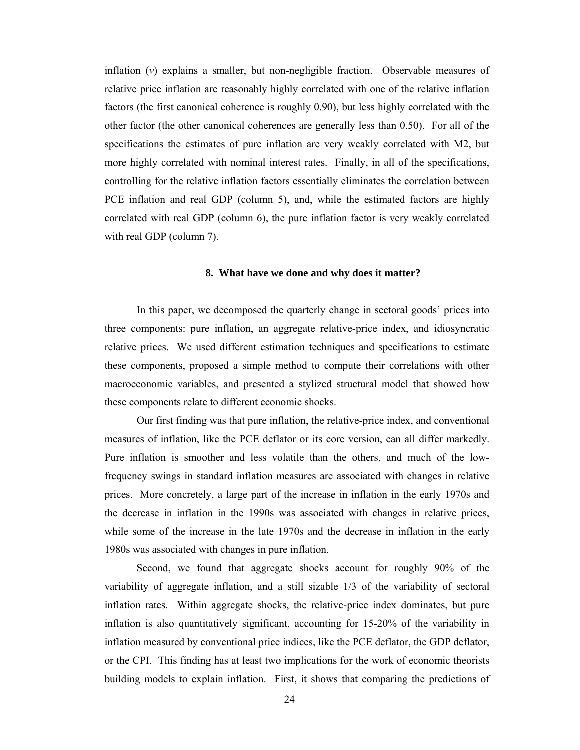inflation ($v$) explains a smaller, but non-negligible fraction. Observable measures of relative price inflation are reasonably highly correlated with one of the relative inflation factors (the first canonical coherence is roughly 0.90), but less highly correlated with the other factor (the other canonical coherences are generally less than 0.50). For all of the specifications the estimates of pure inflation are very weakly correlated with M2, but more highly correlated with nominal interest rates. Finally, in all of the specifications, controlling for the relative inflation factors essentially eliminates the correlation between PCE inflation and real GDP (column 5), and, while the estimated factors are highly correlated with real GDP (column 6), the pure inflation factor is very weakly correlated with real GDP (column 7).

## 8. What have we done and why does it matter?

In this paper, we decomposed the quarterly change in sectoral goods' prices into three components: pure inflation, an aggregate relative-price index, and idiosyncratic relative prices. We used different estimation techniques and specifications to estimate these components, proposed a simple method to compute their correlations with other macroeconomic variables, and presented a stylized structural model that showed how these components relate to different economic shocks.

Our first finding was that pure inflation, the relative-price index, and conventional measures of inflation, like the PCE deflator or its core version, can all differ markedly. Pure inflation is smoother and less volatile than the others, and much of the low-frequency swings in standard inflation measures are associated with changes in relative prices. More concretely, a large part of the increase in inflation in the early 1970s and the decrease in inflation in the 1990s was associated with changes in relative prices, while some of the increase in the late 1970s and the decrease in inflation in the early 1980s was associated with changes in pure inflation.

Second, we found that aggregate shocks account for roughly 90% of the variability of aggregate inflation, and a still sizable 1/3 of the variability of sectoral inflation rates. Within aggregate shocks, the relative-price index dominates, but pure inflation is also quantitatively significant, accounting for 15-20% of the variability in inflation measured by conventional price indices, like the PCE deflator, the GDP deflator, or the CPI. This finding has at least two implications for the work of economic theorists building models to explain inflation. First, it shows that comparing the predictions of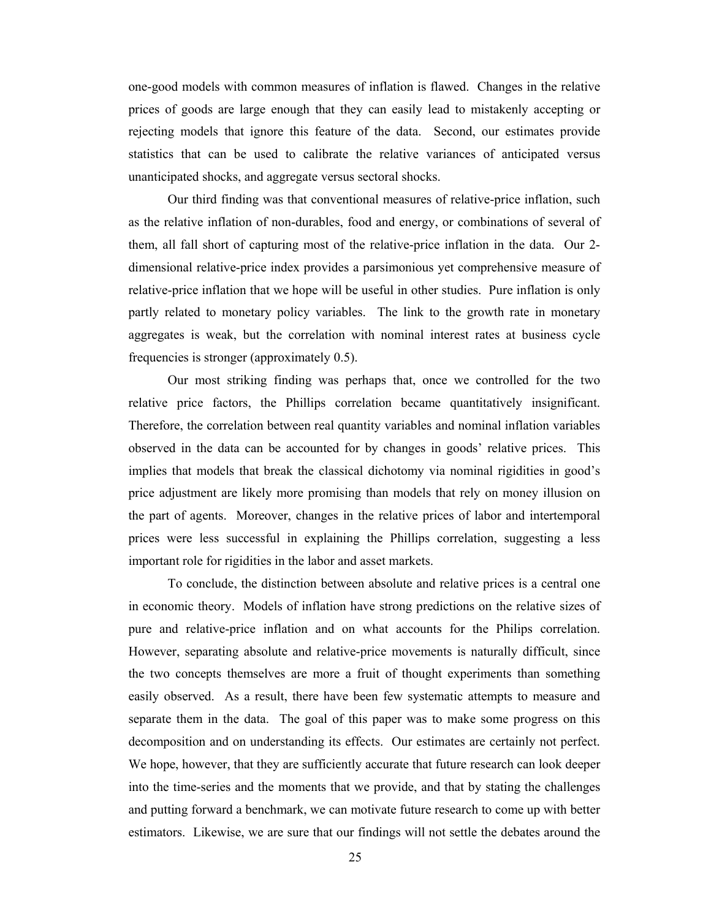one-good models with common measures of inflation is flawed. Changes in the relative prices of goods are large enough that they can easily lead to mistakenly accepting or rejecting models that ignore this feature of the data. Second, our estimates provide statistics that can be used to calibrate the relative variances of anticipated versus unanticipated shocks, and aggregate versus sectoral shocks.

Our third finding was that conventional measures of relative-price inflation, such as the relative inflation of non-durables, food and energy, or combinations of several of them, all fall short of capturing most of the relative-price inflation in the data. Our 2-dimensional relative-price index provides a parsimonious yet comprehensive measure of relative-price inflation that we hope will be useful in other studies. Pure inflation is only partly related to monetary policy variables. The link to the growth rate in monetary aggregates is weak, but the correlation with nominal interest rates at business cycle frequencies is stronger (approximately 0.5).

Our most striking finding was perhaps that, once we controlled for the two relative price factors, the Phillips correlation became quantitatively insignificant. Therefore, the correlation between real quantity variables and nominal inflation variables observed in the data can be accounted for by changes in goods' relative prices. This implies that models that break the classical dichotomy via nominal rigidities in good's price adjustment are likely more promising than models that rely on money illusion on the part of agents. Moreover, changes in the relative prices of labor and intertemporal prices were less successful in explaining the Phillips correlation, suggesting a less important role for rigidities in the labor and asset markets.

To conclude, the distinction between absolute and relative prices is a central one in economic theory. Models of inflation have strong predictions on the relative sizes of pure and relative-price inflation and on what accounts for the Philips correlation. However, separating absolute and relative-price movements is naturally difficult, since the two concepts themselves are more a fruit of thought experiments than something easily observed. As a result, there have been few systematic attempts to measure and separate them in the data. The goal of this paper was to make some progress on this decomposition and on understanding its effects. Our estimates are certainly not perfect. We hope, however, that they are sufficiently accurate that future research can look deeper into the time-series and the moments that we provide, and that by stating the challenges and putting forward a benchmark, we can motivate future research to come up with better estimators. Likewise, we are sure that our findings will not settle the debates around the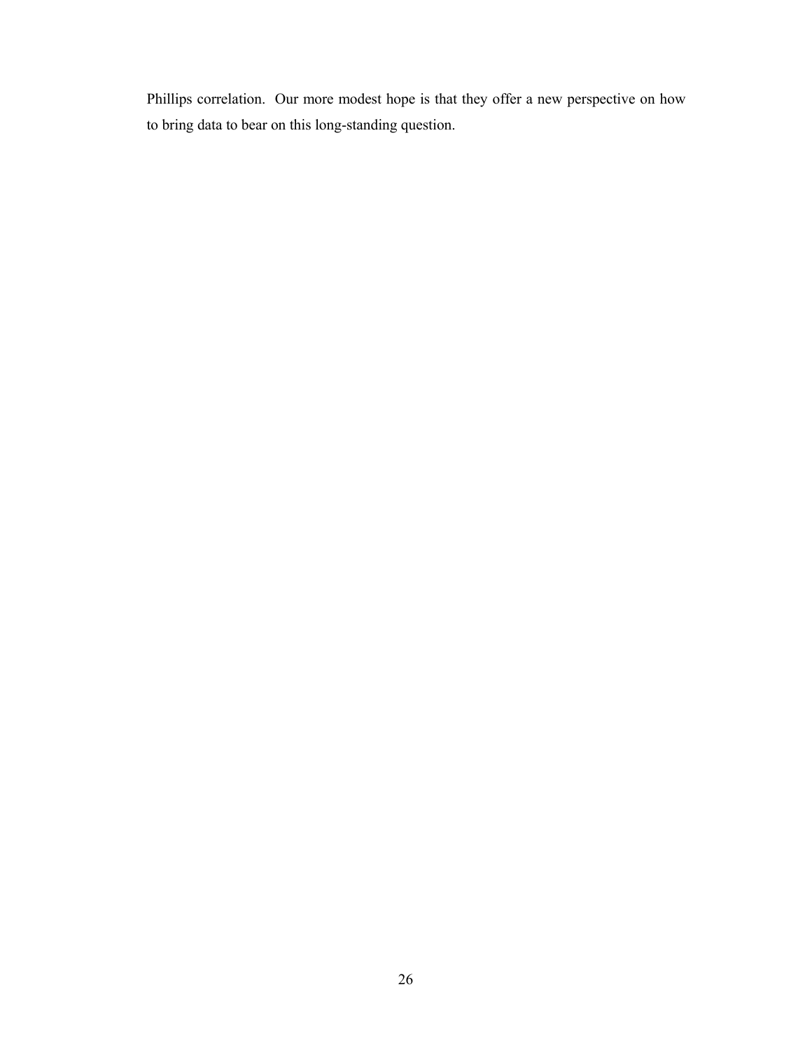Phillips correlation. Our more modest hope is that they offer a new perspective on how to bring data to bear on this long-standing question.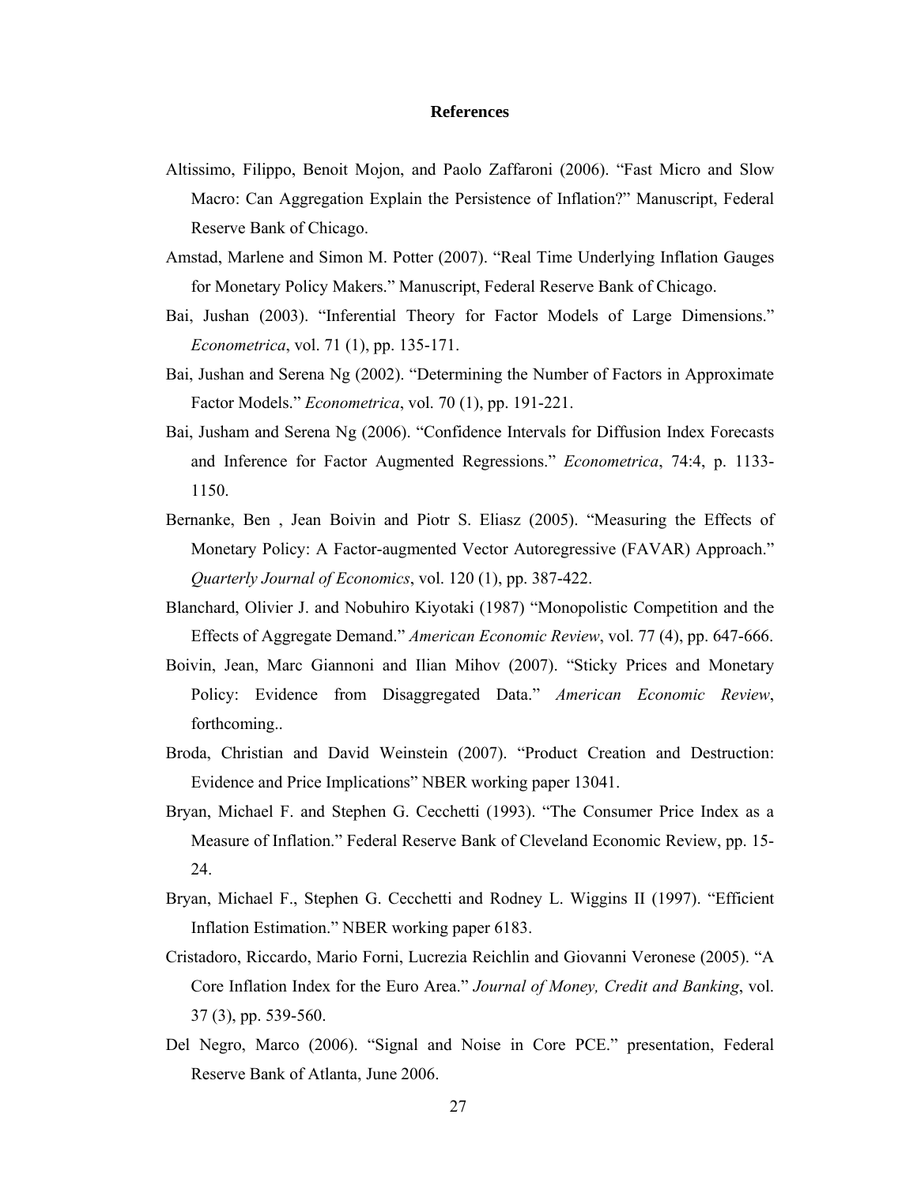## References

Altissimo, Filippo, Benoit Mojon, and Paolo Zaffaroni (2006). "Fast Micro and Slow Macro: Can Aggregation Explain the Persistence of Inflation?" Manuscript, Federal Reserve Bank of Chicago.

Amstad, Marlene and Simon M. Potter (2007). "Real Time Underlying Inflation Gauges for Monetary Policy Makers." Manuscript, Federal Reserve Bank of Chicago.

Bai, Jushan (2003). "Inferential Theory for Factor Models of Large Dimensions." *Econometrica*, vol. 71 (1), pp. 135-171.

Bai, Jushan and Serena Ng (2002). "Determining the Number of Factors in Approximate Factor Models." *Econometrica*, vol. 70 (1), pp. 191-221.

Bai, Jusham and Serena Ng (2006). "Confidence Intervals for Diffusion Index Forecasts and Inference for Factor Augmented Regressions." *Econometrica*, 74:4, p. 1133-1150.

Bernanke, Ben , Jean Boivin and Piotr S. Eliasz (2005). "Measuring the Effects of Monetary Policy: A Factor-augmented Vector Autoregressive (FAVAR) Approach." *Quarterly Journal of Economics*, vol. 120 (1), pp. 387-422.

Blanchard, Olivier J. and Nobuhiro Kiyotaki (1987) "Monopolistic Competition and the Effects of Aggregate Demand." *American Economic Review*, vol. 77 (4), pp. 647-666.

Boivin, Jean, Marc Giannoni and Ilian Mihov (2007). "Sticky Prices and Monetary Policy: Evidence from Disaggregated Data." *American Economic Review*, forthcoming..

Broda, Christian and David Weinstein (2007). "Product Creation and Destruction: Evidence and Price Implications" NBER working paper 13041.

Bryan, Michael F. and Stephen G. Cecchetti (1993). "The Consumer Price Index as a Measure of Inflation." Federal Reserve Bank of Cleveland Economic Review, pp. 15-24.

Bryan, Michael F., Stephen G. Cecchetti and Rodney L. Wiggins II (1997). "Efficient Inflation Estimation." NBER working paper 6183.

Cristadoro, Riccardo, Mario Forni, Lucrezia Reichlin and Giovanni Veronese (2005). "A Core Inflation Index for the Euro Area." *Journal of Money, Credit and Banking*, vol. 37 (3), pp. 539-560.

Del Negro, Marco (2006). "Signal and Noise in Core PCE." presentation, Federal Reserve Bank of Atlanta, June 2006.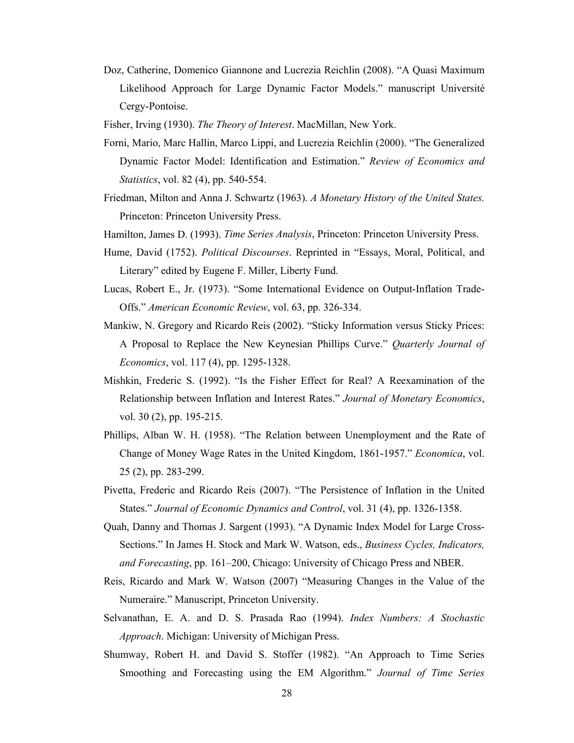Doz, Catherine, Domenico Giannone and Lucrezia Reichlin (2008). "A Quasi Maximum Likelihood Approach for Large Dynamic Factor Models." manuscript Université Cergy-Pontoise.

Fisher, Irving (1930). *The Theory of Interest*. MacMillan, New York.

Forni, Mario, Marc Hallin, Marco Lippi, and Lucrezia Reichlin (2000). "The Generalized Dynamic Factor Model: Identification and Estimation." *Review of Economics and Statistics*, vol. 82 (4), pp. 540-554.

Friedman, Milton and Anna J. Schwartz (1963). *A Monetary History of the United States.* Princeton: Princeton University Press.

Hamilton, James D. (1993). *Time Series Analysis*, Princeton: Princeton University Press.

Hume, David (1752). *Political Discourses*. Reprinted in "Essays, Moral, Political, and Literary" edited by Eugene F. Miller, Liberty Fund.

Lucas, Robert E., Jr. (1973). "Some International Evidence on Output-Inflation Trade-Offs." *American Economic Review*, vol. 63, pp. 326-334.

Mankiw, N. Gregory and Ricardo Reis (2002). "Sticky Information versus Sticky Prices: A Proposal to Replace the New Keynesian Phillips Curve." *Quarterly Journal of Economics*, vol. 117 (4), pp. 1295-1328.

Mishkin, Frederic S. (1992). "Is the Fisher Effect for Real? A Reexamination of the Relationship between Inflation and Interest Rates." *Journal of Monetary Economics*, vol. 30 (2), pp. 195-215.

Phillips, Alban W. H. (1958). "The Relation between Unemployment and the Rate of Change of Money Wage Rates in the United Kingdom, 1861-1957." *Economica*, vol. 25 (2), pp. 283-299.

Pivetta, Frederic and Ricardo Reis (2007). "The Persistence of Inflation in the United States." *Journal of Economic Dynamics and Control*, vol. 31 (4), pp. 1326-1358.

Quah, Danny and Thomas J. Sargent (1993). "A Dynamic Index Model for Large Cross-Sections." In James H. Stock and Mark W. Watson, eds., *Business Cycles, Indicators, and Forecasting*, pp. 161–200, Chicago: University of Chicago Press and NBER.

Reis, Ricardo and Mark W. Watson (2007) "Measuring Changes in the Value of the Numeraire." Manuscript, Princeton University.

Selvanathan, E. A. and D. S. Prasada Rao (1994). *Index Numbers: A Stochastic Approach*. Michigan: University of Michigan Press.

Shumway, Robert H. and David S. Stoffer (1982). "An Approach to Time Series Smoothing and Forecasting using the EM Algorithm." *Journal of Time Series*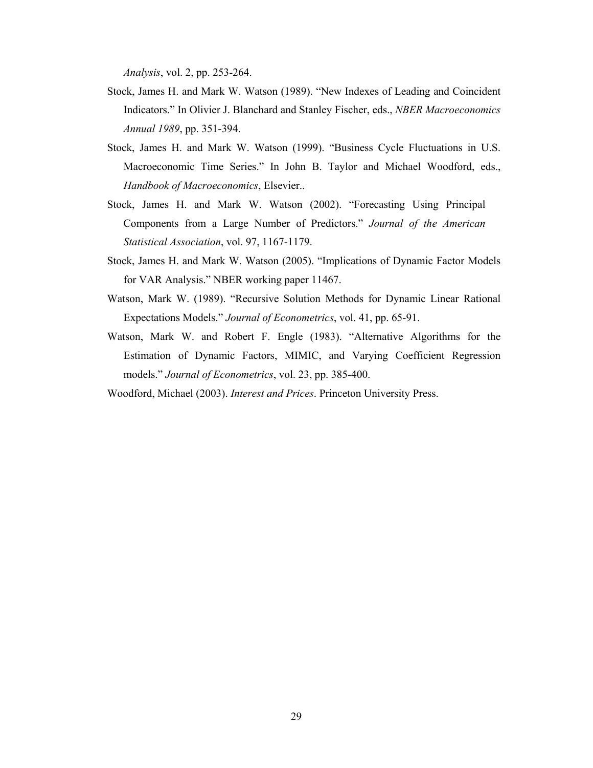*Analysis*, vol. 2, pp. 253-264.

Stock, James H. and Mark W. Watson (1989). “New Indexes of Leading and Coincident Indicators.” In Olivier J. Blanchard and Stanley Fischer, eds., *NBER Macroeconomics Annual 1989*, pp. 351-394.

Stock, James H. and Mark W. Watson (1999). “Business Cycle Fluctuations in U.S. Macroeconomic Time Series.” In John B. Taylor and Michael Woodford, eds., *Handbook of Macroeconomics*, Elsevier..

Stock, James H. and Mark W. Watson (2002). “Forecasting Using Principal Components from a Large Number of Predictors.” *Journal of the American Statistical Association*, vol. 97, 1167-1179.

Stock, James H. and Mark W. Watson (2005). “Implications of Dynamic Factor Models for VAR Analysis.” NBER working paper 11467.

Watson, Mark W. (1989). “Recursive Solution Methods for Dynamic Linear Rational Expectations Models.” *Journal of Econometrics*, vol. 41, pp. 65-91.

Watson, Mark W. and Robert F. Engle (1983). “Alternative Algorithms for the Estimation of Dynamic Factors, MIMIC, and Varying Coefficient Regression models.” *Journal of Econometrics*, vol. 23, pp. 385-400.

Woodford, Michael (2003). *Interest and Prices*. Princeton University Press.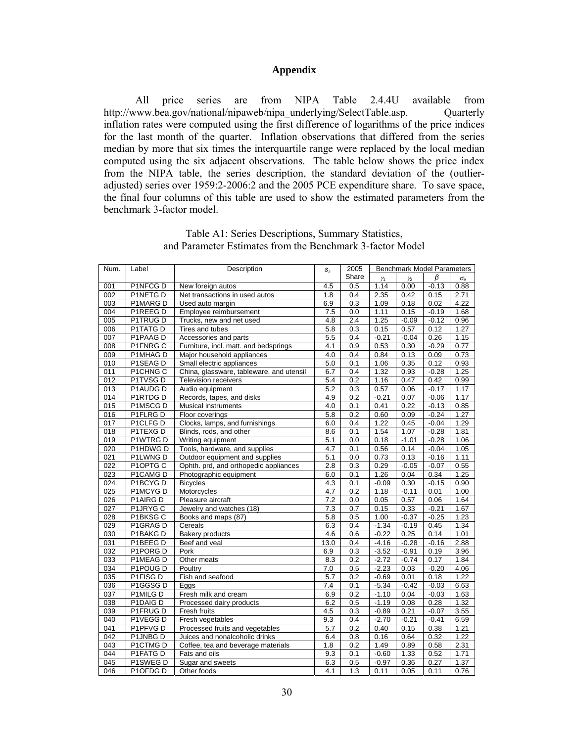## Appendix

All price series are from NIPA Table 2.4.4U available from http://www.bea.gov/national/nipaweb/nipa_underlying/SelectTable.asp. Quarterly inflation rates were computed using the first difference of logarithms of the price indices for the last month of the quarter. Inflation observations that differed from the series median by more that six times the interquartile range were replaced by the local median computed using the six adjacent observations. The table below shows the price index from the NIPA table, the series description, the standard deviation of the (outlier-adjusted) series over 1959:2-2006:2 and the 2005 PCE expenditure share. To save space, the final four columns of this table are used to show the estimated parameters from the benchmark 3-factor model.

Table A1: Series Descriptions, Summary Statistics, and Parameter Estimates from the Benchmark 3-factor Model

| Num. | Label | Description | $s_\pi$ | 2005 Share | Benchmark Model Parameters | | | |
|---|---|---|---|---|---|---|---|---|
| | | | | | $\gamma_1$ | $\gamma_2$ | $\beta$ | $\sigma_e$ |
| 001 | P1NFCG D | New foreign autos | 4.5 | 0.5 | 1.14 | 0.00 | -0.13 | 0.88 |
| 002 | P1NETG D | Net transactions in used autos | 1.8 | 0.4 | 2.35 | 0.42 | 0.15 | 2.71 |
| 003 | P1MARG D | Used auto margin | 6.9 | 0.3 | 1.09 | 0.18 | 0.02 | 4.22 |
| 004 | P1REEG D | Employee reimbursement | 7.5 | 0.0 | 1.11 | 0.15 | -0.19 | 1.68 |
| 005 | P1TRUG D | Trucks, new and net used | 4.8 | 2.4 | 1.25 | -0.09 | -0.12 | 0.96 |
| 006 | P1TATG D | Tires and tubes | 5.8 | 0.3 | 0.15 | 0.57 | 0.12 | 1.27 |
| 007 | P1PAAG D | Accessories and parts | 5.5 | 0.4 | -0.21 | -0.04 | 0.26 | 1.15 |
| 008 | P1FNRG C | Furniture, incl. matt. and bedsprings | 4.1 | 0.9 | 0.53 | 0.30 | -0.29 | 0.77 |
| 009 | P1MHAG D | Major household appliances | 4.0 | 0.4 | 0.84 | 0.13 | 0.09 | 0.73 |
| 010 | P1SEAG D | Small electric appliances | 5.0 | 0.1 | 1.06 | 0.35 | 0.12 | 0.93 |
| 011 | P1CHNG C | China, glassware, tableware, and utensil | 6.7 | 0.4 | 1.32 | 0.93 | -0.28 | 1.25 |
| 012 | P1TVSG D | Television receivers | 5.4 | 0.2 | 1.16 | 0.47 | 0.42 | 0.99 |
| 013 | P1AUDG D | Audio equipment | 5.2 | 0.3 | 0.57 | 0.06 | -0.17 | 1.17 |
| 014 | P1RTDG D | Records, tapes, and disks | 4.9 | 0.2 | -0.21 | 0.07 | -0.06 | 1.17 |
| 015 | P1MSCG D | Musical instruments | 4.0 | 0.1 | 0.41 | 0.22 | -0.13 | 0.85 |
| 016 | P1FLRG D | Floor coverings | 5.8 | 0.2 | 0.60 | 0.09 | -0.24 | 1.27 |
| 017 | P1CLFG D | Clocks, lamps, and furnishings | 6.0 | 0.4 | 1.22 | 0.45 | -0.04 | 1.29 |
| 018 | P1TEXG D | Blinds, rods, and other | 8.6 | 0.1 | 1.54 | 1.07 | -0.28 | 1.81 |
| 019 | P1WTRG D | Writing equipment | 5.1 | 0.0 | 0.18 | -1.01 | -0.28 | 1.06 |
| 020 | P1HDWG D | Tools, hardware, and supplies | 4.7 | 0.1 | 0.56 | 0.14 | -0.04 | 1.05 |
| 021 | P1LWNG D | Outdoor equipment and supplies | 5.1 | 0.0 | 0.73 | 0.13 | -0.16 | 1.11 |
| 022 | P1OPTG C | Ophth. prd, and orthopedic appliances | 2.8 | 0.3 | 0.29 | -0.05 | -0.07 | 0.55 |
| 023 | P1CAMG D | Photographic equipment | 6.0 | 0.1 | 1.26 | 0.04 | 0.34 | 1.25 |
| 024 | P1BCYG D | Bicycles | 4.3 | 0.1 | -0.09 | 0.30 | -0.15 | 0.90 |
| 025 | P1MCYG D | Motorcycles | 4.7 | 0.2 | 1.18 | -0.11 | 0.01 | 1.00 |
| 026 | P1AIRG D | Pleasure aircraft | 7.2 | 0.0 | 0.05 | 0.57 | 0.06 | 1.64 |
| 027 | P1JRYG C | Jewelry and watches (18) | 7.3 | 0.7 | 0.15 | 0.33 | -0.21 | 1.67 |
| 028 | P1BKSG C | Books and maps (87) | 5.8 | 0.5 | 1.00 | -0.37 | -0.25 | 1.23 |
| 029 | P1GRAG D | Cereals | 6.3 | 0.4 | -1.34 | -0.19 | 0.45 | 1.34 |
| 030 | P1BAKG D | Bakery products | 4.6 | 0.6 | -0.22 | 0.25 | 0.14 | 1.01 |
| 031 | P1BEEG D | Beef and veal | 13.0 | 0.4 | -4.16 | -0.28 | -0.16 | 2.88 |
| 032 | P1PORG D | Pork | 6.9 | 0.3 | -3.52 | -0.91 | 0.19 | 3.96 |
| 033 | P1MEAG D | Other meats | 8.3 | 0.2 | -2.72 | -0.74 | 0.17 | 1.84 |
| 034 | P1POUG D | Poultry | 7.0 | 0.5 | -2.23 | 0.03 | -0.20 | 4.06 |
| 035 | P1FISG D | Fish and seafood | 5.7 | 0.2 | -0.69 | 0.01 | 0.18 | 1.22 |
| 036 | P1GGSG D | Eggs | 7.4 | 0.1 | -5.34 | -0.42 | -0.03 | 6.63 |
| 037 | P1MILG D | Fresh milk and cream | 6.9 | 0.2 | -1.10 | 0.04 | -0.03 | 1.63 |
| 038 | P1DAIG D | Processed dairy products | 6.2 | 0.5 | -1.19 | 0.08 | 0.28 | 1.32 |
| 039 | P1FRUG D | Fresh fruits | 4.5 | 0.3 | -0.89 | 0.21 | -0.07 | 3.55 |
| 040 | P1VEGG D | Fresh vegetables | 9.3 | 0.4 | -2.70 | -0.21 | -0.41 | 6.59 |
| 041 | P1PFVG D | Processed fruits and vegetables | 5.7 | 0.2 | 0.40 | 0.15 | 0.38 | 1.21 |
| 042 | P1JNBG D | Juices and nonalcoholic drinks | 6.4 | 0.8 | 0.16 | 0.64 | 0.32 | 1.22 |
| 043 | P1CTMG D | Coffee, tea and beverage materials | 1.8 | 0.2 | 1.49 | 0.89 | 0.58 | 2.31 |
| 044 | P1FATG D | Fats and oils | 9.3 | 0.1 | -0.60 | 1.33 | 0.52 | 1.71 |
| 045 | P1SWEG D | Sugar and sweets | 6.3 | 0.5 | -0.97 | 0.36 | 0.27 | 1.37 |
| 046 | P1OFDG D | Other foods | 4.1 | 1.3 | 0.11 | 0.05 | 0.11 | 0.76 |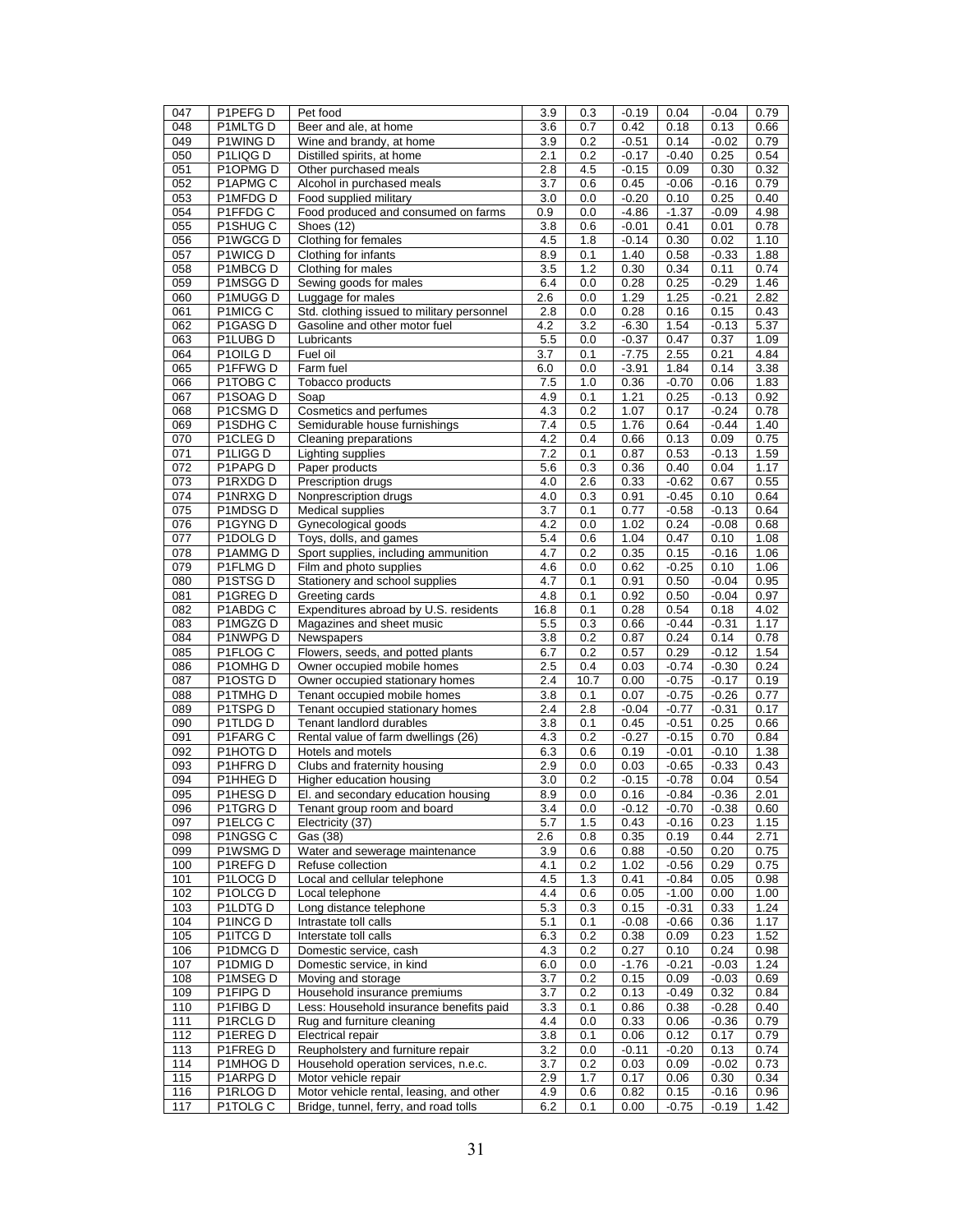| 047 | P1PEFG D | Pet food | 3.9 | 0.3 | -0.19 | 0.04 | -0.04 | 0.79 |
|---|---|---|---|---|---|---|---|---|
| 048 | P1MLTG D | Beer and ale, at home | 3.6 | 0.7 | 0.42 | 0.18 | 0.13 | 0.66 |
| 049 | P1WING D | Wine and brandy, at home | 3.9 | 0.2 | -0.51 | 0.14 | -0.02 | 0.79 |
| 050 | P1LIQG D | Distilled spirits, at home | 2.1 | 0.2 | -0.17 | -0.40 | 0.25 | 0.54 |
| 051 | P1OPMG D | Other purchased meals | 2.8 | 4.5 | -0.15 | 0.09 | 0.30 | 0.32 |
| 052 | P1APMG C | Alcohol in purchased meals | 3.7 | 0.6 | 0.45 | -0.06 | -0.16 | 0.79 |
| 053 | P1MFDG D | Food supplied military | 3.0 | 0.0 | -0.20 | 0.10 | 0.25 | 0.40 |
| 054 | P1FFDG C | Food produced and consumed on farms | 0.9 | 0.0 | -4.86 | -1.37 | -0.09 | 4.98 |
| 055 | P1SHUG C | Shoes (12) | 3.8 | 0.6 | -0.01 | 0.41 | 0.01 | 0.78 |
| 056 | P1WGCG D | Clothing for females | 4.5 | 1.8 | -0.14 | 0.30 | 0.02 | 1.10 |
| 057 | P1WICG D | Clothing for infants | 8.9 | 0.1 | 1.40 | 0.58 | -0.33 | 1.88 |
| 058 | P1MBCG D | Clothing for males | 3.5 | 1.2 | 0.30 | 0.34 | 0.11 | 0.74 |
| 059 | P1MSGG D | Sewing goods for males | 6.4 | 0.0 | 0.28 | 0.25 | -0.29 | 1.46 |
| 060 | P1MUGG D | Luggage for males | 2.6 | 0.0 | 1.29 | 1.25 | -0.21 | 2.82 |
| 061 | P1MICG C | Std. clothing issued to military personnel | 2.8 | 0.0 | 0.28 | 0.16 | 0.15 | 0.43 |
| 062 | P1GASG D | Gasoline and other motor fuel | 4.2 | 3.2 | -6.30 | 1.54 | -0.13 | 5.37 |
| 063 | P1LUBG D | Lubricants | 5.5 | 0.0 | -0.37 | 0.47 | 0.37 | 1.09 |
| 064 | P1OILG D | Fuel oil | 3.7 | 0.1 | -7.75 | 2.55 | 0.21 | 4.84 |
| 065 | P1FFWG D | Farm fuel | 6.0 | 0.0 | -3.91 | 1.84 | 0.14 | 3.38 |
| 066 | P1TOBG C | Tobacco products | 7.5 | 1.0 | 0.36 | -0.70 | 0.06 | 1.83 |
| 067 | P1SOAG D | Soap | 4.9 | 0.1 | 1.21 | 0.25 | -0.13 | 0.92 |
| 068 | P1CSMG D | Cosmetics and perfumes | 4.3 | 0.2 | 1.07 | 0.17 | -0.24 | 0.78 |
| 069 | P1SDHG C | Semidurable house furnishings | 7.4 | 0.5 | 1.76 | 0.64 | -0.44 | 1.40 |
| 070 | P1CLEG D | Cleaning preparations | 4.2 | 0.4 | 0.66 | 0.13 | 0.09 | 0.75 |
| 071 | P1LIGG D | Lighting supplies | 7.2 | 0.1 | 0.87 | 0.53 | -0.13 | 1.59 |
| 072 | P1PAPG D | Paper products | 5.6 | 0.3 | 0.36 | 0.40 | 0.04 | 1.17 |
| 073 | P1RXDG D | Prescription drugs | 4.0 | 2.6 | 0.33 | -0.62 | 0.67 | 0.55 |
| 074 | P1NRXG D | Nonprescription drugs | 4.0 | 0.3 | 0.91 | -0.45 | 0.10 | 0.64 |
| 075 | P1MDSG D | Medical supplies | 3.7 | 0.1 | 0.77 | -0.58 | -0.13 | 0.64 |
| 076 | P1GYNG D | Gynecological goods | 4.2 | 0.0 | 1.02 | 0.24 | -0.08 | 0.68 |
| 077 | P1DOLG D | Toys, dolls, and games | 5.4 | 0.6 | 1.04 | 0.47 | 0.10 | 1.08 |
| 078 | P1AMMG D | Sport supplies, including ammunition | 4.7 | 0.2 | 0.35 | 0.15 | -0.16 | 1.06 |
| 079 | P1FLMG D | Film and photo supplies | 4.6 | 0.0 | 0.62 | -0.25 | 0.10 | 1.06 |
| 080 | P1STSG D | Stationery and school supplies | 4.7 | 0.1 | 0.91 | 0.50 | -0.04 | 0.95 |
| 081 | P1GREG D | Greeting cards | 4.8 | 0.1 | 0.92 | 0.50 | -0.04 | 0.97 |
| 082 | P1ABDG C | Expenditures abroad by U.S. residents | 16.8 | 0.1 | 0.28 | 0.54 | 0.18 | 4.02 |
| 083 | P1MGZG D | Magazines and sheet music | 5.5 | 0.3 | 0.66 | -0.44 | -0.31 | 1.17 |
| 084 | P1NWPG D | Newspapers | 3.8 | 0.2 | 0.87 | 0.24 | 0.14 | 0.78 |
| 085 | P1FLOG C | Flowers, seeds, and potted plants | 6.7 | 0.2 | 0.57 | 0.29 | -0.12 | 1.54 |
| 086 | P1OMHG D | Owner occupied mobile homes | 2.5 | 0.4 | 0.03 | -0.74 | -0.30 | 0.24 |
| 087 | P1OSTG D | Owner occupied stationary homes | 2.4 | 10.7 | 0.00 | -0.75 | -0.17 | 0.19 |
| 088 | P1TMHG D | Tenant occupied mobile homes | 3.8 | 0.1 | 0.07 | -0.75 | -0.26 | 0.77 |
| 089 | P1TSPG D | Tenant occupied stationary homes | 2.4 | 2.8 | -0.04 | -0.77 | -0.31 | 0.17 |
| 090 | P1TLDG D | Tenant landlord durables | 3.8 | 0.1 | 0.45 | -0.51 | 0.25 | 0.66 |
| 091 | P1FARG C | Rental value of farm dwellings (26) | 4.3 | 0.2 | -0.27 | -0.15 | 0.70 | 0.84 |
| 092 | P1HOTG D | Hotels and motels | 6.3 | 0.6 | 0.19 | -0.01 | -0.10 | 1.38 |
| 093 | P1HFRG D | Clubs and fraternity housing | 2.9 | 0.0 | 0.03 | -0.65 | -0.33 | 0.43 |
| 094 | P1HHEG D | Higher education housing | 3.0 | 0.2 | -0.15 | -0.78 | 0.04 | 0.54 |
| 095 | P1HESG D | El. and secondary education housing | 8.9 | 0.0 | 0.16 | -0.84 | -0.36 | 2.01 |
| 096 | P1TGRG D | Tenant group room and board | 3.4 | 0.0 | -0.12 | -0.70 | -0.38 | 0.60 |
| 097 | P1ELCG C | Electricity (37) | 5.7 | 1.5 | 0.43 | -0.16 | 0.23 | 1.15 |
| 098 | P1NGSG C | Gas (38) | 2.6 | 0.8 | 0.35 | 0.19 | 0.44 | 2.71 |
| 099 | P1WSMG D | Water and sewerage maintenance | 3.9 | 0.6 | 0.88 | -0.50 | 0.20 | 0.75 |
| 100 | P1REFG D | Refuse collection | 4.1 | 0.2 | 1.02 | -0.56 | 0.29 | 0.75 |
| 101 | P1LOCG D | Local and cellular telephone | 4.5 | 1.3 | 0.41 | -0.84 | 0.05 | 0.98 |
| 102 | P1OLCG D | Local telephone | 4.4 | 0.6 | 0.05 | -1.00 | 0.00 | 1.00 |
| 103 | P1LDTG D | Long distance telephone | 5.3 | 0.3 | 0.15 | -0.31 | 0.33 | 1.24 |
| 104 | P1INCG D | Intrastate toll calls | 5.1 | 0.1 | -0.08 | -0.66 | 0.36 | 1.17 |
| 105 | P1ITCG D | Interstate toll calls | 6.3 | 0.2 | 0.38 | 0.09 | 0.23 | 1.52 |
| 106 | P1DMCG D | Domestic service, cash | 4.3 | 0.2 | 0.27 | 0.10 | 0.24 | 0.98 |
| 107 | P1DMIG D | Domestic service, in kind | 6.0 | 0.0 | -1.76 | -0.21 | -0.03 | 1.24 |
| 108 | P1MSEG D | Moving and storage | 3.7 | 0.2 | 0.15 | 0.09 | -0.03 | 0.69 |
| 109 | P1FIPG D | Household insurance premiums | 3.7 | 0.2 | 0.13 | -0.49 | 0.32 | 0.84 |
| 110 | P1FIBG D | Less: Household insurance benefits paid | 3.3 | 0.1 | 0.86 | 0.38 | -0.28 | 0.40 |
| 111 | P1RCLG D | Rug and furniture cleaning | 4.4 | 0.0 | 0.33 | 0.06 | -0.36 | 0.79 |
| 112 | P1EREG D | Electrical repair | 3.8 | 0.1 | 0.06 | 0.12 | 0.17 | 0.79 |
| 113 | P1FREG D | Reupholstery and furniture repair | 3.2 | 0.0 | -0.11 | -0.20 | 0.13 | 0.74 |
| 114 | P1MHOG D | Household operation services, n.e.c. | 3.7 | 0.2 | 0.03 | 0.09 | -0.02 | 0.73 |
| 115 | P1ARPG D | Motor vehicle repair | 2.9 | 1.7 | 0.17 | 0.06 | 0.30 | 0.34 |
| 116 | P1RLOG D | Motor vehicle rental, leasing, and other | 4.9 | 0.6 | 0.82 | 0.15 | -0.16 | 0.96 |
| 117 | P1TOLG C | Bridge, tunnel, ferry, and road tolls | 6.2 | 0.1 | 0.00 | -0.75 | -0.19 | 1.42 |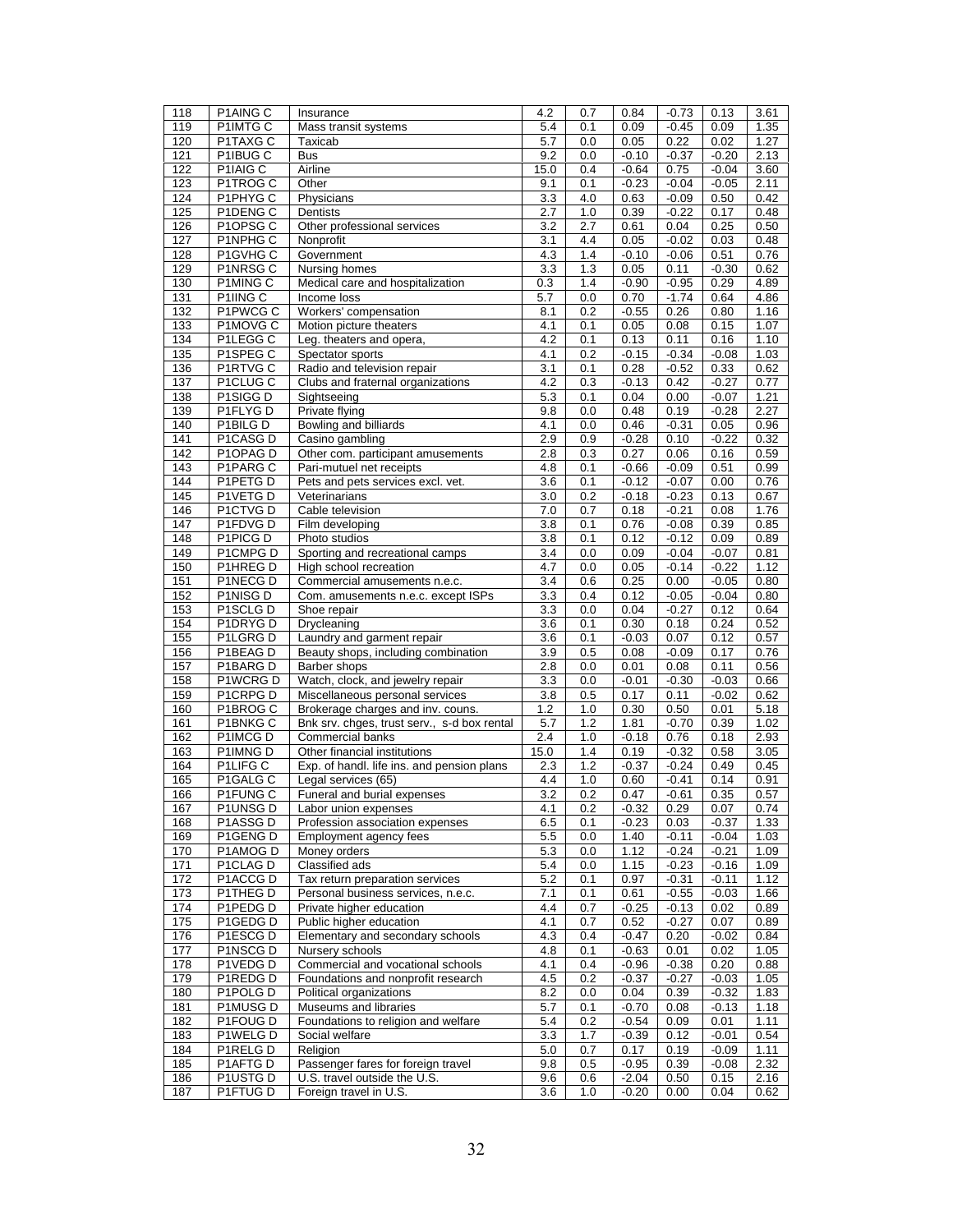| 118 | P1AING C | Insurance | 4.2 | 0.7 | 0.84 | -0.73 | 0.13 | 3.61 |
|---|---|---|---|---|---|---|---|---|
| 119 | P1IMTG C | Mass transit systems | 5.4 | 0.1 | 0.09 | -0.45 | 0.09 | 1.35 |
| 120 | P1TAXG C | Taxicab | 5.7 | 0.0 | 0.05 | 0.22 | 0.02 | 1.27 |
| 121 | P1IBUG C | Bus | 9.2 | 0.0 | -0.10 | -0.37 | -0.20 | 2.13 |
| 122 | P1IAIG C | Airline | 15.0 | 0.4 | -0.64 | 0.75 | -0.04 | 3.60 |
| 123 | P1TROG C | Other | 9.1 | 0.1 | -0.23 | -0.04 | -0.05 | 2.11 |
| 124 | P1PHYG C | Physicians | 3.3 | 4.0 | 0.63 | -0.09 | 0.50 | 0.42 |
| 125 | P1DENG C | Dentists | 2.7 | 1.0 | 0.39 | -0.22 | 0.17 | 0.48 |
| 126 | P1OPSG C | Other professional services | 3.2 | 2.7 | 0.61 | 0.04 | 0.25 | 0.50 |
| 127 | P1NPHG C | Nonprofit | 3.1 | 4.4 | 0.05 | -0.02 | 0.03 | 0.48 |
| 128 | P1GVHG C | Government | 4.3 | 1.4 | -0.10 | -0.06 | 0.51 | 0.76 |
| 129 | P1NRSG C | Nursing homes | 3.3 | 1.3 | 0.05 | 0.11 | -0.30 | 0.62 |
| 130 | P1MING C | Medical care and hospitalization | 0.3 | 1.4 | -0.90 | -0.95 | 0.29 | 4.89 |
| 131 | P1IING C | Income loss | 5.7 | 0.0 | 0.70 | -1.74 | 0.64 | 4.86 |
| 132 | P1PWCG C | Workers' compensation | 8.1 | 0.2 | -0.55 | 0.26 | 0.80 | 1.16 |
| 133 | P1MOVG C | Motion picture theaters | 4.1 | 0.1 | 0.05 | 0.08 | 0.15 | 1.07 |
| 134 | P1LEGG C | Leg. theaters and opera, | 4.2 | 0.1 | 0.13 | 0.11 | 0.16 | 1.10 |
| 135 | P1SPEG C | Spectator sports | 4.1 | 0.2 | -0.15 | -0.34 | -0.08 | 1.03 |
| 136 | P1RTVG C | Radio and television repair | 3.1 | 0.1 | 0.28 | -0.52 | 0.33 | 0.62 |
| 137 | P1CLUG C | Clubs and fraternal organizations | 4.2 | 0.3 | -0.13 | 0.42 | -0.27 | 0.77 |
| 138 | P1SIGG D | Sightseeing | 5.3 | 0.1 | 0.04 | 0.00 | -0.07 | 1.21 |
| 139 | P1FLYG D | Private flying | 9.8 | 0.0 | 0.48 | 0.19 | -0.28 | 2.27 |
| 140 | P1BILG D | Bowling and billiards | 4.1 | 0.0 | 0.46 | -0.31 | 0.05 | 0.96 |
| 141 | P1CASG D | Casino gambling | 2.9 | 0.9 | -0.28 | 0.10 | -0.22 | 0.32 |
| 142 | P1OPAG D | Other com. participant amusements | 2.8 | 0.3 | 0.27 | 0.06 | 0.16 | 0.59 |
| 143 | P1PARG C | Pari-mutuel net receipts | 4.8 | 0.1 | -0.66 | -0.09 | 0.51 | 0.99 |
| 144 | P1PETG D | Pets and pets services excl. vet. | 3.6 | 0.1 | -0.12 | -0.07 | 0.00 | 0.76 |
| 145 | P1VETG D | Veterinarians | 3.0 | 0.2 | -0.18 | -0.23 | 0.13 | 0.67 |
| 146 | P1CTVG D | Cable television | 7.0 | 0.7 | 0.18 | -0.21 | 0.08 | 1.76 |
| 147 | P1FDVG D | Film developing | 3.8 | 0.1 | 0.76 | -0.08 | 0.39 | 0.85 |
| 148 | P1PICG D | Photo studios | 3.8 | 0.1 | 0.12 | -0.12 | 0.09 | 0.89 |
| 149 | P1CMPG D | Sporting and recreational camps | 3.4 | 0.0 | 0.09 | -0.04 | -0.07 | 0.81 |
| 150 | P1HREG D | High school recreation | 4.7 | 0.0 | 0.05 | -0.14 | -0.22 | 1.12 |
| 151 | P1NECG D | Commercial amusements n.e.c. | 3.4 | 0.6 | 0.25 | 0.00 | -0.05 | 0.80 |
| 152 | P1NISG D | Com. amusements n.e.c. except ISPs | 3.3 | 0.4 | 0.12 | -0.05 | -0.04 | 0.80 |
| 153 | P1SCLG D | Shoe repair | 3.3 | 0.0 | 0.04 | -0.27 | 0.12 | 0.64 |
| 154 | P1DRYG D | Drycleaning | 3.6 | 0.1 | 0.30 | 0.18 | 0.24 | 0.52 |
| 155 | P1LGRG D | Laundry and garment repair | 3.6 | 0.1 | -0.03 | 0.07 | 0.12 | 0.57 |
| 156 | P1BEAG D | Beauty shops, including combination | 3.9 | 0.5 | 0.08 | -0.09 | 0.17 | 0.76 |
| 157 | P1BARG D | Barber shops | 2.8 | 0.0 | 0.01 | 0.08 | 0.11 | 0.56 |
| 158 | P1WCRG D | Watch, clock, and jewelry repair | 3.3 | 0.0 | -0.01 | -0.30 | -0.03 | 0.66 |
| 159 | P1CRPG D | Miscellaneous personal services | 3.8 | 0.5 | 0.17 | 0.11 | -0.02 | 0.62 |
| 160 | P1BROG C | Brokerage charges and inv. couns. | 1.2 | 1.0 | 0.30 | 0.50 | 0.01 | 5.18 |
| 161 | P1BNKG C | Bnk srv. chges, trust serv., s-d box rental | 5.7 | 1.2 | 1.81 | -0.70 | 0.39 | 1.02 |
| 162 | P1IMCG D | Commercial banks | 2.4 | 1.0 | -0.18 | 0.76 | 0.18 | 2.93 |
| 163 | P1IMNG D | Other financial institutions | 15.0 | 1.4 | 0.19 | -0.32 | 0.58 | 3.05 |
| 164 | P1LIFG C | Exp. of handl. life ins. and pension plans | 2.3 | 1.2 | -0.37 | -0.24 | 0.49 | 0.45 |
| 165 | P1GALG C | Legal services (65) | 4.4 | 1.0 | 0.60 | -0.41 | 0.14 | 0.91 |
| 166 | P1FUNG C | Funeral and burial expenses | 3.2 | 0.2 | 0.47 | -0.61 | 0.35 | 0.57 |
| 167 | P1UNSG D | Labor union expenses | 4.1 | 0.2 | -0.32 | 0.29 | 0.07 | 0.74 |
| 168 | P1ASSG D | Profession association expenses | 6.5 | 0.1 | -0.23 | 0.03 | -0.37 | 1.33 |
| 169 | P1GENG D | Employment agency fees | 5.5 | 0.0 | 1.40 | -0.11 | -0.04 | 1.03 |
| 170 | P1AMOG D | Money orders | 5.3 | 0.0 | 1.12 | -0.24 | -0.21 | 1.09 |
| 171 | P1CLAG D | Classified ads | 5.4 | 0.0 | 1.15 | -0.23 | -0.16 | 1.09 |
| 172 | P1ACCG D | Tax return preparation services | 5.2 | 0.1 | 0.97 | -0.31 | -0.11 | 1.12 |
| 173 | P1THEG D | Personal business services, n.e.c. | 7.1 | 0.1 | 0.61 | -0.55 | -0.03 | 1.66 |
| 174 | P1PEDG D | Private higher education | 4.4 | 0.7 | -0.25 | -0.13 | 0.02 | 0.89 |
| 175 | P1GEDG D | Public higher education | 4.1 | 0.7 | 0.52 | -0.27 | 0.07 | 0.89 |
| 176 | P1ESCG D | Elementary and secondary schools | 4.3 | 0.4 | -0.47 | 0.20 | -0.02 | 0.84 |
| 177 | P1NSCG D | Nursery schools | 4.8 | 0.1 | -0.63 | 0.01 | 0.02 | 1.05 |
| 178 | P1VEDG D | Commercial and vocational schools | 4.1 | 0.4 | -0.96 | -0.38 | 0.20 | 0.88 |
| 179 | P1REDG D | Foundations and nonprofit research | 4.5 | 0.2 | -0.37 | -0.27 | -0.03 | 1.05 |
| 180 | P1POLG D | Political organizations | 8.2 | 0.0 | 0.04 | 0.39 | -0.32 | 1.83 |
| 181 | P1MUSG D | Museums and libraries | 5.7 | 0.1 | -0.70 | 0.08 | -0.13 | 1.18 |
| 182 | P1FOUG D | Foundations to religion and welfare | 5.4 | 0.2 | -0.54 | 0.09 | 0.01 | 1.11 |
| 183 | P1WELG D | Social welfare | 3.3 | 1.7 | -0.39 | 0.12 | -0.01 | 0.54 |
| 184 | P1RELG D | Religion | 5.0 | 0.7 | 0.17 | 0.19 | -0.09 | 1.11 |
| 185 | P1AFTG D | Passenger fares for foreign travel | 9.8 | 0.5 | -0.95 | 0.39 | -0.08 | 2.32 |
| 186 | P1USTG D | U.S. travel outside the U.S. | 9.6 | 0.6 | -2.04 | 0.50 | 0.15 | 2.16 |
| 187 | P1FTUG D | Foreign travel in U.S. | 3.6 | 1.0 | -0.20 | 0.00 | 0.04 | 0.62 |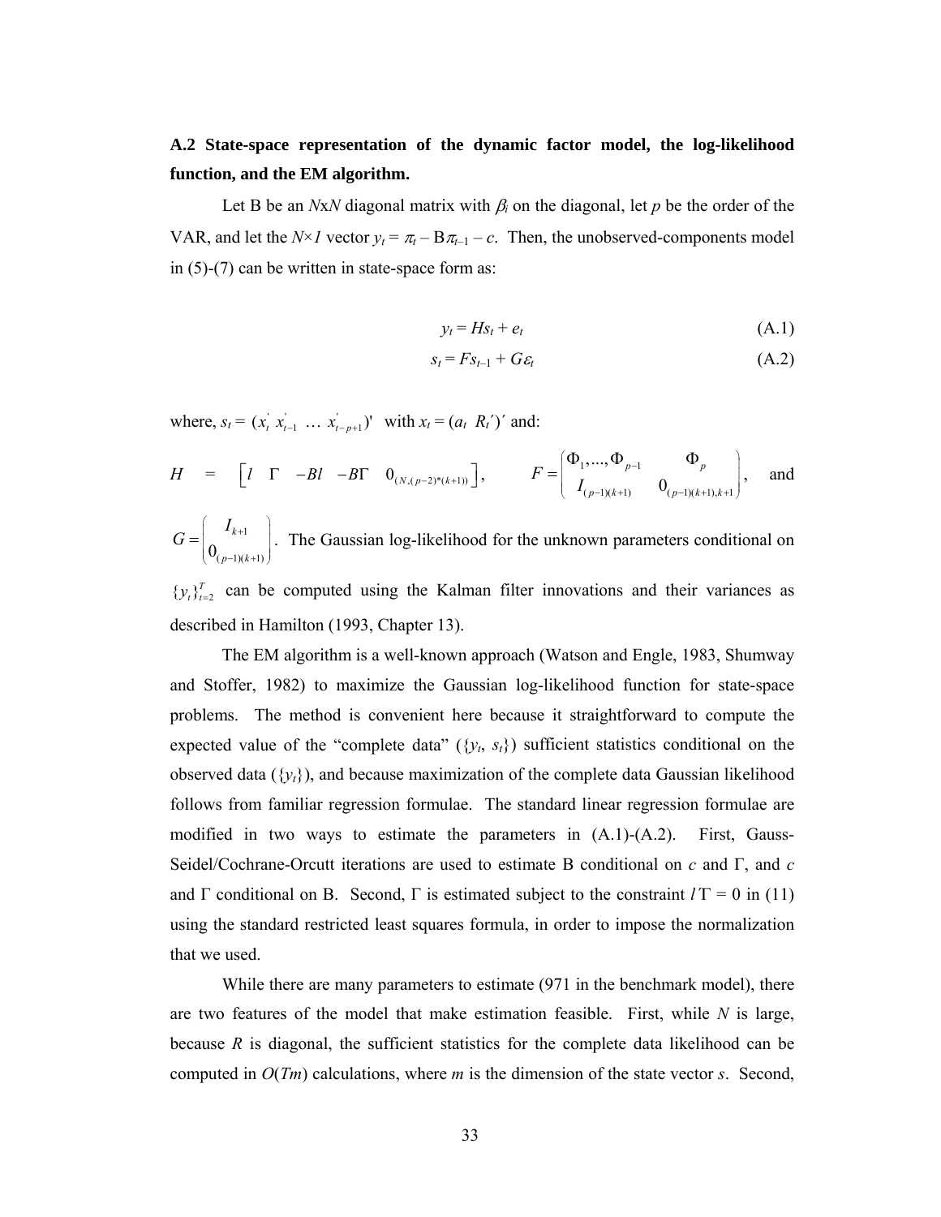**A.2 State-space representation of the dynamic factor model, the log-likelihood function, and the EM algorithm.**

Let B be an $N$x$N$ diagonal matrix with $\beta_i$ on the diagonal, let $p$ be the order of the VAR, and let the $N\times 1$ vector $y_t = \pi_t - \mathrm{B}\pi_{t-1} - c$. Then, the unobserved-components model in (5)-(7) can be written in state-space form as:

$$y_t = Hs_t + e_t \tag{A.1}$$

$$s_t = Fs_{t-1} + G\varepsilon_t \tag{A.2}$$

where, $s_t = (x_t^{'}\ x_{t-1}^{'}\ \ldots\ x_{t-p+1}^{'})'$ with $x_t = (a_t\ \ R_t')'$ and:

$H = \begin{bmatrix} l & \Gamma & -Bl & -B\Gamma & 0_{(N,(p-2)*(k+1))} \end{bmatrix}$, $\quad F = \begin{pmatrix} \Phi_1,\ldots,\Phi_{p-1} & \Phi_p \\ I_{(p-1)(k+1)} & 0_{(p-1)(k+1),k+1} \end{pmatrix}$, and

$G = \begin{pmatrix} I_{k+1} \\ 0_{(p-1)(k+1)} \end{pmatrix}$. The Gaussian log-likelihood for the unknown parameters conditional on $\{y_t\}_{t=2}^{T}$ can be computed using the Kalman filter innovations and their variances as described in Hamilton (1993, Chapter 13).

The EM algorithm is a well-known approach (Watson and Engle, 1983, Shumway and Stoffer, 1982) to maximize the Gaussian log-likelihood function for state-space problems. The method is convenient here because it straightforward to compute the expected value of the "complete data" ($\{y_t, s_t\}$) sufficient statistics conditional on the observed data ($\{y_t\}$), and because maximization of the complete data Gaussian likelihood follows from familiar regression formulae. The standard linear regression formulae are modified in two ways to estimate the parameters in (A.1)-(A.2). First, Gauss-Seidel/Cochrane-Orcutt iterations are used to estimate B conditional on $c$ and $\Gamma$, and $c$ and $\Gamma$ conditional on B. Second, $\Gamma$ is estimated subject to the constraint $l'\Gamma = 0$ in (11) using the standard restricted least squares formula, in order to impose the normalization that we used.

While there are many parameters to estimate (971 in the benchmark model), there are two features of the model that make estimation feasible. First, while $N$ is large, because $R$ is diagonal, the sufficient statistics for the complete data likelihood can be computed in $O(Tm)$ calculations, where $m$ is the dimension of the state vector $s$. Second,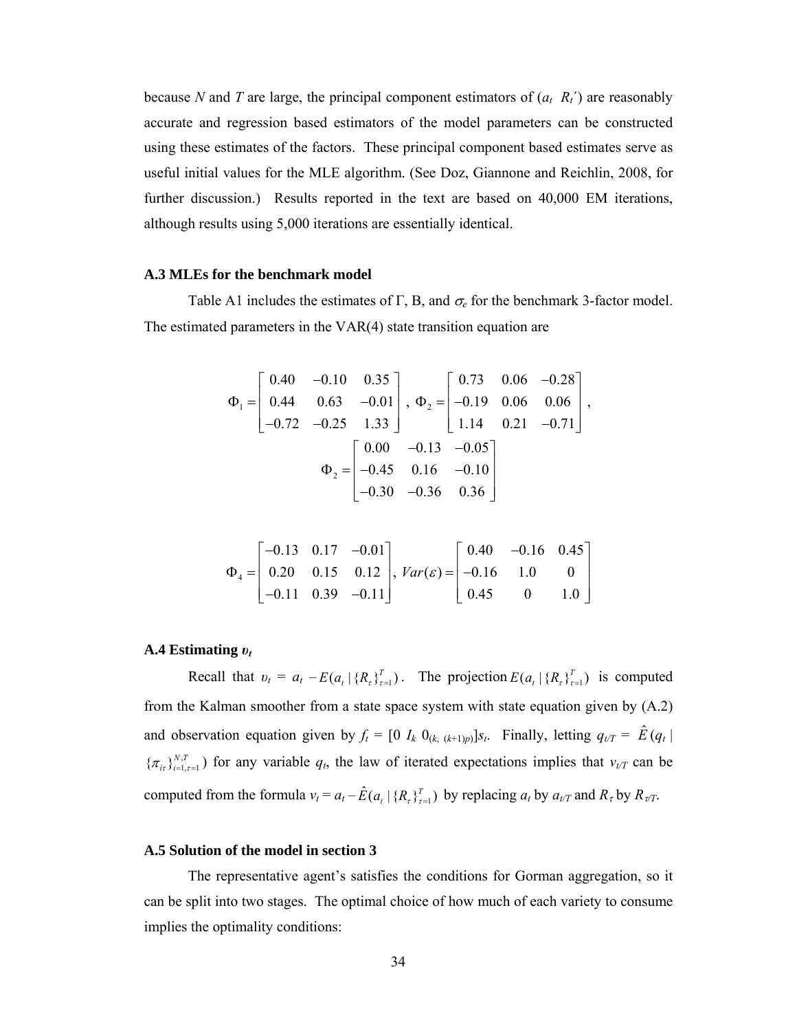because $N$ and $T$ are large, the principal component estimators of $(a_t \;\; R_t')$ are reasonably accurate and regression based estimators of the model parameters can be constructed using these estimates of the factors. These principal component based estimates serve as useful initial values for the MLE algorithm. (See Doz, Giannone and Reichlin, 2008, for further discussion.) Results reported in the text are based on 40,000 EM iterations, although results using 5,000 iterations are essentially identical.

### A.3 MLEs for the benchmark model

Table A1 includes the estimates of Γ, Β, and $\sigma_e$ for the benchmark 3-factor model. The estimated parameters in the VAR(4) state transition equation are

$$\Phi_1 = \begin{bmatrix} 0.40 & -0.10 & 0.35 \\ 0.44 & 0.63 & -0.01 \\ -0.72 & -0.25 & 1.33 \end{bmatrix},\; \Phi_2 = \begin{bmatrix} 0.73 & 0.06 & -0.28 \\ -0.19 & 0.06 & 0.06 \\ 1.14 & 0.21 & -0.71 \end{bmatrix},$$

$$\Phi_2 = \begin{bmatrix} 0.00 & -0.13 & -0.05 \\ -0.45 & 0.16 & -0.10 \\ -0.30 & -0.36 & 0.36 \end{bmatrix}$$

$$\Phi_4 = \begin{bmatrix} -0.13 & 0.17 & -0.01 \\ 0.20 & 0.15 & 0.12 \\ -0.11 & 0.39 & -0.11 \end{bmatrix},\; Var(\varepsilon) = \begin{bmatrix} 0.40 & -0.16 & 0.45 \\ -0.16 & 1.0 & 0 \\ 0.45 & 0 & 1.0 \end{bmatrix}$$

### A.4 Estimating $\upsilon_t$

Recall that $\upsilon_t = a_t - E(a_t \mid \{R_\tau\}_{\tau=1}^T)$. The projection $E(a_t \mid \{R_\tau\}_{\tau=1}^T)$ is computed from the Kalman smoother from a state space system with state equation given by (A.2) and observation equation given by $f_t = [0 \;\; I_k \;\; 0_{(k,\,(k+1)p)}]s_t$. Finally, letting $q_{t/T} = \hat{E}(q_t \mid \{\pi_{t\tau}\}_{i=1,\tau=1}^{N,T})$ for any variable $q_t$, the law of iterated expectations implies that $\upsilon_{t/T}$ can be computed from the formula $\upsilon_t = a_t - \hat{E}(a_t \mid \{R_\tau\}_{\tau=1}^T)$ by replacing $a_t$ by $a_{t/T}$ and $R_\tau$ by $R_{\tau/T}$.

### A.5 Solution of the model in section 3

The representative agent's satisfies the conditions for Gorman aggregation, so it can be split into two stages. The optimal choice of how much of each variety to consume implies the optimality conditions: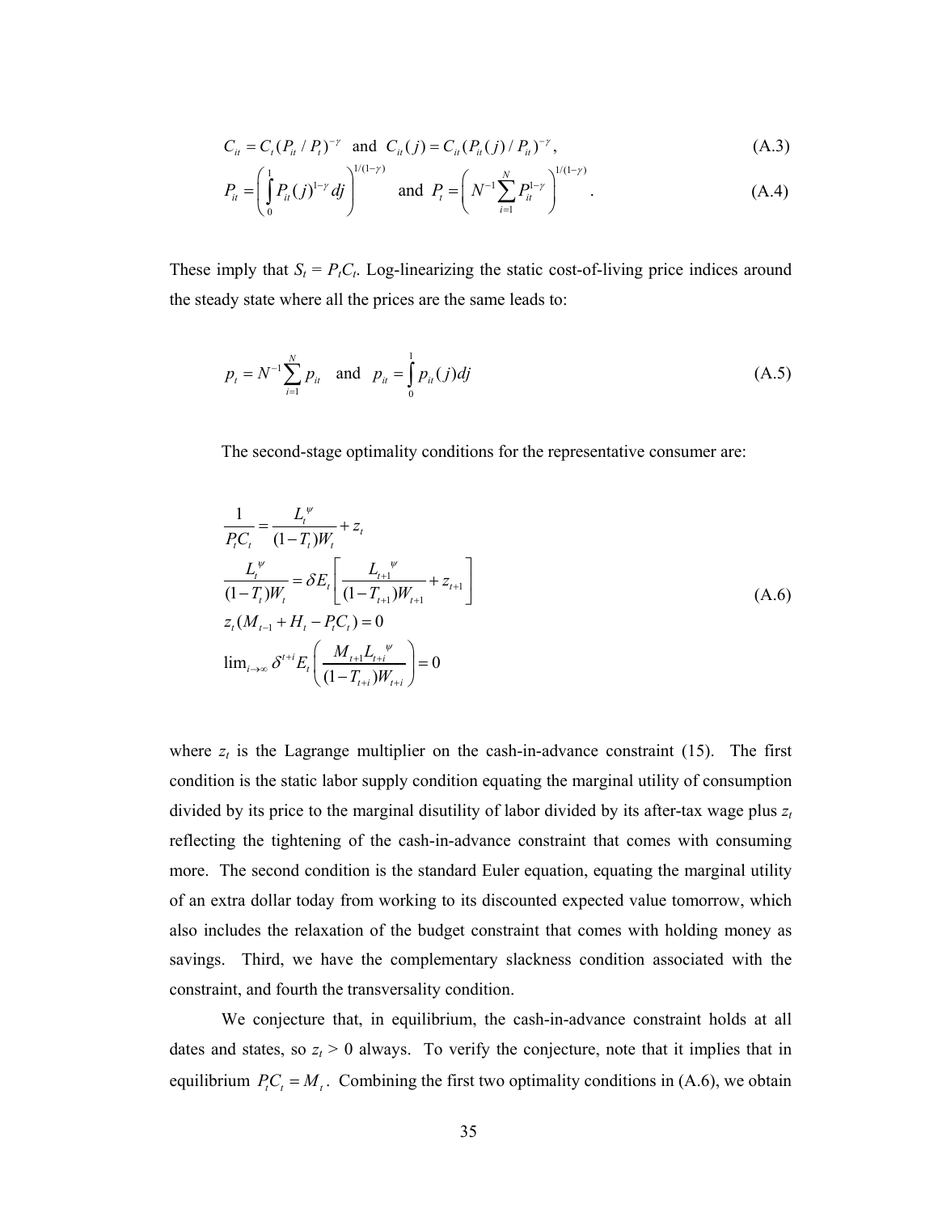$$C_{it} = C_t (P_{it} / P_t)^{-\gamma} \text{ and } C_{it}(j) = C_{it}(P_{it}(j) / P_{it})^{-\gamma}, \tag{A.3}$$

$$P_{it} = \left( \int_0^1 P_{it}(j)^{1-\gamma} dj \right)^{1/(1-\gamma)} \text{ and } P_t = \left( N^{-1} \sum_{i=1}^{N} P_{it}^{1-\gamma} \right)^{1/(1-\gamma)}. \tag{A.4}$$

These imply that $S_t = P_t C_t$. Log-linearizing the static cost-of-living price indices around the steady state where all the prices are the same leads to:

$$p_t = N^{-1} \sum_{i=1}^{N} p_{it} \quad \text{and} \quad p_{it} = \int_0^1 p_{it}(j) dj \tag{A.5}$$

The second-stage optimality conditions for the representative consumer are:

$$\begin{aligned}
&\frac{1}{P_t C_t} = \frac{L_t^{\psi}}{(1-T_t)W_t} + z_t \\
&\frac{L_t^{\psi}}{(1-T_t)W_t} = \delta E_t \left[ \frac{L_{t+1}^{\psi}}{(1-T_{t+1})W_{t+1}} + z_{t+1} \right] \\
&z_t (M_{t-1} + H_t - P_t C_t) = 0 \\
&\lim_{i \to \infty} \delta^{t+i} E_t \left( \frac{M_{t+1} L_{t+i}^{\psi}}{(1-T_{t+i})W_{t+i}} \right) = 0
\end{aligned} \tag{A.6}$$

where $z_t$ is the Lagrange multiplier on the cash-in-advance constraint (15). The first condition is the static labor supply condition equating the marginal utility of consumption divided by its price to the marginal disutility of labor divided by its after-tax wage plus $z_t$ reflecting the tightening of the cash-in-advance constraint that comes with consuming more. The second condition is the standard Euler equation, equating the marginal utility of an extra dollar today from working to its discounted expected value tomorrow, which also includes the relaxation of the budget constraint that comes with holding money as savings. Third, we have the complementary slackness condition associated with the constraint, and fourth the transversality condition.

We conjecture that, in equilibrium, the cash-in-advance constraint holds at all dates and states, so $z_t > 0$ always. To verify the conjecture, note that it implies that in equilibrium $P_t C_t = M_t$. Combining the first two optimality conditions in (A.6), we obtain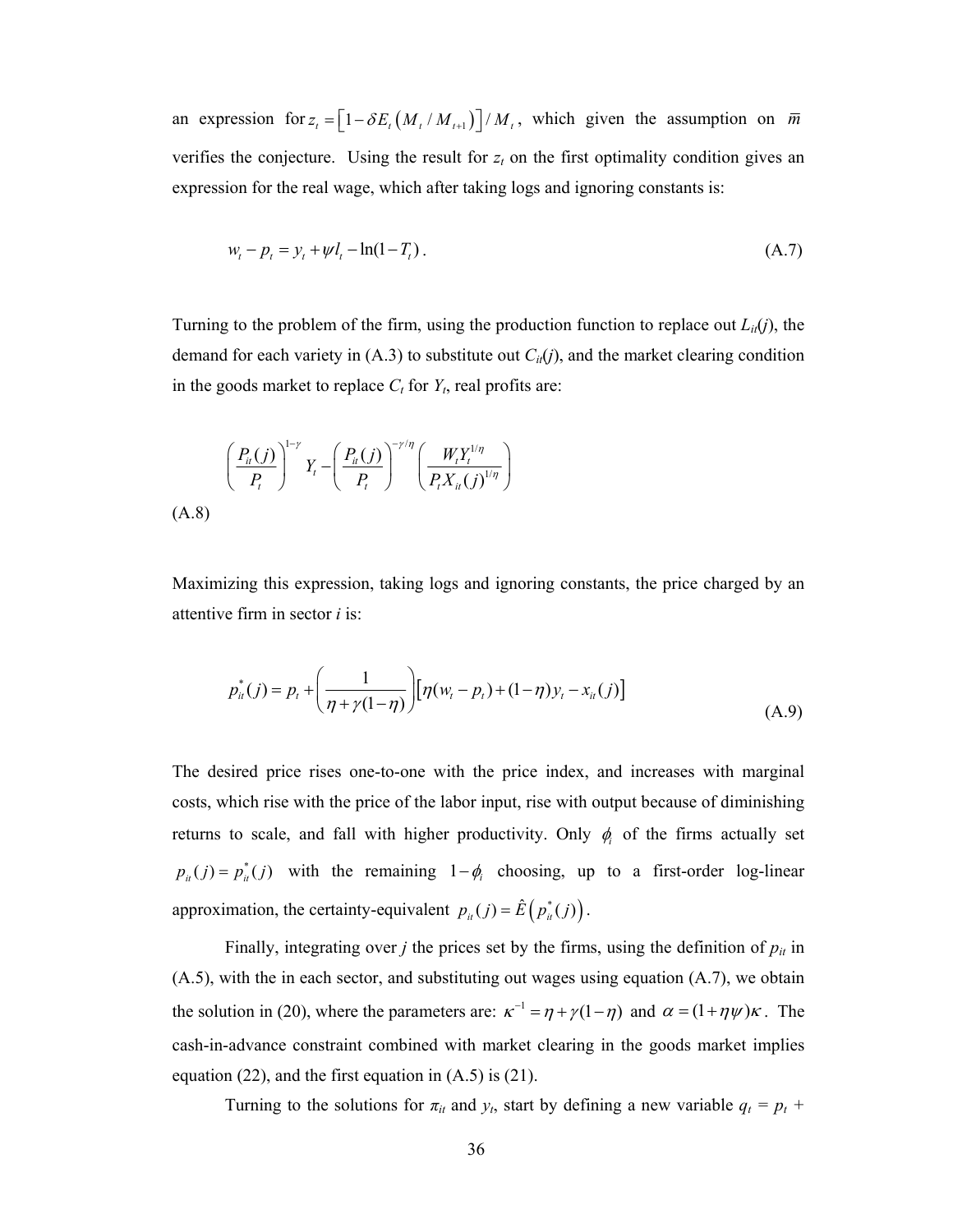an expression for $z_t = \left[1 - \delta E_t\left(M_t / M_{t+1}\right)\right] / M_t$, which given the assumption on $\bar{m}$ verifies the conjecture. Using the result for $z_t$ on the first optimality condition gives an expression for the real wage, which after taking logs and ignoring constants is:

$$w_t - p_t = y_t + \psi l_t - \ln(1 - T_t) . \tag{A.7}$$

Turning to the problem of the firm, using the production function to replace out $L_{it}(j)$, the demand for each variety in (A.3) to substitute out $C_{it}(j)$, and the market clearing condition in the goods market to replace $C_t$ for $Y_t$, real profits are:

$$\left(\frac{P_{it}(j)}{P_t}\right)^{1-\gamma} Y_t - \left(\frac{P_{it}(j)}{P_t}\right)^{-\gamma/\eta} \left(\frac{W_t Y_t^{1/\eta}}{P_t X_{it}(j)^{1/\eta}}\right)$$

(A.8)

Maximizing this expression, taking logs and ignoring constants, the price charged by an attentive firm in sector *i* is:

$$p_{it}^*(j) = p_t + \left(\frac{1}{\eta + \gamma(1-\eta)}\right)\left[\eta(w_t - p_t) + (1-\eta) y_t - x_{it}(j)\right] \tag{A.9}$$

The desired price rises one-to-one with the price index, and increases with marginal costs, which rise with the price of the labor input, rise with output because of diminishing returns to scale, and fall with higher productivity. Only $\phi_i$ of the firms actually set $p_{it}(j) = p_{it}^*(j)$ with the remaining $1 - \phi_i$ choosing, up to a first-order log-linear approximation, the certainty-equivalent $p_{it}(j) = \hat{E}\left(p_{it}^*(j)\right)$.

Finally, integrating over *j* the prices set by the firms, using the definition of $p_{it}$ in (A.5), with the in each sector, and substituting out wages using equation (A.7), we obtain the solution in (20), where the parameters are: $\kappa^{-1} = \eta + \gamma(1-\eta)$ and $\alpha = (1 + \eta\psi)\kappa$. The cash-in-advance constraint combined with market clearing in the goods market implies equation (22), and the first equation in (A.5) is (21).

Turning to the solutions for $\pi_{it}$ and $y_t$, start by defining a new variable $q_t = p_t +$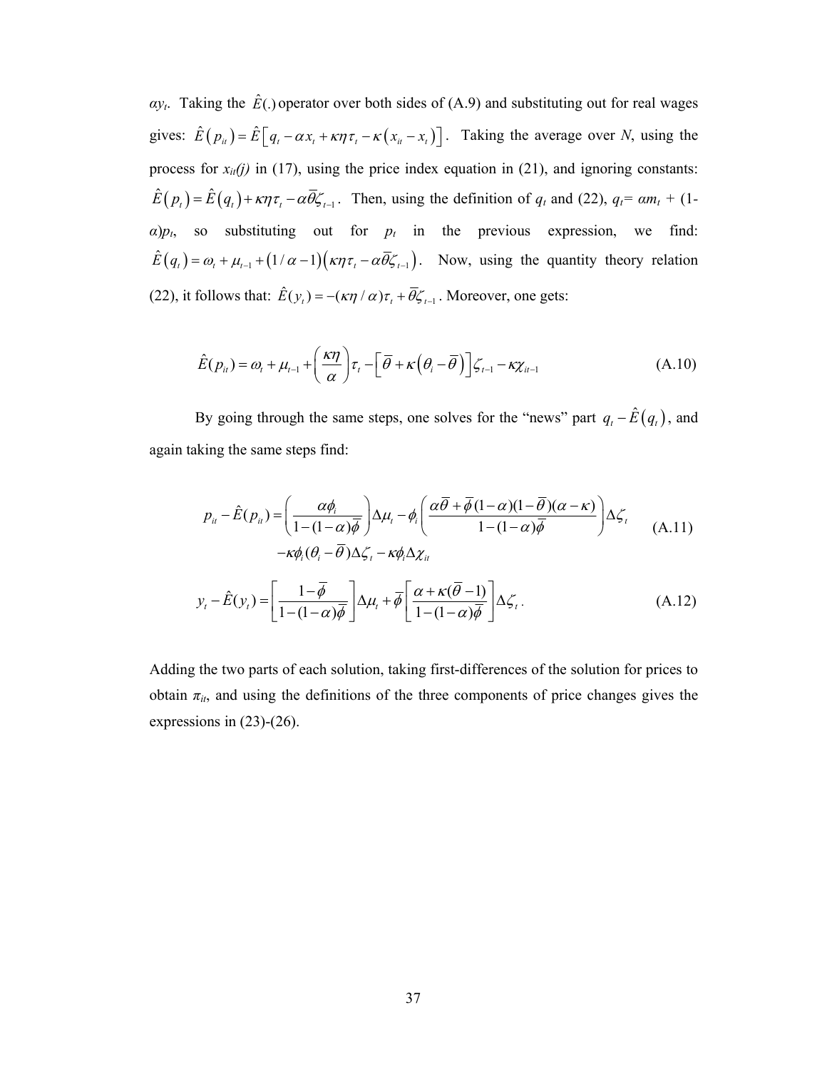$\alpha y_t$. Taking the $\hat{E}(.)$ operator over both sides of (A.9) and substituting out for real wages gives: $\hat{E}\left(p_{it}\right) = \hat{E}\left[q_t - \alpha x_t + \kappa\eta\tau_t - \kappa\left(x_{it} - x_t\right)\right]$. Taking the average over $N$, using the process for $x_{it}(j)$ in (17), using the price index equation in (21), and ignoring constants: $\hat{E}\left(p_t\right) = \hat{E}\left(q_t\right) + \kappa\eta\tau_t - \alpha\bar{\theta}\zeta_{t-1}$. Then, using the definition of $q_t$ and (22), $q_t = \alpha m_t + (1-\alpha)p_t$, so substituting out for $p_t$ in the previous expression, we find: $\hat{E}\left(q_t\right) = \omega_t + \mu_{t-1} + \left(1/\alpha - 1\right)\left(\kappa\eta\tau_t - \alpha\bar{\theta}\zeta_{t-1}\right)$. Now, using the quantity theory relation (22), it follows that: $\hat{E}(y_t) = -(\kappa\eta/\alpha)\tau_t + \bar{\theta}\zeta_{t-1}$. Moreover, one gets:

$$\hat{E}(p_{it}) = \omega_t + \mu_{t-1} + \left(\frac{\kappa\eta}{\alpha}\right)\tau_t - \left[\bar{\theta} + \kappa\left(\theta_i - \bar{\theta}\right)\right]\zeta_{t-1} - \kappa\chi_{it-1} \tag{A.10}$$

By going through the same steps, one solves for the "news" part $q_t - \hat{E}\left(q_t\right)$, and again taking the same steps find:

$$p_{it} - \hat{E}(p_{it}) = \left(\frac{\alpha\phi_i}{1-(1-\alpha)\bar{\phi}}\right)\Delta\mu_t - \phi_i\left(\frac{\alpha\bar{\theta} + \bar{\phi}(1-\alpha)(1-\bar{\theta})(\alpha-\kappa)}{1-(1-\alpha)\bar{\phi}}\right)\Delta\zeta_t$$
$$-\kappa\phi_i(\theta_i - \bar{\theta})\Delta\zeta_t - \kappa\phi_i\Delta\chi_{it} \tag{A.11}$$

$$y_t - \hat{E}(y_t) = \left[\frac{1-\bar{\phi}}{1-(1-\alpha)\bar{\phi}}\right]\Delta\mu_t + \bar{\phi}\left[\frac{\alpha + \kappa(\bar{\theta}-1)}{1-(1-\alpha)\bar{\phi}}\right]\Delta\zeta_t\,. \tag{A.12}$$

Adding the two parts of each solution, taking first-differences of the solution for prices to obtain $\pi_{it}$, and using the definitions of the three components of price changes gives the expressions in (23)-(26).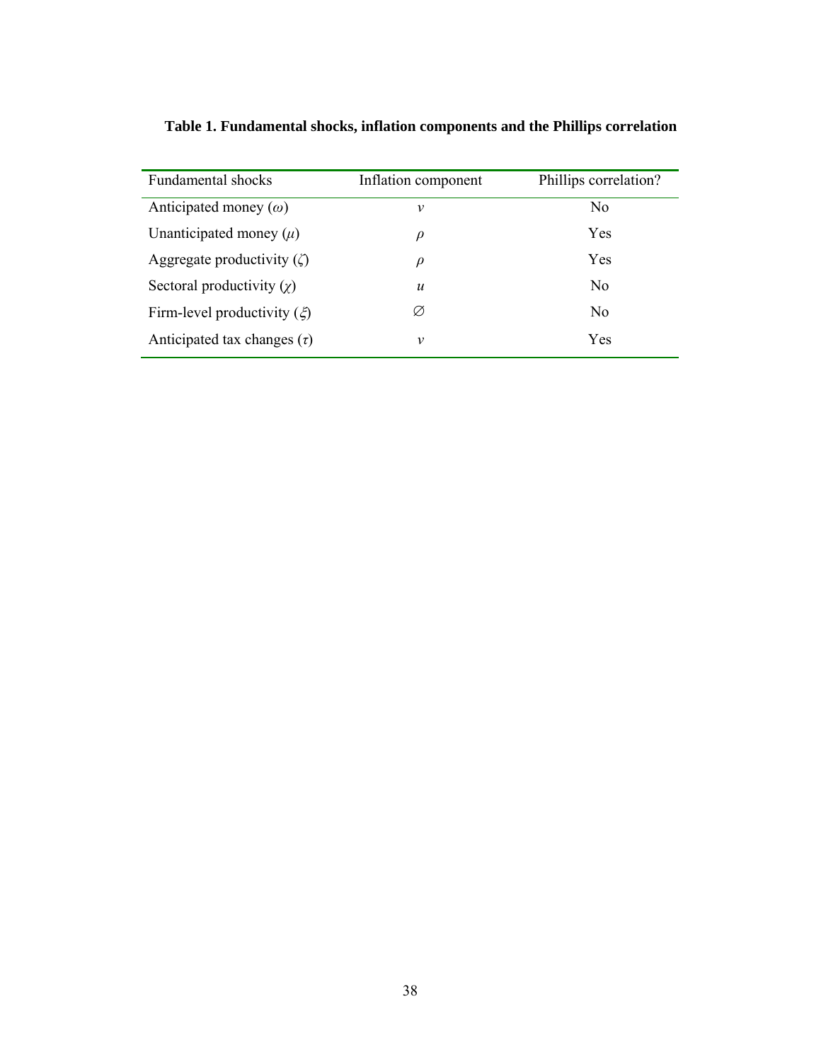**Table 1. Fundamental shocks, inflation components and the Phillips correlation**

| Fundamental shocks | Inflation component | Phillips correlation? |
|---|---|---|
| Anticipated money ($\omega$) | $v$ | No |
| Unanticipated money ($\mu$) | $\rho$ | Yes |
| Aggregate productivity ($\zeta$) | $\rho$ | Yes |
| Sectoral productivity ($\chi$) | $u$ | No |
| Firm-level productivity ($\xi$) | $\varnothing$ | No |
| Anticipated tax changes ($\tau$) | $v$ | Yes |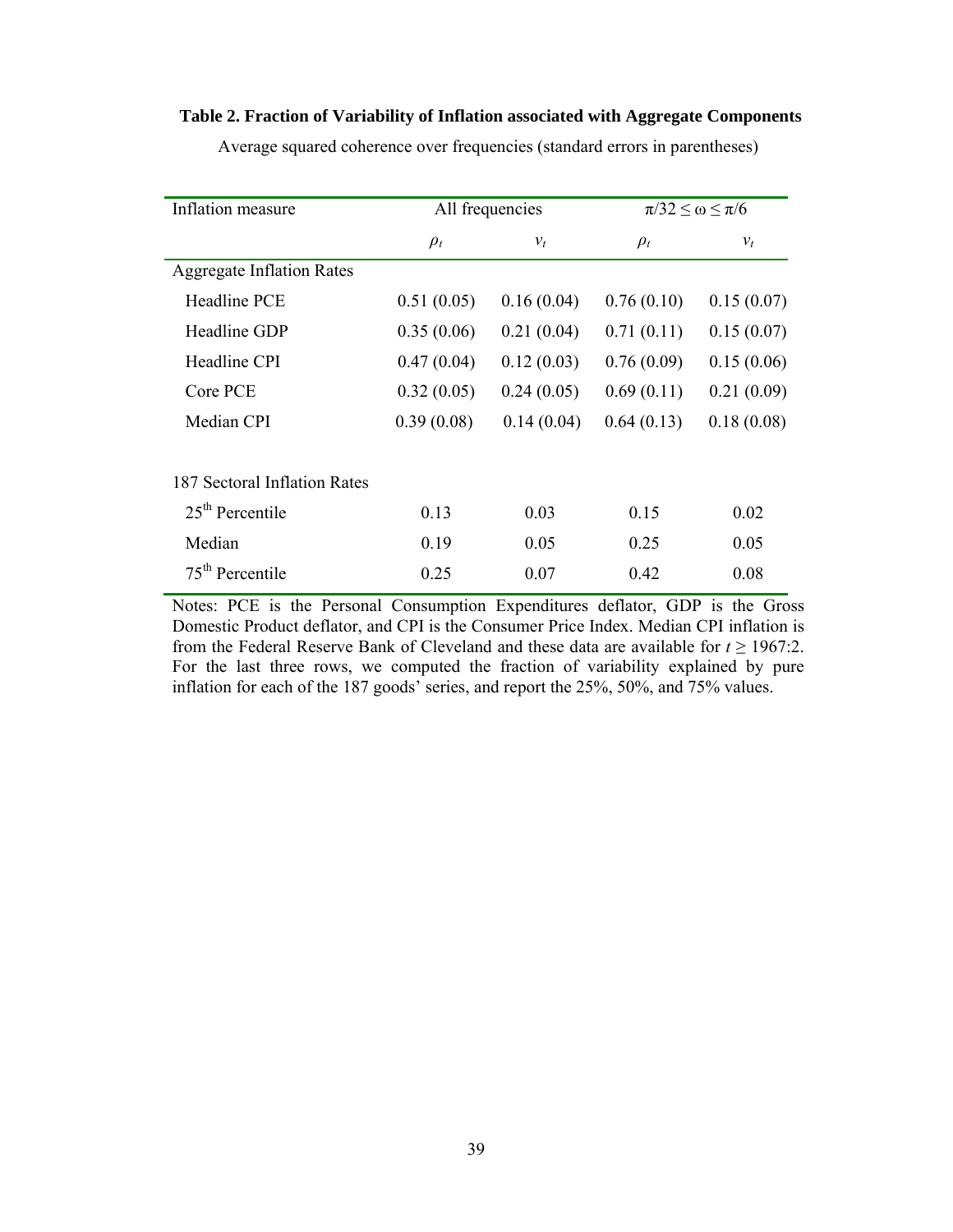**Table 2. Fraction of Variability of Inflation associated with Aggregate Components**

Average squared coherence over frequencies (standard errors in parentheses)

| Inflation measure | All frequencies | | $\pi/32 \leq \omega \leq \pi/6$ | |
|---|---|---|---|---|
| | $\rho_t$ | $v_t$ | $\rho_t$ | $v_t$ |
| Aggregate Inflation Rates | | | | |
| Headline PCE | 0.51 (0.05) | 0.16 (0.04) | 0.76 (0.10) | 0.15 (0.07) |
| Headline GDP | 0.35 (0.06) | 0.21 (0.04) | 0.71 (0.11) | 0.15 (0.07) |
| Headline CPI | 0.47 (0.04) | 0.12 (0.03) | 0.76 (0.09) | 0.15 (0.06) |
| Core PCE | 0.32 (0.05) | 0.24 (0.05) | 0.69 (0.11) | 0.21 (0.09) |
| Median CPI | 0.39 (0.08) | 0.14 (0.04) | 0.64 (0.13) | 0.18 (0.08) |
| | | | | |
| 187 Sectoral Inflation Rates | | | | |
| 25th Percentile | 0.13 | 0.03 | 0.15 | 0.02 |
| Median | 0.19 | 0.05 | 0.25 | 0.05 |
| 75th Percentile | 0.25 | 0.07 | 0.42 | 0.08 |

Notes: PCE is the Personal Consumption Expenditures deflator, GDP is the Gross Domestic Product deflator, and CPI is the Consumer Price Index. Median CPI inflation is from the Federal Reserve Bank of Cleveland and these data are available for $t \geq 1967{:}2$. For the last three rows, we computed the fraction of variability explained by pure inflation for each of the 187 goods' series, and report the 25%, 50%, and 75% values.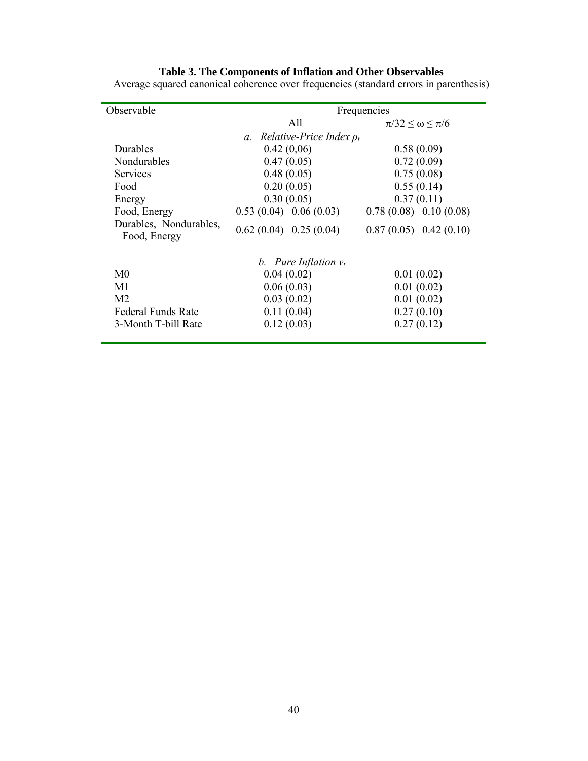**Table 3. The Components of Inflation and Other Observables**

Average squared canonical coherence over frequencies (standard errors in parenthesis)

| Observable | Frequencies | |
|---|---|---|
| | All | $\pi/32 \leq \omega \leq \pi/6$ |
| | *a. Relative-Price Index $\rho_t$* | |
| Durables | 0.42 (0,06) | 0.58 (0.09) |
| Nondurables | 0.47 (0.05) | 0.72 (0.09) |
| Services | 0.48 (0.05) | 0.75 (0.08) |
| Food | 0.20 (0.05) | 0.55 (0.14) |
| Energy | 0.30 (0.05) | 0.37 (0.11) |
| Food, Energy | 0.53 (0.04) 0.06 (0.03) | 0.78 (0.08) 0.10 (0.08) |
| Durables, Nondurables, Food, Energy | 0.62 (0.04) 0.25 (0.04) | 0.87 (0.05) 0.42 (0.10) |
| | *b. Pure Inflation $v_t$* | |
| M0 | 0.04 (0.02) | 0.01 (0.02) |
| M1 | 0.06 (0.03) | 0.01 (0.02) |
| M2 | 0.03 (0.02) | 0.01 (0.02) |
| Federal Funds Rate | 0.11 (0.04) | 0.27 (0.10) |
| 3-Month T-bill Rate | 0.12 (0.03) | 0.27 (0.12) |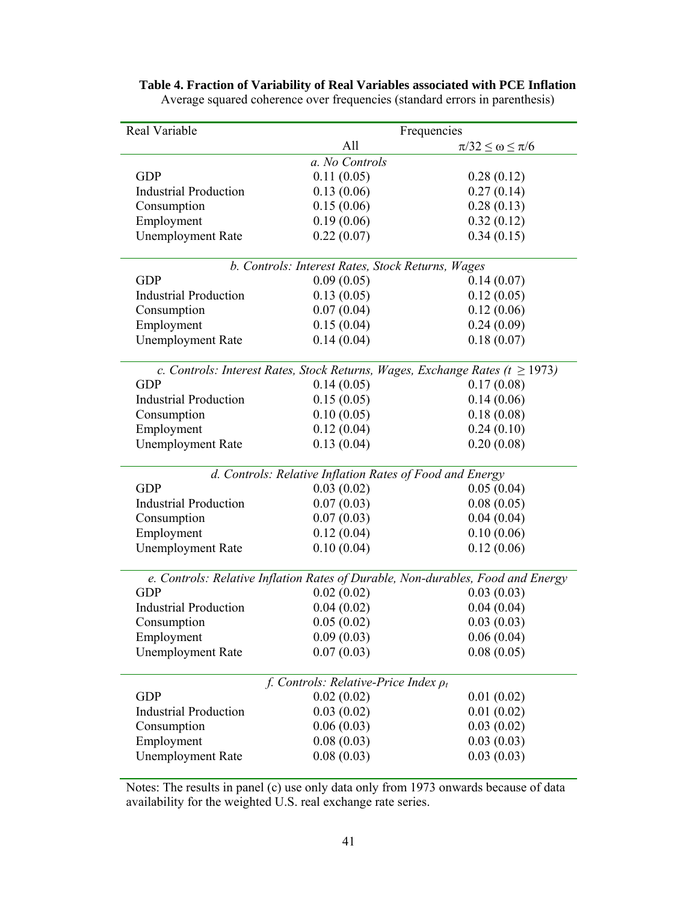**Table 4. Fraction of Variability of Real Variables associated with PCE Inflation**

Average squared coherence over frequencies (standard errors in parenthesis)

| Real Variable | Frequencies | |
|---|---|---|
| | All | $\pi/32 \leq \omega \leq \pi/6$ |
| *a. No Controls* | | |
| GDP | 0.11 (0.05) | 0.28 (0.12) |
| Industrial Production | 0.13 (0.06) | 0.27 (0.14) |
| Consumption | 0.15 (0.06) | 0.28 (0.13) |
| Employment | 0.19 (0.06) | 0.32 (0.12) |
| Unemployment Rate | 0.22 (0.07) | 0.34 (0.15) |
| *b. Controls: Interest Rates, Stock Returns, Wages* | | |
| GDP | 0.09 (0.05) | 0.14 (0.07) |
| Industrial Production | 0.13 (0.05) | 0.12 (0.05) |
| Consumption | 0.07 (0.04) | 0.12 (0.06) |
| Employment | 0.15 (0.04) | 0.24 (0.09) |
| Unemployment Rate | 0.14 (0.04) | 0.18 (0.07) |
| *c. Controls: Interest Rates, Stock Returns, Wages, Exchange Rates ($t \geq 1973$)* | | |
| GDP | 0.14 (0.05) | 0.17 (0.08) |
| Industrial Production | 0.15 (0.05) | 0.14 (0.06) |
| Consumption | 0.10 (0.05) | 0.18 (0.08) |
| Employment | 0.12 (0.04) | 0.24 (0.10) |
| Unemployment Rate | 0.13 (0.04) | 0.20 (0.08) |
| *d. Controls: Relative Inflation Rates of Food and Energy* | | |
| GDP | 0.03 (0.02) | 0.05 (0.04) |
| Industrial Production | 0.07 (0.03) | 0.08 (0.05) |
| Consumption | 0.07 (0.03) | 0.04 (0.04) |
| Employment | 0.12 (0.04) | 0.10 (0.06) |
| Unemployment Rate | 0.10 (0.04) | 0.12 (0.06) |
| *e. Controls: Relative Inflation Rates of Durable, Non-durables, Food and Energy* | | |
| GDP | 0.02 (0.02) | 0.03 (0.03) |
| Industrial Production | 0.04 (0.02) | 0.04 (0.04) |
| Consumption | 0.05 (0.02) | 0.03 (0.03) |
| Employment | 0.09 (0.03) | 0.06 (0.04) |
| Unemployment Rate | 0.07 (0.03) | 0.08 (0.05) |
| *f. Controls: Relative-Price Index $\rho_t$* | | |
| GDP | 0.02 (0.02) | 0.01 (0.02) |
| Industrial Production | 0.03 (0.02) | 0.01 (0.02) |
| Consumption | 0.06 (0.03) | 0.03 (0.02) |
| Employment | 0.08 (0.03) | 0.03 (0.03) |
| Unemployment Rate | 0.08 (0.03) | 0.03 (0.03) |

Notes: The results in panel (c) use only data only from 1973 onwards because of data availability for the weighted U.S. real exchange rate series.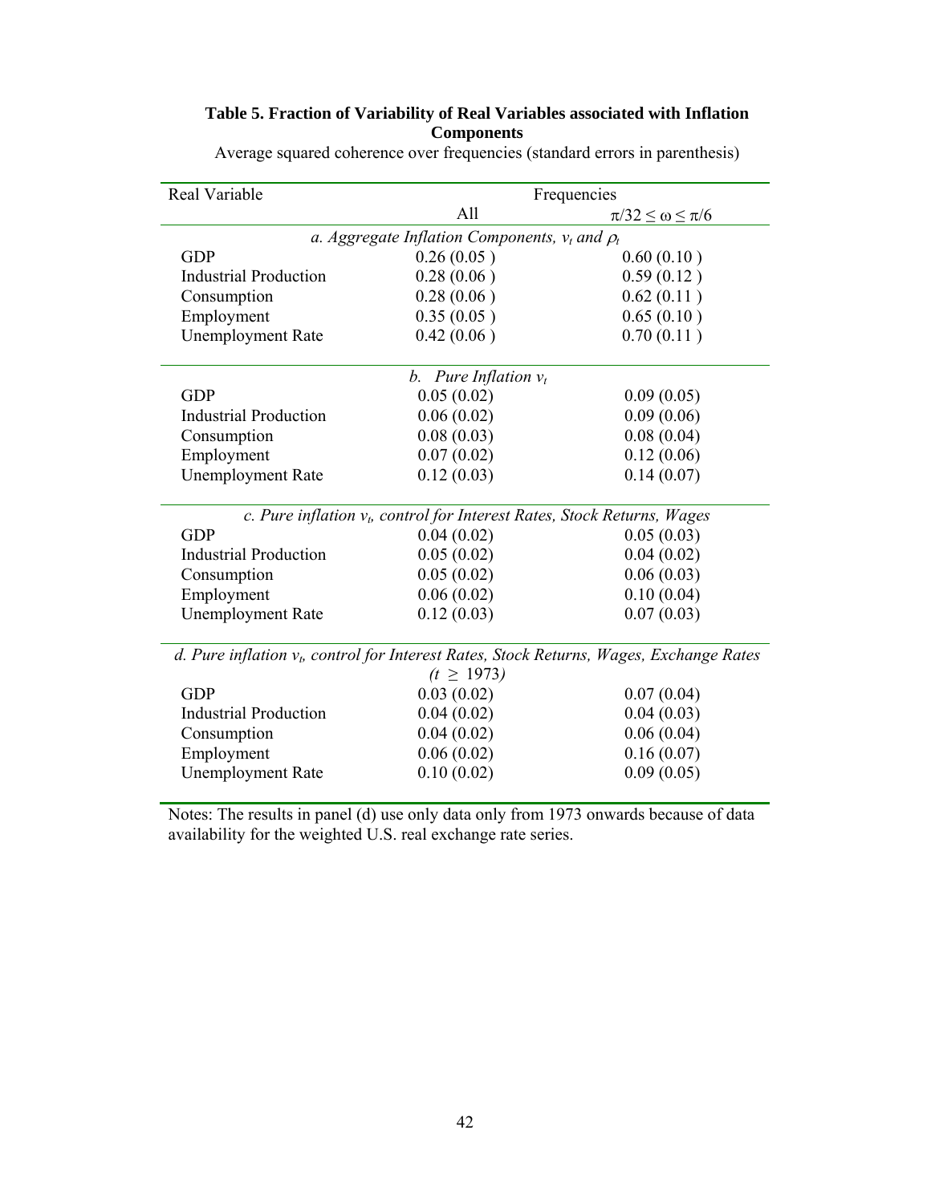**Table 5. Fraction of Variability of Real Variables associated with Inflation Components**

Average squared coherence over frequencies (standard errors in parenthesis)

| Real Variable | Frequencies | |
|---|---|---|
| | All | $\pi/32 \le \omega \le \pi/6$ |
| *a. Aggregate Inflation Components, $v_t$ and $\rho_t$* | | |
| GDP | 0.26 (0.05 ) | 0.60 (0.10 ) |
| Industrial Production | 0.28 (0.06 ) | 0.59 (0.12 ) |
| Consumption | 0.28 (0.06 ) | 0.62 (0.11 ) |
| Employment | 0.35 (0.05 ) | 0.65 (0.10 ) |
| Unemployment Rate | 0.42 (0.06 ) | 0.70 (0.11 ) |
| *b. Pure Inflation $v_t$* | | |
| GDP | 0.05 (0.02) | 0.09 (0.05) |
| Industrial Production | 0.06 (0.02) | 0.09 (0.06) |
| Consumption | 0.08 (0.03) | 0.08 (0.04) |
| Employment | 0.07 (0.02) | 0.12 (0.06) |
| Unemployment Rate | 0.12 (0.03) | 0.14 (0.07) |
| *c. Pure inflation $v_t$, control for Interest Rates, Stock Returns, Wages* | | |
| GDP | 0.04 (0.02) | 0.05 (0.03) |
| Industrial Production | 0.05 (0.02) | 0.04 (0.02) |
| Consumption | 0.05 (0.02) | 0.06 (0.03) |
| Employment | 0.06 (0.02) | 0.10 (0.04) |
| Unemployment Rate | 0.12 (0.03) | 0.07 (0.03) |
| *d. Pure inflation $v_t$, control for Interest Rates, Stock Returns, Wages, Exchange Rates ($t \geq 1973$)* | | |
| GDP | 0.03 (0.02) | 0.07 (0.04) |
| Industrial Production | 0.04 (0.02) | 0.04 (0.03) |
| Consumption | 0.04 (0.02) | 0.06 (0.04) |
| Employment | 0.06 (0.02) | 0.16 (0.07) |
| Unemployment Rate | 0.10 (0.02) | 0.09 (0.05) |

Notes: The results in panel (d) use only data only from 1973 onwards because of data availability for the weighted U.S. real exchange rate series.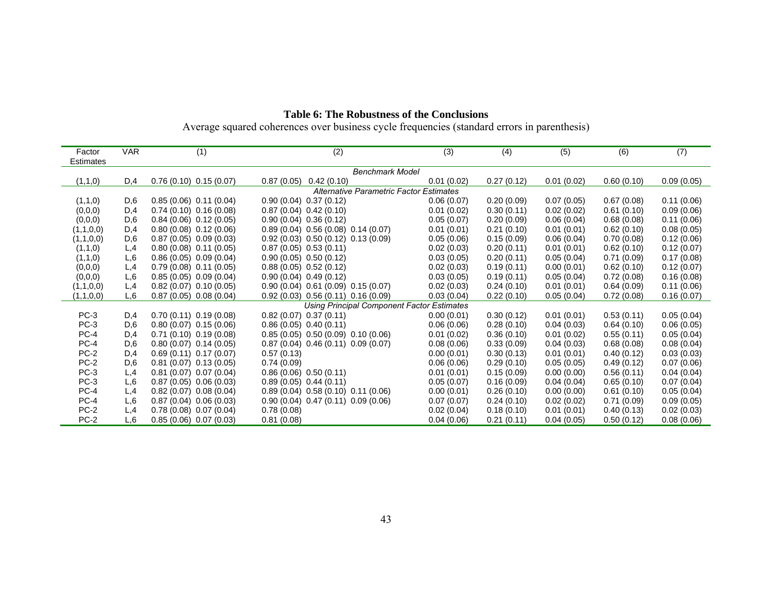**Table 6: The Robustness of the Conclusions**

Average squared coherences over business cycle frequencies (standard errors in parenthesis)

| Factor Estimates | VAR | (1) | | (2) | | | (3) | (4) | (5) | (6) | (7) |
|---|---|---|---|---|---|---|---|---|---|---|---|
| *Benchmark Model* | | | | | | | | | | | |
| (1,1,0) | D,4 | 0.76 (0.10) | 0.15 (0.07) | 0.87 (0.05) | 0.42 (0.10) | | 0.01 (0.02) | 0.27 (0.12) | 0.01 (0.02) | 0.60 (0.10) | 0.09 (0.05) |
| *Alternative Parametric Factor Estimates* | | | | | | | | | | | |
| (1,1,0) | D,6 | 0.85 (0.06) | 0.11 (0.04) | 0.90 (0.04) | 0.37 (0.12) | | 0.06 (0.07) | 0.20 (0.09) | 0.07 (0.05) | 0.67 (0.08) | 0.11 (0.06) |
| (0,0,0) | D,4 | 0.74 (0.10) | 0.16 (0.08) | 0.87 (0.04) | 0.42 (0.10) | | 0.01 (0.02) | 0.30 (0.11) | 0.02 (0.02) | 0.61 (0.10) | 0.09 (0.06) |
| (0,0,0) | D,6 | 0.84 (0.06) | 0.12 (0.05) | 0.90 (0.04) | 0.36 (0.12) | | 0.05 (0.07) | 0.20 (0.09) | 0.06 (0.04) | 0.68 (0.08) | 0.11 (0.06) |
| (1,1,0,0) | D,4 | 0.80 (0.08) | 0.12 (0.06) | 0.89 (0.04) | 0.56 (0.08) | 0.14 (0.07) | 0.01 (0.01) | 0.21 (0.10) | 0.01 (0.01) | 0.62 (0.10) | 0.08 (0.05) |
| (1,1,0,0) | D,6 | 0.87 (0.05) | 0.09 (0.03) | 0.92 (0.03) | 0.50 (0.12) | 0.13 (0.09) | 0.05 (0.06) | 0.15 (0.09) | 0.06 (0.04) | 0.70 (0.08) | 0.12 (0.06) |
| (1,1,0) | L,4 | 0.80 (0.08) | 0.11 (0.05) | 0.87 (0.05) | 0.53 (0.11) | | 0.02 (0.03) | 0.20 (0.11) | 0.01 (0.01) | 0.62 (0.10) | 0.12 (0.07) |
| (1,1,0) | L,6 | 0.86 (0.05) | 0.09 (0.04) | 0.90 (0.05) | 0.50 (0.12) | | 0.03 (0.05) | 0.20 (0.11) | 0.05 (0.04) | 0.71 (0.09) | 0.17 (0.08) |
| (0,0,0) | L,4 | 0.79 (0.08) | 0.11 (0.05) | 0.88 (0.05) | 0.52 (0.12) | | 0.02 (0.03) | 0.19 (0.11) | 0.00 (0.01) | 0.62 (0.10) | 0.12 (0.07) |
| (0,0,0) | L,6 | 0.85 (0.05) | 0.09 (0.04) | 0.90 (0.04) | 0.49 (0.12) | | 0.03 (0.05) | 0.19 (0.11) | 0.05 (0.04) | 0.72 (0.08) | 0.16 (0.08) |
| (1,1,0,0) | L,4 | 0.82 (0.07) | 0.10 (0.05) | 0.90 (0.04) | 0.61 (0.09) | 0.15 (0.07) | 0.02 (0.03) | 0.24 (0.10) | 0.01 (0.01) | 0.64 (0.09) | 0.11 (0.06) |
| (1,1,0,0) | L,6 | 0.87 (0.05) | 0.08 (0.04) | 0.92 (0.03) | 0.56 (0.11) | 0.16 (0.09) | 0.03 (0.04) | 0.22 (0.10) | 0.05 (0.04) | 0.72 (0.08) | 0.16 (0.07) |
| *Using Principal Component Factor Estimates* | | | | | | | | | | | |
| PC-3 | D,4 | 0.70 (0.11) | 0.19 (0.08) | 0.82 (0.07) | 0.37 (0.11) | | 0.00 (0.01) | 0.30 (0.12) | 0.01 (0.01) | 0.53 (0.11) | 0.05 (0.04) |
| PC-3 | D,6 | 0.80 (0.07) | 0.15 (0.06) | 0.86 (0.05) | 0.40 (0.11) | | 0.06 (0.06) | 0.28 (0.10) | 0.04 (0.03) | 0.64 (0.10) | 0.06 (0.05) |
| PC-4 | D,4 | 0.71 (0.10) | 0.19 (0.08) | 0.85 (0.05) | 0.50 (0.09) | 0.10 (0.06) | 0.01 (0.02) | 0.36 (0.10) | 0.01 (0.02) | 0.55 (0.11) | 0.05 (0.04) |
| PC-4 | D,6 | 0.80 (0.07) | 0.14 (0.05) | 0.87 (0.04) | 0.46 (0.11) | 0.09 (0.07) | 0.08 (0.06) | 0.33 (0.09) | 0.04 (0.03) | 0.68 (0.08) | 0.08 (0.04) |
| PC-2 | D,4 | 0.69 (0.11) | 0.17 (0.07) | 0.57 (0.13) | | | 0.00 (0.01) | 0.30 (0.13) | 0.01 (0.01) | 0.40 (0.12) | 0.03 (0.03) |
| PC-2 | D,6 | 0.81 (0.07) | 0.13 (0.05) | 0.74 (0.09) | | | 0.06 (0.06) | 0.29 (0.10) | 0.05 (0.05) | 0.49 (0.12) | 0.07 (0.06) |
| PC-3 | L,4 | 0.81 (0.07) | 0.07 (0.04) | 0.86 (0.06) | 0.50 (0.11) | | 0.01 (0.01) | 0.15 (0.09) | 0.00 (0.00) | 0.56 (0.11) | 0.04 (0.04) |
| PC-3 | L,6 | 0.87 (0.05) | 0.06 (0.03) | 0.89 (0.05) | 0.44 (0.11) | | 0.05 (0.07) | 0.16 (0.09) | 0.04 (0.04) | 0.65 (0.10) | 0.07 (0.04) |
| PC-4 | L,4 | 0.82 (0.07) | 0.08 (0.04) | 0.89 (0.04) | 0.58 (0.10) | 0.11 (0.06) | 0.00 (0.01) | 0.26 (0.10) | 0.00 (0.00) | 0.61 (0.10) | 0.05 (0.04) |
| PC-4 | L,6 | 0.87 (0.04) | 0.06 (0.03) | 0.90 (0.04) | 0.47 (0.11) | 0.09 (0.06) | 0.07 (0.07) | 0.24 (0.10) | 0.02 (0.02) | 0.71 (0.09) | 0.09 (0.05) |
| PC-2 | L,4 | 0.78 (0.08) | 0.07 (0.04) | 0.78 (0.08) | | | 0.02 (0.04) | 0.18 (0.10) | 0.01 (0.01) | 0.40 (0.13) | 0.02 (0.03) |
| PC-2 | L,6 | 0.85 (0.06) | 0.07 (0.03) | 0.81 (0.08) | | | 0.04 (0.06) | 0.21 (0.11) | 0.04 (0.05) | 0.50 (0.12) | 0.08 (0.06) |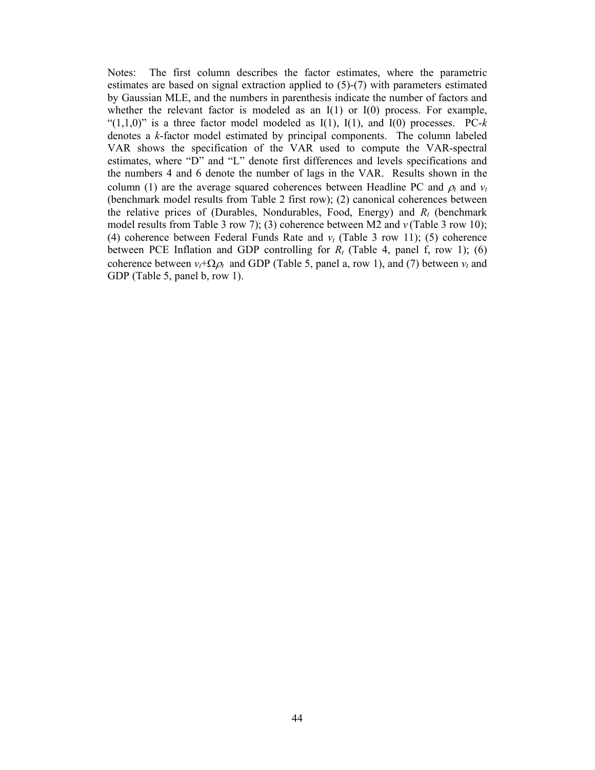Notes: The first column describes the factor estimates, where the parametric estimates are based on signal extraction applied to (5)-(7) with parameters estimated by Gaussian MLE, and the numbers in parenthesis indicate the number of factors and whether the relevant factor is modeled as an I(1) or I(0) process. For example, "(1,1,0)" is a three factor model modeled as I(1), I(1), and I(0) processes. PC-$k$ denotes a $k$-factor model estimated by principal components. The column labeled VAR shows the specification of the VAR used to compute the VAR-spectral estimates, where "D" and "L" denote first differences and levels specifications and the numbers 4 and 6 denote the number of lags in the VAR. Results shown in the column (1) are the average squared coherences between Headline PC and $\rho_t$ and $v_t$ (benchmark model results from Table 2 first row); (2) canonical coherences between the relative prices of (Durables, Nondurables, Food, Energy) and $R_t$ (benchmark model results from Table 3 row 7); (3) coherence between M2 and $v$ (Table 3 row 10); (4) coherence between Federal Funds Rate and $v_t$ (Table 3 row 11); (5) coherence between PCE Inflation and GDP controlling for $R_t$ (Table 4, panel f, row 1); (6) coherence between $v_t+\Omega\rho_t$ and GDP (Table 5, panel a, row 1), and (7) between $v_t$ and GDP (Table 5, panel b, row 1).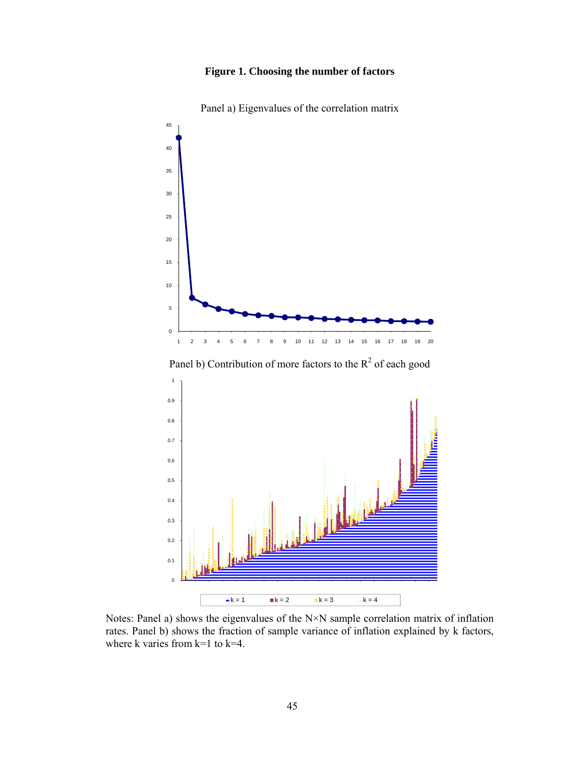**Figure 1. Choosing the number of factors**

Panel a) Eigenvalues of the correlation matrix

Panel b) Contribution of more factors to the $R^2$ of each good

Notes: Panel a) shows the eigenvalues of the N×N sample correlation matrix of inflation rates. Panel b) shows the fraction of sample variance of inflation explained by k factors, where k varies from k=1 to k=4.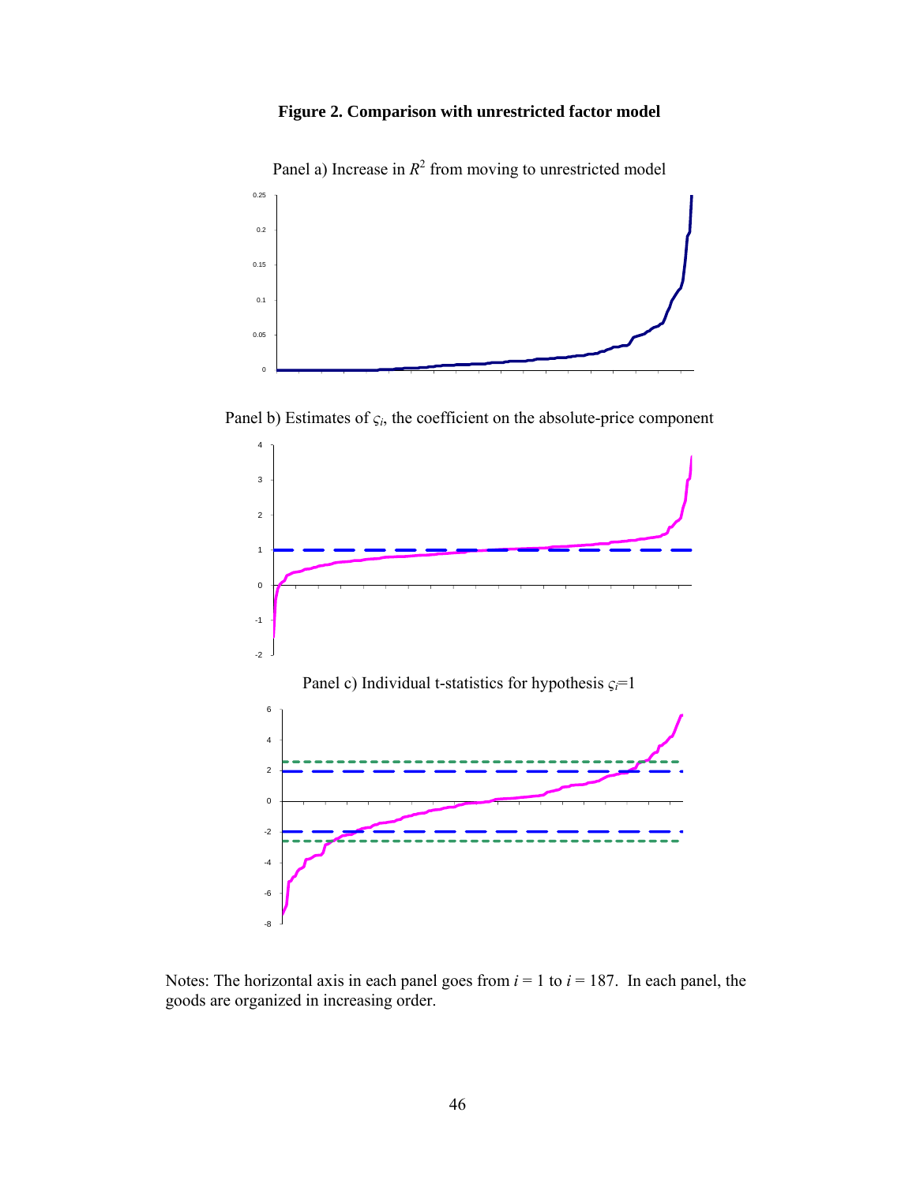**Figure 2. Comparison with unrestricted factor model**

Panel a) Increase in $R^2$ from moving to unrestricted model

Panel b) Estimates of $\varsigma_i$, the coefficient on the absolute-price component

Panel c) Individual t-statistics for hypothesis $\varsigma_i$=1

Notes: The horizontal axis in each panel goes from $i$ = 1 to $i$ = 187. In each panel, the goods are organized in increasing order.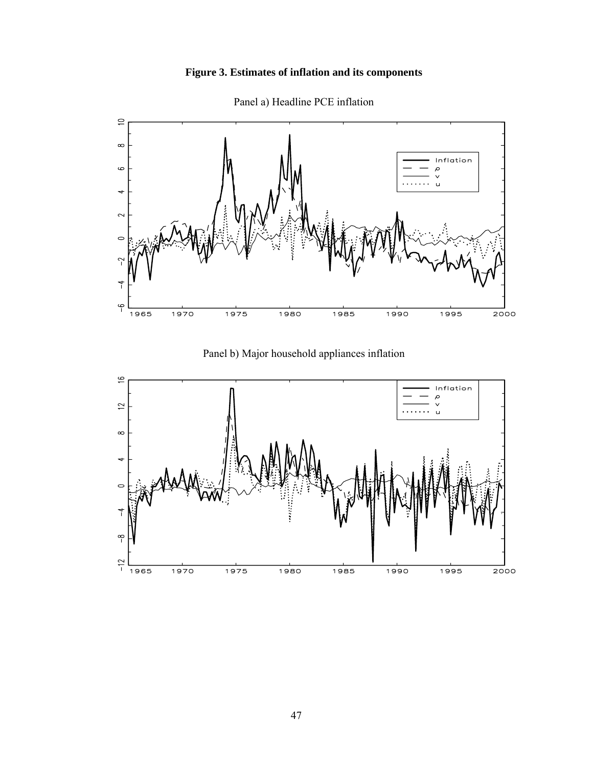**Figure 3. Estimates of inflation and its components**

Panel a) Headline PCE inflation

Panel b) Major household appliances inflation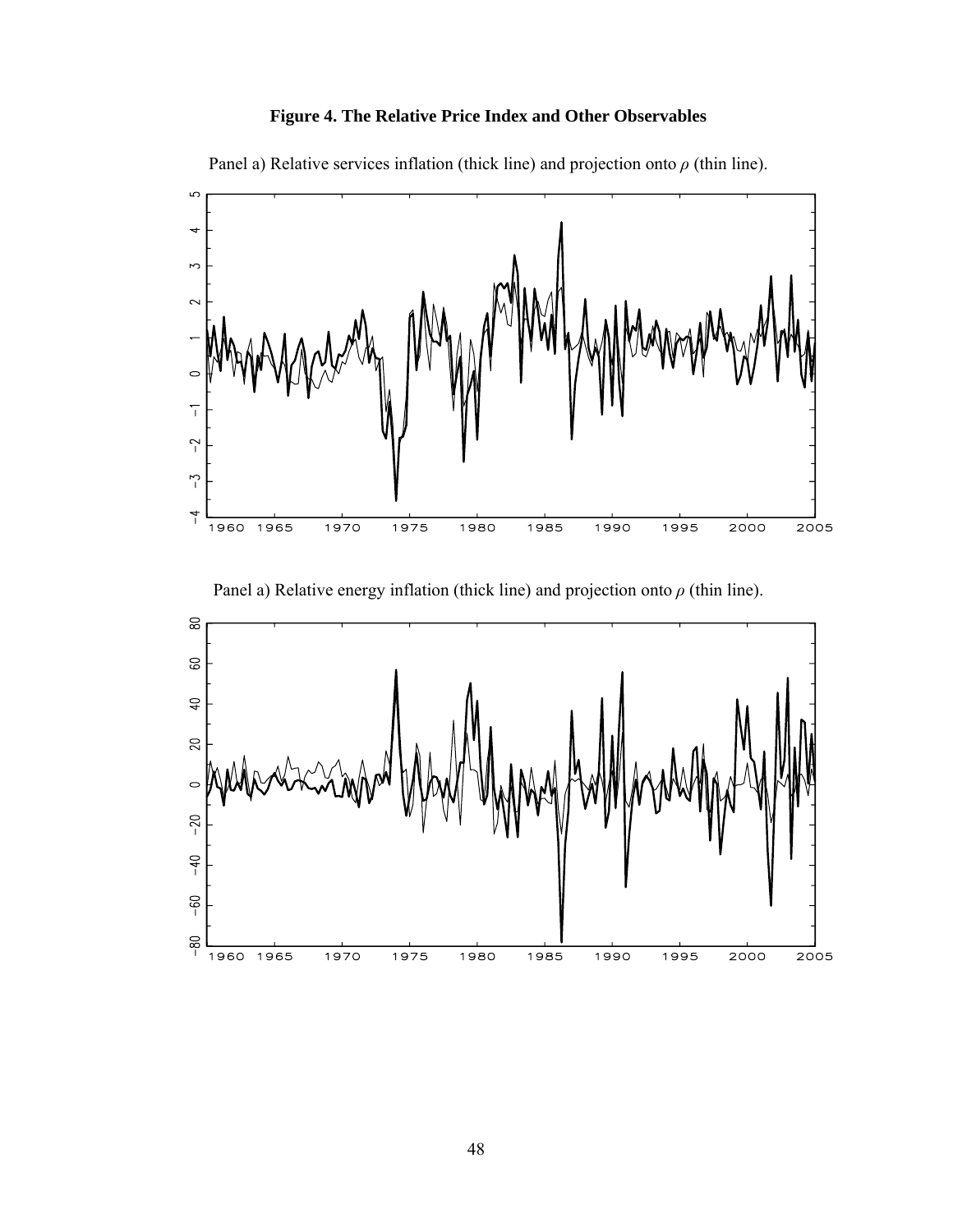**Figure 4. The Relative Price Index and Other Observables**

Panel a) Relative services inflation (thick line) and projection onto $\rho$ (thin line).

5
4
3
2
1
0
−1
−2
−3
−4

1960 1965 1970 1975 1980 1985 1990 1995 2000 2005

Panel a) Relative energy inflation (thick line) and projection onto $\rho$ (thin line).

80
60
40
20
0
−20
−40
−60
−80

1960 1965 1970 1975 1980 1985 1990 1995 2000 2005